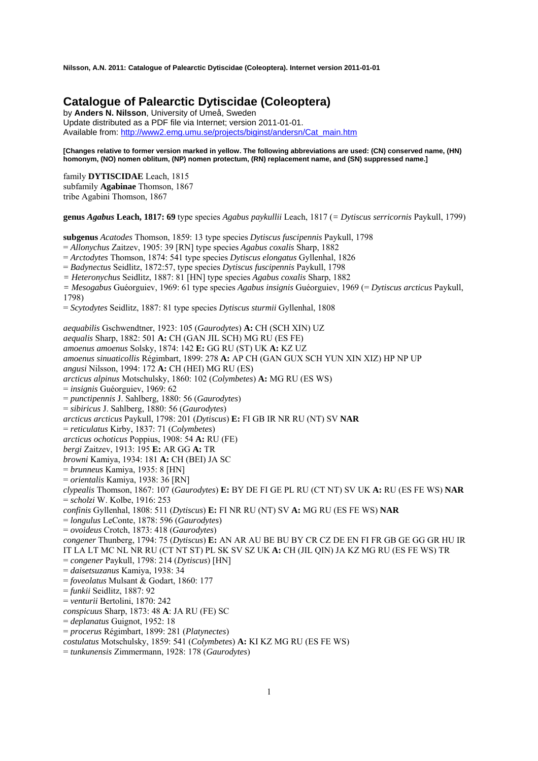# Catalogue of Palearctic Dytiscidae (Coleoptera)

by **Anders N. Nilsson**, University of Umeå, Sweden
Update distributed as a PDF file via Internet; version 2011-01-01.
Available from: http://www2.emg.umu.se/projects/biginst/andersn/Cat_main.htm

**[Changes relative to former version marked in yellow. The following abbreviations are used: (CN) conserved name, (HN) homonym, (NO) nomen oblitum, (NP) nomen protectum, (RN) replacement name, and (SN) suppressed name.]**

family **DYTISCIDAE** Leach, 1815
subfamily **Agabinae** Thomson, 1867
tribe Agabini Thomson, 1867

**genus *Agabus* Leach, 1817: 69** type species *Agabus paykullii* Leach, 1817 (= *Dytiscus serricornis* Paykull, 1799)

**subgenus** *Acatodes* Thomson, 1859: 13 type species *Dytiscus fuscipennis* Paykull, 1798
= *Allonychus* Zaitzev, 1905: 39 [RN] type species *Agabus coxalis* Sharp, 1882
= *Arctodytes* Thomson, 1874: 541 type species *Dytiscus elongatus* Gyllenhal, 1826
= *Badynectus* Seidlitz, 1872:57, type species *Dytiscus fuscipennis* Paykull, 1798
= *Heteronychus* Seidlitz, 1887: 81 [HN] type species *Agabus coxalis* Sharp, 1882
= *Mesogabus* Guéorguiev, 1969: 61 type species *Agabus insignis* Guéorguiev, 1969 (= *Dytiscus arcticus* Paykull, 1798)
= *Scytodytes* Seidlitz, 1887: 81 type species *Dytiscus sturmii* Gyllenhal, 1808

*aequabilis* Gschwendtner, 1923: 105 (*Gaurodytes*) **A:** CH (SCH XIN) UZ
*aequalis* Sharp, 1882: 501 **A:** CH (GAN JIL SCH) MG RU (ES FE)
*amoenus amoenus* Solsky, 1874: 142 **E:** GG RU (ST) UK **A:** KZ UZ
*amoenus sinuaticollis* Régimbart, 1899: 278 **A:** AP CH (GAN GUX SCH YUN XIN XIZ) HP NP UP
*angusi* Nilsson, 1994: 172 **A:** CH (HEI) MG RU (ES)
*arcticus alpinus* Motschulsky, 1860: 102 (*Colymbetes*) **A:** MG RU (ES WS)
= *insignis* Guéorguiev, 1969: 62
= *punctipennis* J. Sahlberg, 1880: 56 (*Gaurodytes*)
= *sibiricus* J. Sahlberg, 1880: 56 (*Gaurodytes*)
*arcticus arcticus* Paykull, 1798: 201 (*Dytiscus*) **E:** FI GB IR NR RU (NT) SV **NAR**
= *reticulatus* Kirby, 1837: 71 (*Colymbetes*)
*arcticus ochoticus* Poppius, 1908: 54 **A:** RU (FE)
*bergi* Zaitzev, 1913: 195 **E:** AR GG **A:** TR
*browni* Kamiya, 1934: 181 **A:** CH (BEI) JA SC
= *brunneus* Kamiya, 1935: 8 [HN]
= *orientalis* Kamiya, 1938: 36 [RN]
*clypealis* Thomson, 1867: 107 (*Gaurodytes*) **E:** BY DE FI GE PL RU (CT NT) SV UK **A:** RU (ES FE WS) **NAR**
= *scholzi* W. Kolbe, 1916: 253
*confinis* Gyllenhal, 1808: 511 (*Dytiscus*) **E:** FI NR RU (NT) SV **A:** MG RU (ES FE WS) **NAR**
= *longulus* LeConte, 1878: 596 (*Gaurodytes*)
= *ovoideus* Crotch, 1873: 418 (*Gaurodytes*)
*congener* Thunberg, 1794: 75 (*Dytiscus*) **E:** AN AR AU BE BU BY CR CZ DE EN FI FR GB GE GG GR HU IR IT LA LT MC NL NR RU (CT NT ST) PL SK SV SZ UK **A:** CH (JIL QIN) JA KZ MG RU (ES FE WS) TR
= *congener* Paykull, 1798: 214 (*Dytiscus*) [HN]
= *daisetsuzanus* Kamiya, 1938: 34
= *foveolatus* Mulsant & Godart, 1860: 177
= *funkii* Seidlitz, 1887: 92
= *venturii* Bertolini, 1870: 242
*conspicuus* Sharp, 1873: 48 **A**: JA RU (FE) SC
= *deplanatus* Guignot, 1952: 18
= *procerus* Régimbart, 1899: 281 (*Platynectes*)
*costulatus* Motschulsky, 1859: 541 (*Colymbetes*) **A:** KI KZ MG RU (ES FE WS)
= *tunkunensis* Zimmermann, 1928: 178 (*Gaurodytes*)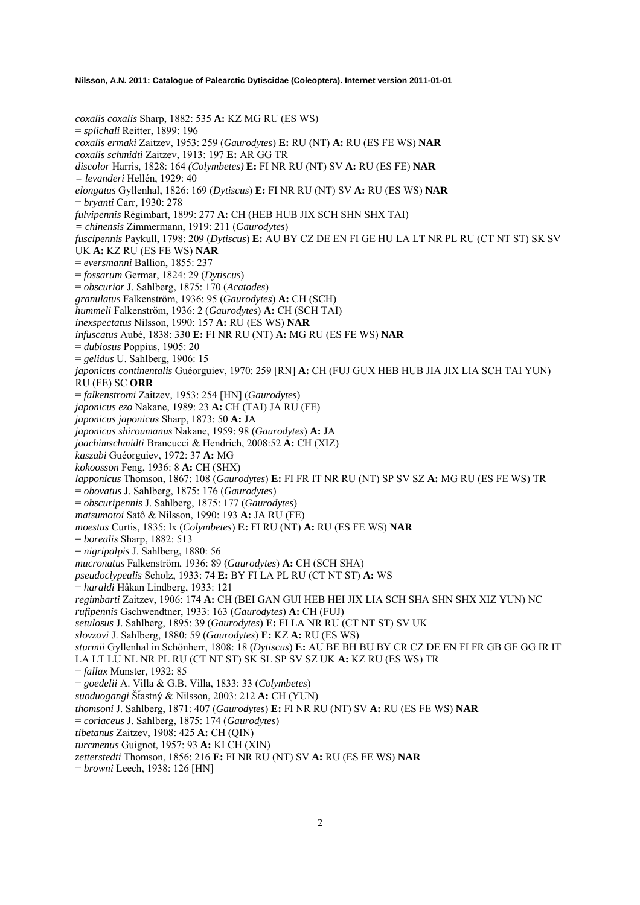*coxalis coxalis* Sharp, 1882: 535 **A:** KZ MG RU (ES WS)
= *splichali* Reitter, 1899: 196
*coxalis ermaki* Zaitzev, 1953: 259 (*Gaurodytes*) **E:** RU (NT) **A:** RU (ES FE WS) **NAR**
*coxalis schmidti* Zaitzev, 1913: 197 **E:** AR GG TR
*discolor* Harris, 1828: 164 *(Colymbetes)* **E:** FI NR RU (NT) SV **A:** RU (ES FE) **NAR**
*= levanderi* Hellén, 1929: 40
*elongatus* Gyllenhal, 1826: 169 (*Dytiscus*) **E:** FI NR RU (NT) SV **A:** RU (ES WS) **NAR**
= *bryanti* Carr, 1930: 278
*fulvipennis* Régimbart, 1899: 277 **A:** CH (HEB HUB JIX SCH SHN SHX TAI)
*= chinensis* Zimmermann, 1919: 211 (*Gaurodytes*)
*fuscipennis* Paykull, 1798: 209 (*Dytiscus*) **E:** AU BY CZ DE EN FI GE HU LA LT NR PL RU (CT NT ST) SK SV UK **A:** KZ RU (ES FE WS) **NAR**
= *eversmanni* Ballion, 1855: 237
= *fossarum* Germar, 1824: 29 (*Dytiscus*)
= *obscurior* J. Sahlberg, 1875: 170 (*Acatodes*)
*granulatus* Falkenström, 1936: 95 (*Gaurodytes*) **A:** CH (SCH)
*hummeli* Falkenström, 1936: 2 (*Gaurodytes*) **A:** CH (SCH TAI)
*inexspectatus* Nilsson, 1990: 157 **A:** RU (ES WS) **NAR**
*infuscatus* Aubé, 1838: 330 **E:** FI NR RU (NT) **A:** MG RU (ES FE WS) **NAR**
= *dubiosus* Poppius, 1905: 20
= *gelidus* U. Sahlberg, 1906: 15
*japonicus continentalis* Guéorguiev, 1970: 259 [RN] **A:** CH (FUJ GUX HEB HUB JIA JIX LIA SCH TAI YUN) RU (FE) SC **ORR**
= *falkenstromi* Zaitzev, 1953: 254 [HN] (*Gaurodytes*)
*japonicus ezo* Nakane, 1989: 23 **A:** CH (TAI) JA RU (FE)
*japonicus japonicus* Sharp, 1873: 50 **A:** JA
*japonicus shiroumanus* Nakane, 1959: 98 (*Gaurodytes*) **A:** JA
*joachimschmidti* Brancucci & Hendrich, 2008:52 **A:** CH (XIZ)
*kaszabi* Guéorguiev, 1972: 37 **A:** MG
*kokoosson* Feng, 1936: 8 **A:** CH (SHX)
*lapponicus* Thomson, 1867: 108 (*Gaurodytes*) **E:** FI FR IT NR RU (NT) SP SV SZ **A:** MG RU (ES FE WS) TR
= *obovatus* J. Sahlberg, 1875: 176 (*Gaurodytes*)
= *obscuripennis* J. Sahlberg, 1875: 177 (*Gaurodytes*)
*matsumotoi* Satô & Nilsson, 1990: 193 **A:** JA RU (FE)
*moestus* Curtis, 1835: lx (*Colymbetes*) **E:** FI RU (NT) **A:** RU (ES FE WS) **NAR**
= *borealis* Sharp, 1882: 513
= *nigripalpis* J. Sahlberg, 1880: 56
*mucronatus* Falkenström, 1936: 89 (*Gaurodytes*) **A:** CH (SCH SHA)
*pseudoclypealis* Scholz, 1933: 74 **E:** BY FI LA PL RU (CT NT ST) **A:** WS
= *haraldi* Håkan Lindberg, 1933: 121
*regimbarti* Zaitzev, 1906: 174 **A:** CH (BEI GAN GUI HEB HEI JIX LIA SCH SHA SHN SHX XIZ YUN) NC
*rufipennis* Gschwendtner, 1933: 163 (*Gaurodytes*) **A:** CH (FUJ)
*setulosus* J. Sahlberg, 1895: 39 (*Gaurodytes*) **E:** FI LA NR RU (CT NT ST) SV UK
*slovzovi* J. Sahlberg, 1880: 59 (*Gaurodytes*) **E:** KZ **A:** RU (ES WS)
*sturmii* Gyllenhal in Schönherr, 1808: 18 (*Dytiscus*) **E:** AU BE BH BU BY CR CZ DE EN FI FR GB GE GG IR IT LA LT LU NL NR PL RU (CT NT ST) SK SL SP SV SZ UK **A:** KZ RU (ES WS) TR
= *fallax* Munster, 1932: 85
= *goedelii* A. Villa & G.B. Villa, 1833: 33 (*Colymbetes*)
*suoduogangi* Šťastný & Nilsson, 2003: 212 **A:** CH (YUN)
*thomsoni* J. Sahlberg, 1871: 407 (*Gaurodytes*) **E:** FI NR RU (NT) SV **A:** RU (ES FE WS) **NAR**
= *coriaceus* J. Sahlberg, 1875: 174 (*Gaurodytes*)
*tibetanus* Zaitzev, 1908: 425 **A:** CH (QIN)
*turcmenus* Guignot, 1957: 93 **A:** KI CH (XIN)
*zetterstedti* Thomson, 1856: 216 **E:** FI NR RU (NT) SV **A:** RU (ES FE WS) **NAR**
= *browni* Leech, 1938: 126 [HN]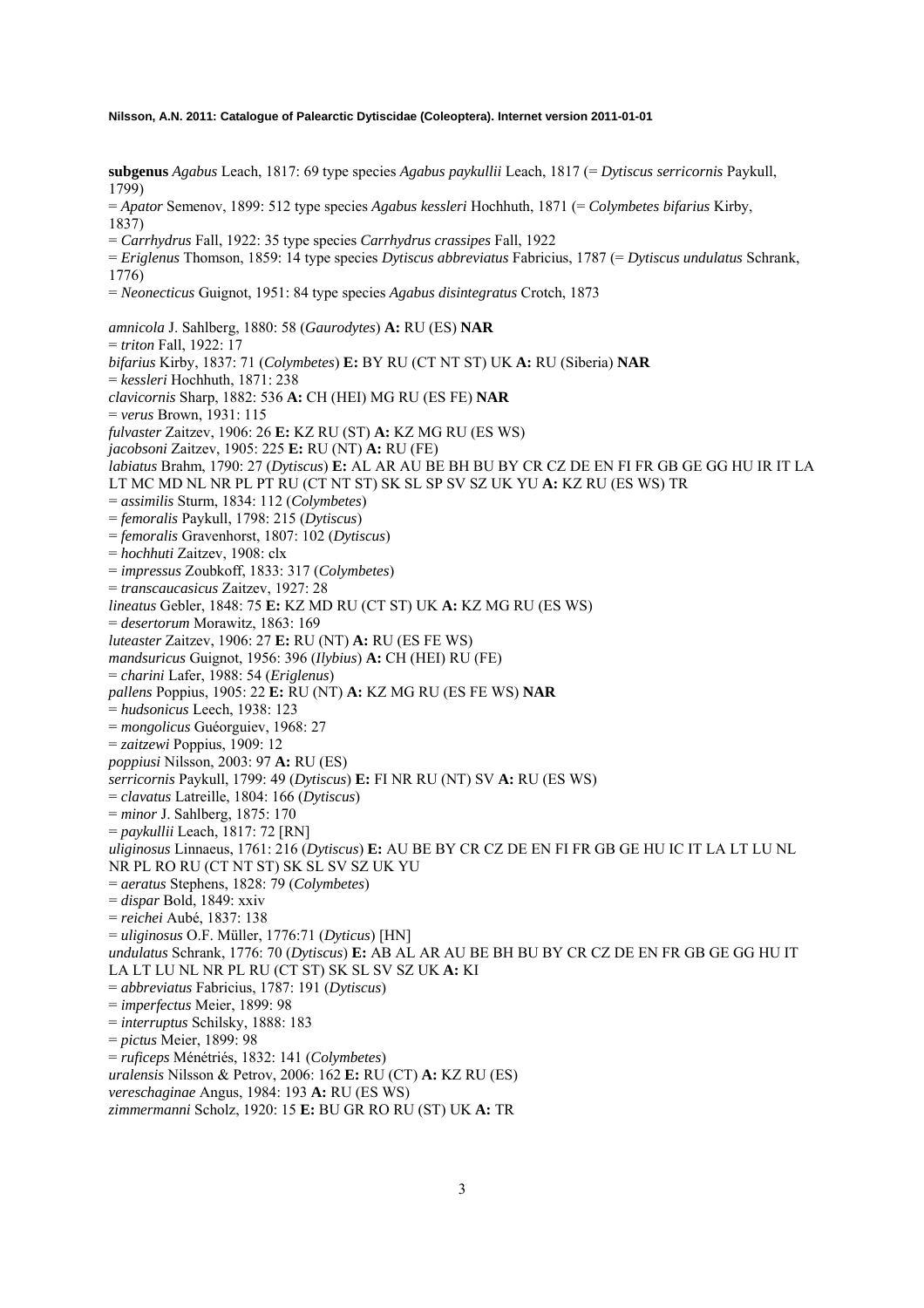**subgenus** *Agabus* Leach, 1817: 69 type species *Agabus paykullii* Leach, 1817 (= *Dytiscus serricornis* Paykull, 1799)
= *Apator* Semenov, 1899: 512 type species *Agabus kessleri* Hochhuth, 1871 (= *Colymbetes bifarius* Kirby, 1837)
= *Carrhydrus* Fall, 1922: 35 type species *Carrhydrus crassipes* Fall, 1922
= *Eriglenus* Thomson, 1859: 14 type species *Dytiscus abbreviatus* Fabricius, 1787 (= *Dytiscus undulatus* Schrank, 1776)
= *Neonecticus* Guignot, 1951: 84 type species *Agabus disintegratus* Crotch, 1873

*amnicola* J. Sahlberg, 1880: 58 (*Gaurodytes*) **A:** RU (ES) **NAR**
= *triton* Fall, 1922: 17
*bifarius* Kirby, 1837: 71 (*Colymbetes*) **E:** BY RU (CT NT ST) UK **A:** RU (Siberia) **NAR**
= *kessleri* Hochhuth, 1871: 238
*clavicornis* Sharp, 1882: 536 **A:** CH (HEI) MG RU (ES FE) **NAR**
= *verus* Brown, 1931: 115
*fulvaster* Zaitzev, 1906: 26 **E:** KZ RU (ST) **A:** KZ MG RU (ES WS)
*jacobsoni* Zaitzev, 1905: 225 **E:** RU (NT) **A:** RU (FE)
*labiatus* Brahm, 1790: 27 (*Dytiscus*) **E:** AL AR AU BE BH BU BY CR CZ DE EN FI FR GB GE GG HU IR IT LA LT MC MD NL NR PL PT RU (CT NT ST) SK SL SP SV SZ UK YU **A:** KZ RU (ES WS) TR
= *assimilis* Sturm, 1834: 112 (*Colymbetes*)
= *femoralis* Paykull, 1798: 215 (*Dytiscus*)
= *femoralis* Gravenhorst, 1807: 102 (*Dytiscus*)
= *hochhuti* Zaitzev, 1908: clx
= *impressus* Zoubkoff, 1833: 317 (*Colymbetes*)
= *transcaucasicus* Zaitzev, 1927: 28
*lineatus* Gebler, 1848: 75 **E:** KZ MD RU (CT ST) UK **A:** KZ MG RU (ES WS)
= *desertorum* Morawitz, 1863: 169
*luteaster* Zaitzev, 1906: 27 **E:** RU (NT) **A:** RU (ES FE WS)
*mandsuricus* Guignot, 1956: 396 (*Ilybius*) **A:** CH (HEI) RU (FE)
= *charini* Lafer, 1988: 54 (*Eriglenus*)
*pallens* Poppius, 1905: 22 **E:** RU (NT) **A:** KZ MG RU (ES FE WS) **NAR**
= *hudsonicus* Leech, 1938: 123
= *mongolicus* Guéorguiev, 1968: 27
= *zaitzewi* Poppius, 1909: 12
*poppiusi* Nilsson, 2003: 97 **A:** RU (ES)
*serricornis* Paykull, 1799: 49 (*Dytiscus*) **E:** FI NR RU (NT) SV **A:** RU (ES WS)
= *clavatus* Latreille, 1804: 166 (*Dytiscus*)
= *minor* J. Sahlberg, 1875: 170
= *paykullii* Leach, 1817: 72 [RN]
*uliginosus* Linnaeus, 1761: 216 (*Dytiscus*) **E:** AU BE BY CR CZ DE EN FI FR GB GE HU IC IT LA LT LU NL NR PL RO RU (CT NT ST) SK SL SV SZ UK YU
= *aeratus* Stephens, 1828: 79 (*Colymbetes*)
= *dispar* Bold, 1849: xxiv
= *reichei* Aubé, 1837: 138
= *uliginosus* O.F. Müller, 1776:71 (*Dyticus*) [HN]
*undulatus* Schrank, 1776: 70 (*Dytiscus*) **E:** AB AL AR AU BE BH BU BY CR CZ DE EN FR GB GE GG HU IT LA LT LU NL NR PL RU (CT ST) SK SL SV SZ UK **A:** KI
= *abbreviatus* Fabricius, 1787: 191 (*Dytiscus*)
= *imperfectus* Meier, 1899: 98
= *interruptus* Schilsky, 1888: 183
= *pictus* Meier, 1899: 98
= *ruficeps* Ménétriés, 1832: 141 (*Colymbetes*)
*uralensis* Nilsson & Petrov, 2006: 162 **E:** RU (CT) **A:** KZ RU (ES)
*vereschaginae* Angus, 1984: 193 **A:** RU (ES WS)
*zimmermanni* Scholz, 1920: 15 **E:** BU GR RO RU (ST) UK **A:** TR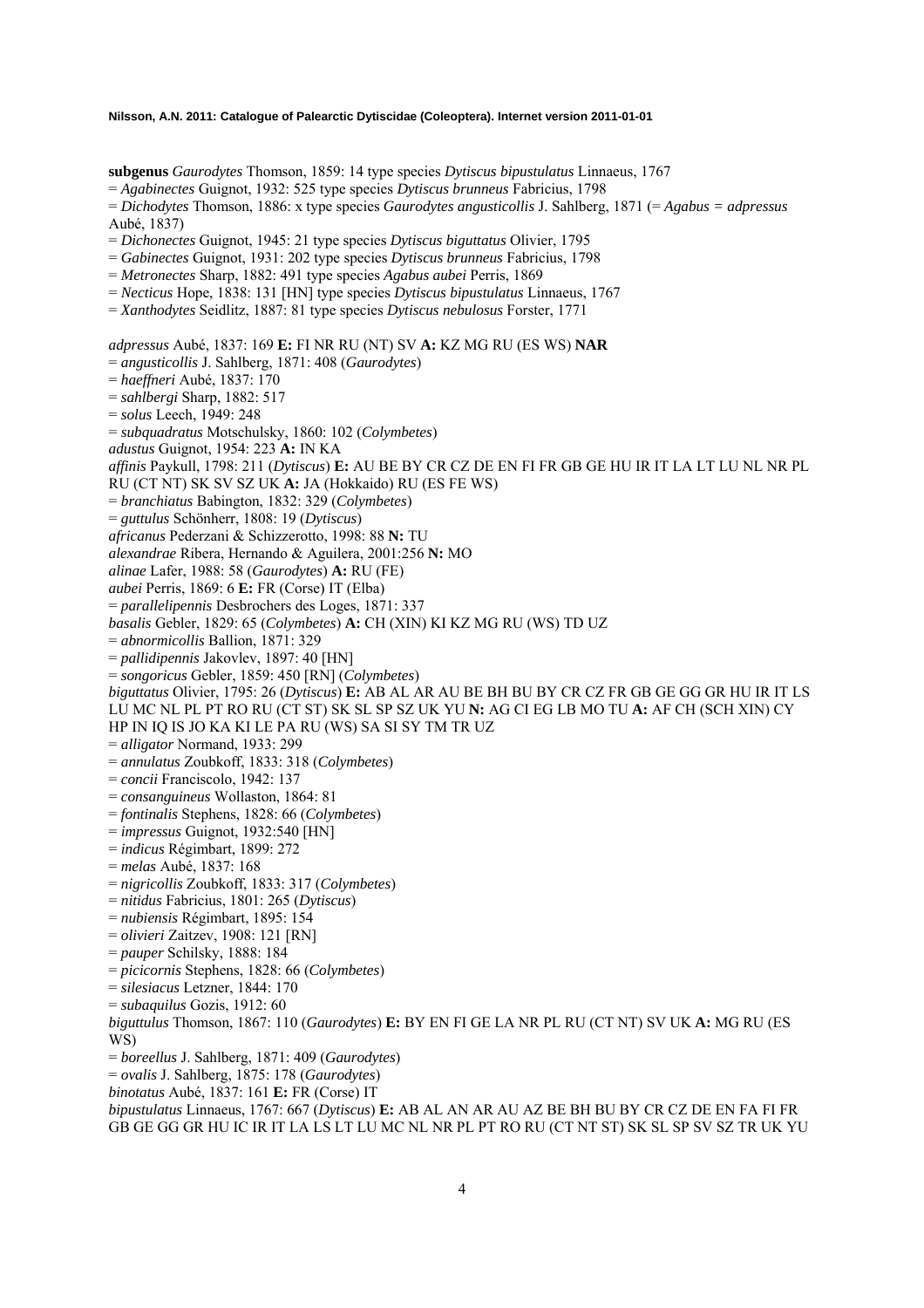**subgenus** *Gaurodytes* Thomson, 1859: 14 type species *Dytiscus bipustulatus* Linnaeus, 1767

= *Agabinectes* Guignot, 1932: 525 type species *Dytiscus brunneus* Fabricius, 1798

= *Dichodytes* Thomson, 1886: x type species *Gaurodytes angusticollis* J. Sahlberg, 1871 (= *Agabus = adpressus* Aubé, 1837)

= *Dichonectes* Guignot, 1945: 21 type species *Dytiscus biguttatus* Olivier, 1795

= *Gabinectes* Guignot, 1931: 202 type species *Dytiscus brunneus* Fabricius, 1798

= *Metronectes* Sharp, 1882: 491 type species *Agabus aubei* Perris, 1869

= *Necticus* Hope, 1838: 131 [HN] type species *Dytiscus bipustulatus* Linnaeus, 1767

= *Xanthodytes* Seidlitz, 1887: 81 type species *Dytiscus nebulosus* Forster, 1771

*adpressus* Aubé, 1837: 169 **E:** FI NR RU (NT) SV **A:** KZ MG RU (ES WS) **NAR**

= *angusticollis* J. Sahlberg, 1871: 408 (*Gaurodytes*)

= *haeffneri* Aubé, 1837: 170

= *sahlbergi* Sharp, 1882: 517

= *solus* Leech, 1949: 248

= *subquadratus* Motschulsky, 1860: 102 (*Colymbetes*)

*adustus* Guignot, 1954: 223 **A:** IN KA

*affinis* Paykull, 1798: 211 (*Dytiscus*) **E:** AU BE BY CR CZ DE EN FI FR GB GE HU IR IT LA LT LU NL NR PL RU (CT NT) SK SV SZ UK **A:** JA (Hokkaido) RU (ES FE WS)

= *branchiatus* Babington, 1832: 329 (*Colymbetes*)

= *guttulus* Schönherr, 1808: 19 (*Dytiscus*)

*africanus* Pederzani & Schizzerotto, 1998: 88 **N:** TU

*alexandrae* Ribera, Hernando & Aguilera, 2001:256 **N:** MO

*alinae* Lafer, 1988: 58 (*Gaurodytes*) **A:** RU (FE)

*aubei* Perris, 1869: 6 **E:** FR (Corse) IT (Elba)

= *parallelipennis* Desbrochers des Loges, 1871: 337

*basalis* Gebler, 1829: 65 (*Colymbetes*) **A:** CH (XIN) KI KZ MG RU (WS) TD UZ

= *abnormicollis* Ballion, 1871: 329

= *pallidipennis* Jakovlev, 1897: 40 [HN]

= *songoricus* Gebler, 1859: 450 [RN] (*Colymbetes*)

*biguttatus* Olivier, 1795: 26 (*Dytiscus*) **E:** AB AL AR AU BE BH BU BY CR CZ FR GB GE GG GR HU IR IT LS LU MC NL PL PT RO RU (CT ST) SK SL SP SZ UK YU **N:** AG CI EG LB MO TU **A:** AF CH (SCH XIN) CY HP IN IQ IS JO KA KI LE PA RU (WS) SA SI SY TM TR UZ

= *alligator* Normand, 1933: 299

= *annulatus* Zoubkoff, 1833: 318 (*Colymbetes*)

= *concii* Franciscolo, 1942: 137

= *consanguineus* Wollaston, 1864: 81

= *fontinalis* Stephens, 1828: 66 (*Colymbetes*)

= *impressus* Guignot, 1932:540 [HN]

= *indicus* Régimbart, 1899: 272

= *melas* Aubé, 1837: 168

= *nigricollis* Zoubkoff, 1833: 317 (*Colymbetes*)

= *nitidus* Fabricius, 1801: 265 (*Dytiscus*)

= *nubiensis* Régimbart, 1895: 154

= *olivieri* Zaitzev, 1908: 121 [RN]

= *pauper* Schilsky, 1888: 184

= *picicornis* Stephens, 1828: 66 (*Colymbetes*)

= *silesiacus* Letzner, 1844: 170

= *subaquilus* Gozis, 1912: 60

*biguttulus* Thomson, 1867: 110 (*Gaurodytes*) **E:** BY EN FI GE LA NR PL RU (CT NT) SV UK **A:** MG RU (ES WS)

= *boreellus* J. Sahlberg, 1871: 409 (*Gaurodytes*)

= *ovalis* J. Sahlberg, 1875: 178 (*Gaurodytes*)

*binotatus* Aubé, 1837: 161 **E:** FR (Corse) IT

*bipustulatus* Linnaeus, 1767: 667 (*Dytiscus*) **E:** AB AL AN AR AU AZ BE BH BU BY CR CZ DE EN FA FI FR GB GE GG GR HU IC IR IT LA LS LT LU MC NL NR PL PT RO RU (CT NT ST) SK SL SP SV SZ TR UK YU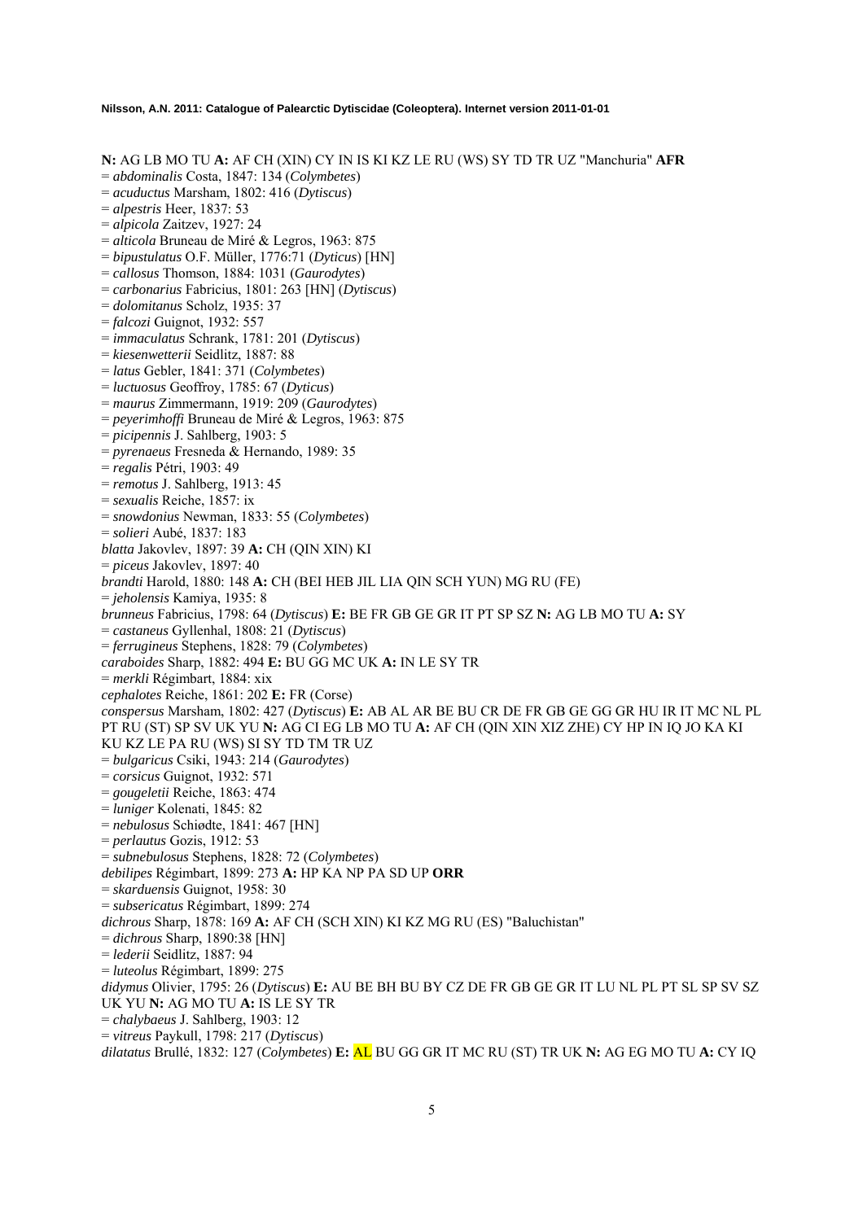**N:** AG LB MO TU **A:** AF CH (XIN) CY IN IS KI KZ LE RU (WS) SY TD TR UZ "Manchuria" **AFR**
= *abdominalis* Costa, 1847: 134 (*Colymbetes*)
= *acuductus* Marsham, 1802: 416 (*Dytiscus*)
= *alpestris* Heer, 1837: 53
= *alpicola* Zaitzev, 1927: 24
= *alticola* Bruneau de Miré & Legros, 1963: 875
= *bipustulatus* O.F. Müller, 1776:71 (*Dyticus*) [HN]
= *callosus* Thomson, 1884: 1031 (*Gaurodytes*)
= *carbonarius* Fabricius, 1801: 263 [HN] (*Dytiscus*)
= *dolomitanus* Scholz, 1935: 37
= *falcozi* Guignot, 1932: 557
= *immaculatus* Schrank, 1781: 201 (*Dytiscus*)
= *kiesenwetterii* Seidlitz, 1887: 88
= *latus* Gebler, 1841: 371 (*Colymbetes*)
= *luctuosus* Geoffroy, 1785: 67 (*Dyticus*)
= *maurus* Zimmermann, 1919: 209 (*Gaurodytes*)
= *peyerimhoffi* Bruneau de Miré & Legros, 1963: 875
= *picipennis* J. Sahlberg, 1903: 5
= *pyrenaeus* Fresneda & Hernando, 1989: 35
= *regalis* Pétri, 1903: 49
= *remotus* J. Sahlberg, 1913: 45
= *sexualis* Reiche, 1857: ix
= *snowdonius* Newman, 1833: 55 (*Colymbetes*)
= *solieri* Aubé, 1837: 183
*blatta* Jakovlev, 1897: 39 **A:** CH (QIN XIN) KI
= *piceus* Jakovlev, 1897: 40
*brandti* Harold, 1880: 148 **A:** CH (BEI HEB JIL LIA QIN SCH YUN) MG RU (FE)
= *jeholensis* Kamiya, 1935: 8
*brunneus* Fabricius, 1798: 64 (*Dytiscus*) **E:** BE FR GB GE GR IT PT SP SZ **N:** AG LB MO TU **A:** SY
= *castaneus* Gyllenhal, 1808: 21 (*Dytiscus*)
= *ferrugineus* Stephens, 1828: 79 (*Colymbetes*)
*caraboides* Sharp, 1882: 494 **E:** BU GG MC UK **A:** IN LE SY TR
= *merkli* Régimbart, 1884: xix
*cephalotes* Reiche, 1861: 202 **E:** FR (Corse)
*conspersus* Marsham, 1802: 427 (*Dytiscus*) **E:** AB AL AR BE BU CR DE FR GB GE GG GR HU IR IT MC NL PL PT RU (ST) SP SV UK YU **N:** AG CI EG LB MO TU **A:** AF CH (QIN XIN XIZ ZHE) CY HP IN IQ JO KA KI KU KZ LE PA RU (WS) SI SY TD TM TR UZ
= *bulgaricus* Csiki, 1943: 214 (*Gaurodytes*)
= *corsicus* Guignot, 1932: 571
= *gougeletii* Reiche, 1863: 474
= *luniger* Kolenati, 1845: 82
= *nebulosus* Schiødte, 1841: 467 [HN]
= *perlautus* Gozis, 1912: 53
= *subnebulosus* Stephens, 1828: 72 (*Colymbetes*)
*debilipes* Régimbart, 1899: 273 **A:** HP KA NP PA SD UP **ORR**
= *skarduensis* Guignot, 1958: 30
= *subsericatus* Régimbart, 1899: 274
*dichrous* Sharp, 1878: 169 **A:** AF CH (SCH XIN) KI KZ MG RU (ES) "Baluchistan"
= *dichrous* Sharp, 1890:38 [HN]
= *lederii* Seidlitz, 1887: 94
= *luteolus* Régimbart, 1899: 275
*didymus* Olivier, 1795: 26 (*Dytiscus*) **E:** AU BE BH BU BY CZ DE FR GB GE GR IT LU NL PL PT SL SP SV SZ UK YU **N:** AG MO TU **A:** IS LE SY TR
= *chalybaeus* J. Sahlberg, 1903: 12
= *vitreus* Paykull, 1798: 217 (*Dytiscus*)
*dilatatus* Brullé, 1832: 127 (*Colymbetes*) **E:** AL BU GG GR IT MC RU (ST) TR UK **N:** AG EG MO TU **A:** CY IQ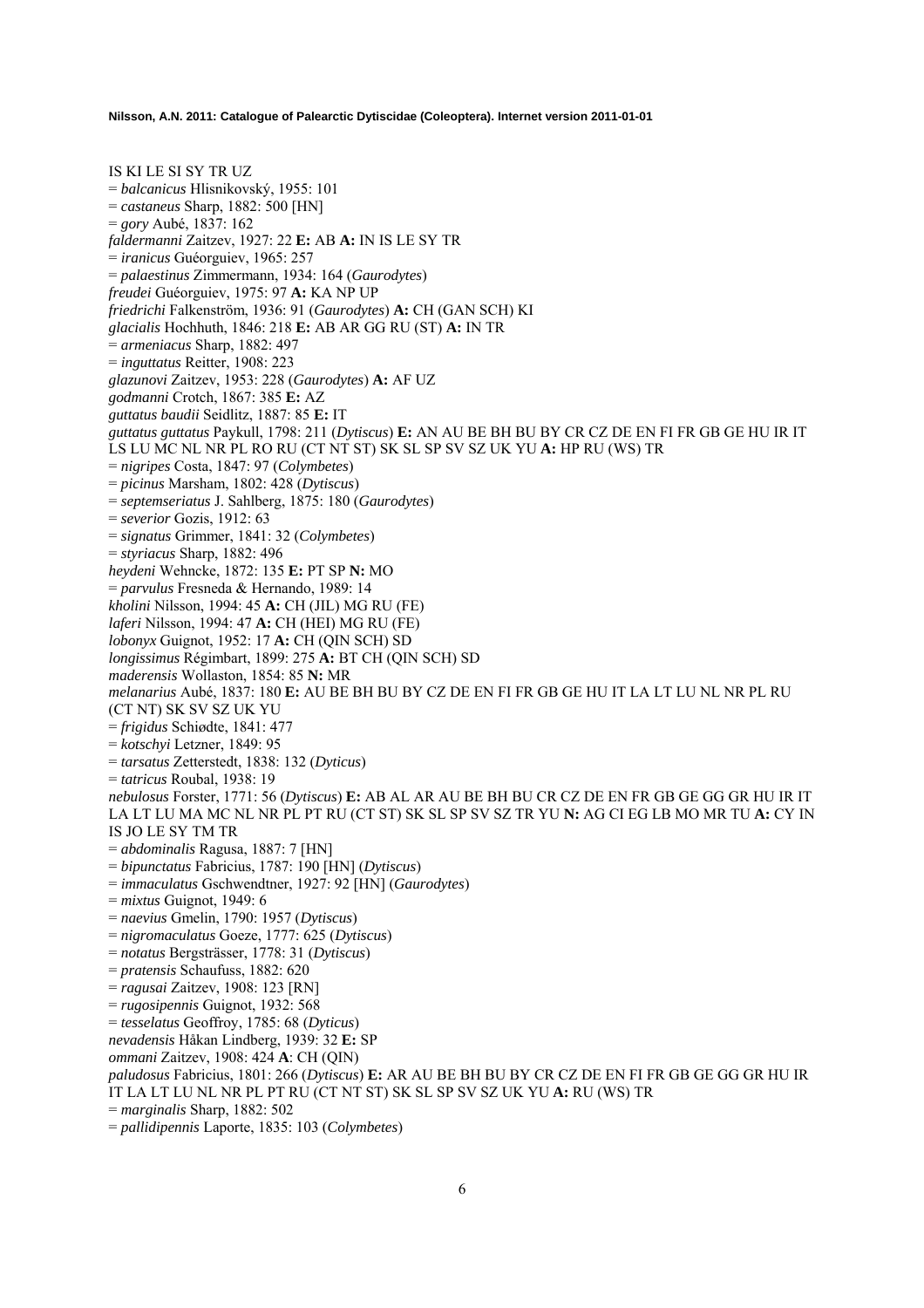IS KI LE SI SY TR UZ

= *balcanicus* Hlisnikovský, 1955: 101

= *castaneus* Sharp, 1882: 500 [HN]

= *gory* Aubé, 1837: 162

*faldermanni* Zaitzev, 1927: 22 **E:** AB **A:** IN IS LE SY TR

= *iranicus* Guéorguiev, 1965: 257

= *palaestinus* Zimmermann, 1934: 164 (*Gaurodytes*)

*freudei* Guéorguiev, 1975: 97 **A:** KA NP UP

*friedrichi* Falkenström, 1936: 91 (*Gaurodytes*) **A:** CH (GAN SCH) KI

*glacialis* Hochhuth, 1846: 218 **E:** AB AR GG RU (ST) **A:** IN TR

= *armeniacus* Sharp, 1882: 497

= *inguttatus* Reitter, 1908: 223

*glazunovi* Zaitzev, 1953: 228 (*Gaurodytes*) **A:** AF UZ

*godmanni* Crotch, 1867: 385 **E:** AZ

*guttatus baudii* Seidlitz, 1887: 85 **E:** IT

*guttatus guttatus* Paykull, 1798: 211 (*Dytiscus*) **E:** AN AU BE BH BU BY CR CZ DE EN FI FR GB GE HU IR IT LS LU MC NL NR PL RO RU (CT NT ST) SK SL SP SV SZ UK YU **A:** HP RU (WS) TR

= *nigripes* Costa, 1847: 97 (*Colymbetes*)

= *picinus* Marsham, 1802: 428 (*Dytiscus*)

= *septemseriatus* J. Sahlberg, 1875: 180 (*Gaurodytes*)

= *severior* Gozis, 1912: 63

= *signatus* Grimmer, 1841: 32 (*Colymbetes*)

= *styriacus* Sharp, 1882: 496

*heydeni* Wehncke, 1872: 135 **E:** PT SP **N:** MO

= *parvulus* Fresneda & Hernando, 1989: 14

*kholini* Nilsson, 1994: 45 **A:** CH (JIL) MG RU (FE)

*laferi* Nilsson, 1994: 47 **A:** CH (HEI) MG RU (FE)

*lobonyx* Guignot, 1952: 17 **A:** CH (QIN SCH) SD

*longissimus* Régimbart, 1899: 275 **A:** BT CH (QIN SCH) SD

*maderensis* Wollaston, 1854: 85 **N:** MR

*melanarius* Aubé, 1837: 180 **E:** AU BE BH BU BY CZ DE EN FI FR GB GE HU IT LA LT LU NL NR PL RU (CT NT) SK SV SZ UK YU

= *frigidus* Schiødte, 1841: 477

= *kotschyi* Letzner, 1849: 95

= *tarsatus* Zetterstedt, 1838: 132 (*Dyticus*)

= *tatricus* Roubal, 1938: 19

*nebulosus* Forster, 1771: 56 (*Dytiscus*) **E:** AB AL AR AU BE BH BU CR CZ DE EN FR GB GE GG GR HU IR IT LA LT LU MA MC NL NR PL PT RU (CT ST) SK SL SP SV SZ TR YU **N:** AG CI EG LB MO MR TU **A:** CY IN IS JO LE SY TM TR

= *abdominalis* Ragusa, 1887: 7 [HN]

= *bipunctatus* Fabricius, 1787: 190 [HN] (*Dytiscus*)

= *immaculatus* Gschwendtner, 1927: 92 [HN] (*Gaurodytes*)

= *mixtus* Guignot, 1949: 6

= *naevius* Gmelin, 1790: 1957 (*Dytiscus*)

= *nigromaculatus* Goeze, 1777: 625 (*Dytiscus*)

= *notatus* Bergsträsser, 1778: 31 (*Dytiscus*)

= *pratensis* Schaufuss, 1882: 620

= *ragusai* Zaitzev, 1908: 123 [RN]

= *rugosipennis* Guignot, 1932: 568

= *tesselatus* Geoffroy, 1785: 68 (*Dyticus*)

*nevadensis* Håkan Lindberg, 1939: 32 **E:** SP

*ommani* Zaitzev, 1908: 424 **A**: CH (QIN)

*paludosus* Fabricius, 1801: 266 (*Dytiscus*) **E:** AR AU BE BH BU BY CR CZ DE EN FI FR GB GE GG GR HU IR IT LA LT LU NL NR PL PT RU (CT NT ST) SK SL SP SV SZ UK YU **A:** RU (WS) TR

= *marginalis* Sharp, 1882: 502

= *pallidipennis* Laporte, 1835: 103 (*Colymbetes*)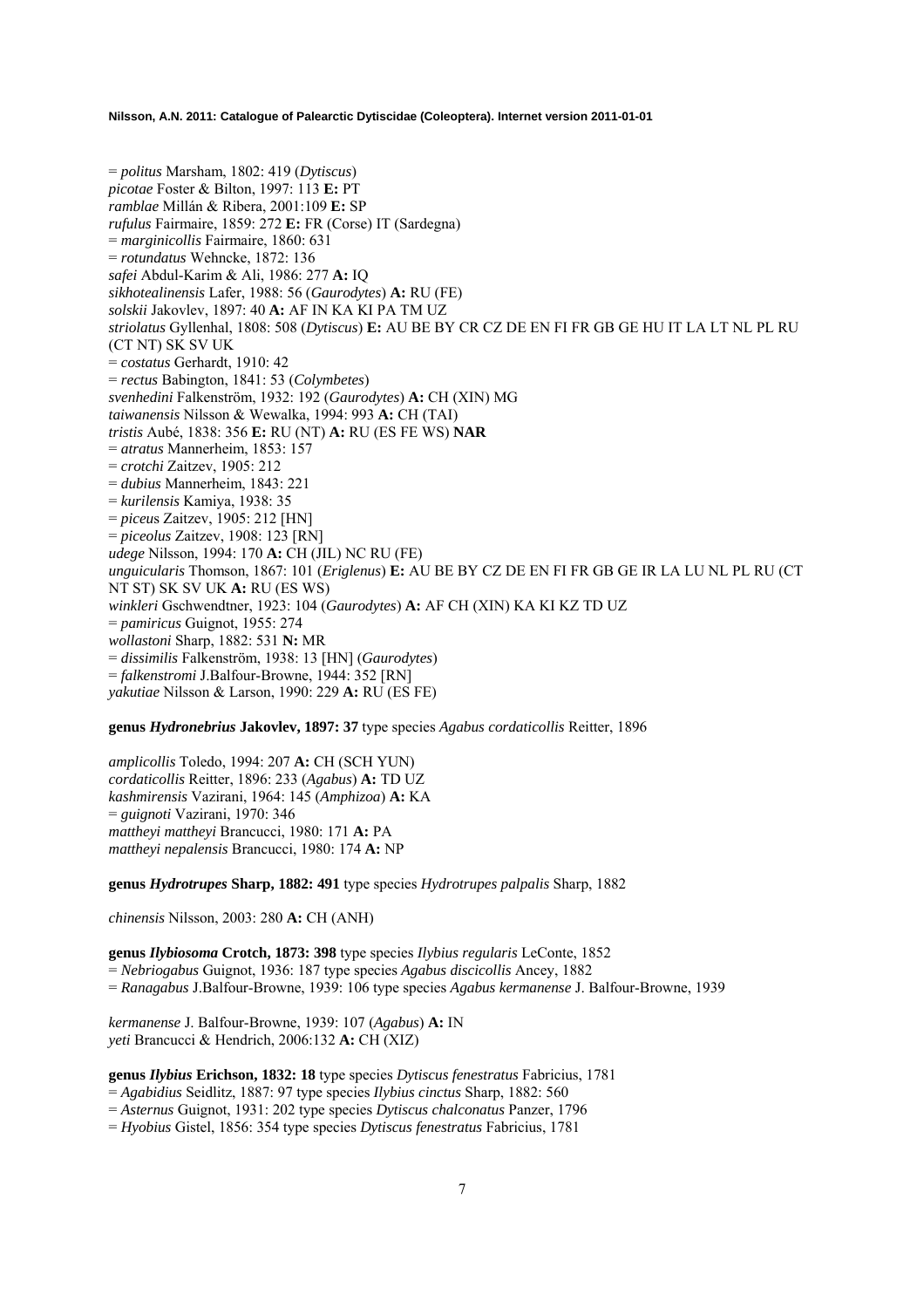= *politus* Marsham, 1802: 419 (*Dytiscus*)
*picotae* Foster & Bilton, 1997: 113 **E:** PT
*ramblae* Millán & Ribera, 2001:109 **E:** SP
*rufulus* Fairmaire, 1859: 272 **E:** FR (Corse) IT (Sardegna)
= *marginicollis* Fairmaire, 1860: 631
= *rotundatus* Wehncke, 1872: 136
*safei* Abdul-Karim & Ali, 1986: 277 **A:** IQ
*sikhotealinensis* Lafer, 1988: 56 (*Gaurodytes*) **A:** RU (FE)
*solskii* Jakovlev, 1897: 40 **A:** AF IN KA KI PA TM UZ
*striolatus* Gyllenhal, 1808: 508 (*Dytiscus*) **E:** AU BE BY CR CZ DE EN FI FR GB GE HU IT LA LT NL PL RU (CT NT) SK SV UK
= *costatus* Gerhardt, 1910: 42
= *rectus* Babington, 1841: 53 (*Colymbetes*)
*svenhedini* Falkenström, 1932: 192 (*Gaurodytes*) **A:** CH (XIN) MG
*taiwanensis* Nilsson & Wewalka, 1994: 993 **A:** CH (TAI)
*tristis* Aubé, 1838: 356 **E:** RU (NT) **A:** RU (ES FE WS) **NAR**
= *atratus* Mannerheim, 1853: 157
= *crotchi* Zaitzev, 1905: 212
= *dubius* Mannerheim, 1843: 221
= *kurilensis* Kamiya, 1938: 35
= *piceus* Zaitzev, 1905: 212 [HN]
= *piceolus* Zaitzev, 1908: 123 [RN]
*udege* Nilsson, 1994: 170 **A:** CH (JIL) NC RU (FE)
*unguicularis* Thomson, 1867: 101 (*Eriglenus*) **E:** AU BE BY CZ DE EN FI FR GB GE IR LA LU NL PL RU (CT NT ST) SK SV UK **A:** RU (ES WS)
*winkleri* Gschwendtner, 1923: 104 (*Gaurodytes*) **A:** AF CH (XIN) KA KI KZ TD UZ
= *pamiricus* Guignot, 1955: 274
*wollastoni* Sharp, 1882: 531 **N:** MR
= *dissimilis* Falkenström, 1938: 13 [HN] (*Gaurodytes*)
= *falkenstromi* J.Balfour-Browne, 1944: 352 [RN]
*yakutiae* Nilsson & Larson, 1990: 229 **A:** RU (ES FE)

**genus *Hydronebrius* Jakovlev, 1897: 37** type species *Agabus cordaticollis* Reitter, 1896

*amplicollis* Toledo, 1994: 207 **A:** CH (SCH YUN)
*cordaticollis* Reitter, 1896: 233 (*Agabus*) **A:** TD UZ
*kashmirensis* Vazirani, 1964: 145 (*Amphizoa*) **A:** KA
= *guignoti* Vazirani, 1970: 346
*mattheyi mattheyi* Brancucci, 1980: 171 **A:** PA
*mattheyi nepalensis* Brancucci, 1980: 174 **A:** NP

**genus *Hydrotrupes* Sharp, 1882: 491** type species *Hydrotrupes palpalis* Sharp, 1882

*chinensis* Nilsson, 2003: 280 **A:** CH (ANH)

**genus *Ilybiosoma* Crotch, 1873: 398** type species *Ilybius regularis* LeConte, 1852
= *Nebriogabus* Guignot, 1936: 187 type species *Agabus discicollis* Ancey, 1882
= *Ranagabus* J.Balfour-Browne, 1939: 106 type species *Agabus kermanense* J. Balfour-Browne, 1939

*kermanense* J. Balfour-Browne, 1939: 107 (*Agabus*) **A:** IN
*yeti* Brancucci & Hendrich, 2006:132 **A:** CH (XIZ)

**genus *Ilybius* Erichson, 1832: 18** type species *Dytiscus fenestratus* Fabricius, 1781
= *Agabidius* Seidlitz, 1887: 97 type species *Ilybius cinctus* Sharp, 1882: 560
= *Asternus* Guignot, 1931: 202 type species *Dytiscus chalconatus* Panzer, 1796
= *Hyobius* Gistel, 1856: 354 type species *Dytiscus fenestratus* Fabricius, 1781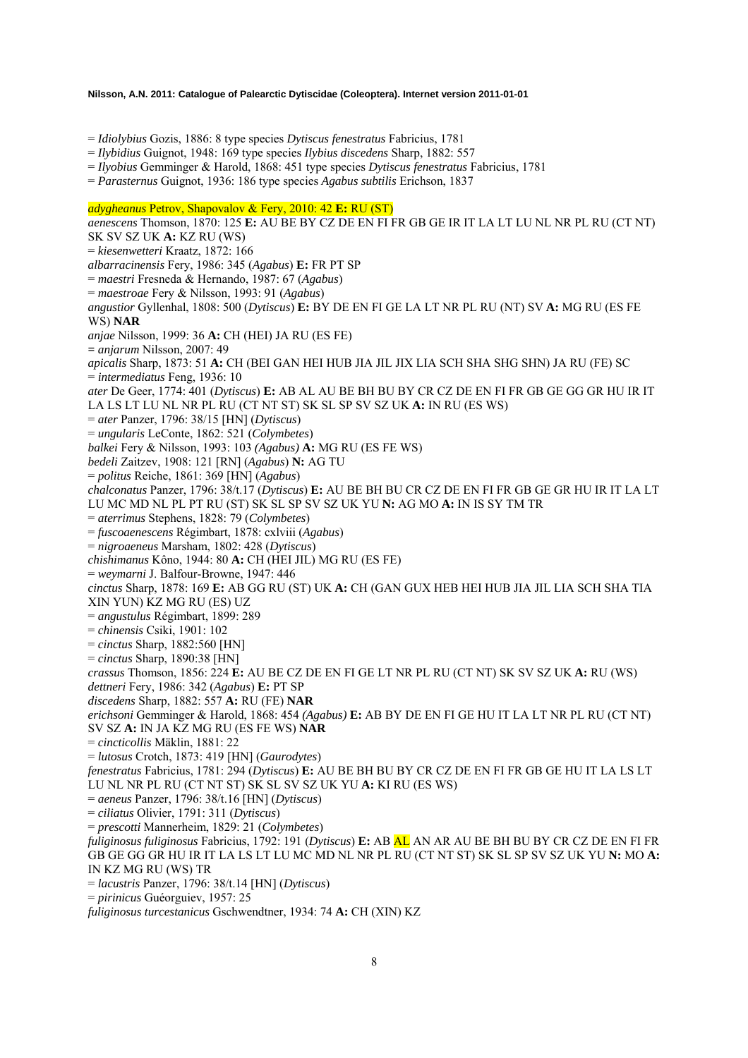= *Idiolybius* Gozis, 1886: 8 type species *Dytiscus fenestratus* Fabricius, 1781
= *Ilybidius* Guignot, 1948: 169 type species *Ilybius discedens* Sharp, 1882: 557
= *Ilyobius* Gemminger & Harold, 1868: 451 type species *Dytiscus fenestratus* Fabricius, 1781
= *Parasternus* Guignot, 1936: 186 type species *Agabus subtilis* Erichson, 1837

*adygheanus* Petrov, Shapovalov & Fery, 2010: 42 **E:** RU (ST)
*aenescens* Thomson, 1870: 125 **E:** AU BE BY CZ DE EN FI FR GB GE IR IT LA LT LU NL NR PL RU (CT NT) SK SV SZ UK **A:** KZ RU (WS)
= *kiesenwetteri* Kraatz, 1872: 166
*albarracinensis* Fery, 1986: 345 (*Agabus*) **E:** FR PT SP
= *maestri* Fresneda & Hernando, 1987: 67 (*Agabus*)
= *maestroae* Fery & Nilsson, 1993: 91 (*Agabus*)
*angustior* Gyllenhal, 1808: 500 (*Dytiscus*) **E:** BY DE EN FI GE LA LT NR PL RU (NT) SV **A:** MG RU (ES FE WS) **NAR**
*anjae* Nilsson, 1999: 36 **A:** CH (HEI) JA RU (ES FE)
**=** *anjarum* Nilsson, 2007: 49
*apicalis* Sharp, 1873: 51 **A:** CH (BEI GAN HEI HUB JIA JIL JIX LIA SCH SHA SHG SHN) JA RU (FE) SC
= *intermediatus* Feng, 1936: 10
*ater* De Geer, 1774: 401 (*Dytiscus*) **E:** AB AL AU BE BH BU BY CR CZ DE EN FI FR GB GE GG GR HU IR IT LA LS LT LU NL NR PL RU (CT NT ST) SK SL SP SV SZ UK **A:** IN RU (ES WS)
= *ater* Panzer, 1796: 38/15 [HN] (*Dytiscus*)
= *ungularis* LeConte, 1862: 521 (*Colymbetes*)
*balkei* Fery & Nilsson, 1993: 103 *(Agabus)* **A:** MG RU (ES FE WS)
*bedeli* Zaitzev, 1908: 121 [RN] (*Agabus*) **N:** AG TU
= *politus* Reiche, 1861: 369 [HN] (*Agabus*)
*chalconatus* Panzer, 1796: 38/t.17 (*Dytiscus*) **E:** AU BE BH BU CR CZ DE EN FI FR GB GE GR HU IR IT LA LT LU MC MD NL PL PT RU (ST) SK SL SP SV SZ UK YU **N:** AG MO **A:** IN IS SY TM TR
= *aterrimus* Stephens, 1828: 79 (*Colymbetes*)
= *fuscoaenescens* Régimbart, 1878: cxlviii (*Agabus*)
= *nigroaeneus* Marsham, 1802: 428 (*Dytiscus*)
*chishimanus* Kôno, 1944: 80 **A:** CH (HEI JIL) MG RU (ES FE)
= *weymarni* J. Balfour-Browne, 1947: 446
*cinctus* Sharp, 1878: 169 **E:** AB GG RU (ST) UK **A:** CH (GAN GUX HEB HEI HUB JIA JIL LIA SCH SHA TIA XIN YUN) KZ MG RU (ES) UZ
= *angustulus* Régimbart, 1899: 289
= *chinensis* Csiki, 1901: 102
= *cinctus* Sharp, 1882:560 [HN]
= *cinctus* Sharp, 1890:38 [HN]
*crassus* Thomson, 1856: 224 **E:** AU BE CZ DE EN FI GE LT NR PL RU (CT NT) SK SV SZ UK **A:** RU (WS)
*dettneri* Fery, 1986: 342 (*Agabus*) **E:** PT SP
*discedens* Sharp, 1882: 557 **A:** RU (FE) **NAR**
*erichsoni* Gemminger & Harold, 1868: 454 *(Agabus)* **E:** AB BY DE EN FI GE HU IT LA LT NR PL RU (CT NT) SV SZ **A:** IN JA KZ MG RU (ES FE WS) **NAR**
= *cincticollis* Mäklin, 1881: 22
= *lutosus* Crotch, 1873: 419 [HN] (*Gaurodytes*)
*fenestratus* Fabricius, 1781: 294 (*Dytiscus*) **E:** AU BE BH BU BY CR CZ DE EN FI FR GB GE HU IT LA LS LT LU NL NR PL RU (CT NT ST) SK SL SP SV SZ UK YU **A:** KI RU (ES WS)
= *aeneus* Panzer, 1796: 38/t.16 [HN] (*Dytiscus*)
= *ciliatus* Olivier, 1791: 311 (*Dytiscus*)
= *prescotti* Mannerheim, 1829: 21 (*Colymbetes*)
*fuliginosus fuliginosus* Fabricius, 1792: 191 (*Dytiscus*) **E:** AB AL AN AR AU BE BH BU BY CR CZ DE EN FI FR GB GE GG GR HU IR IT LA LS LT LU MC MD NL NR PL RU (CT NT ST) SK SL SP SV SZ UK YU **N:** MO **A:** IN KZ MG RU (WS) TR
= *lacustris* Panzer, 1796: 38/t.14 [HN] (*Dytiscus*)
= *pirinicus* Guéorguiev, 1957: 25
*fuliginosus turcestanicus* Gschwendtner, 1934: 74 **A:** CH (XIN) KZ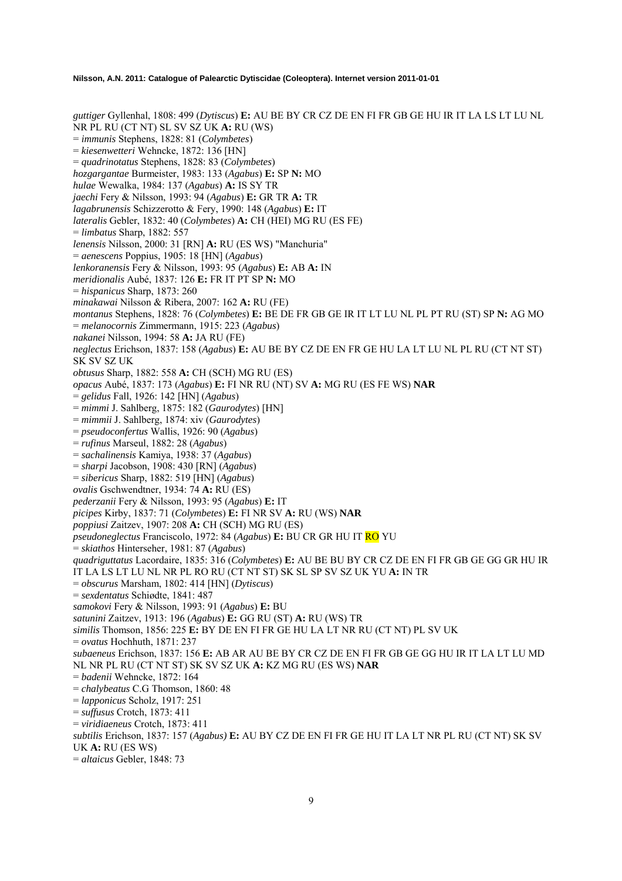*guttiger* Gyllenhal, 1808: 499 (*Dytiscus*) **E:** AU BE BY CR CZ DE EN FI FR GB GE HU IR IT LA LS LT LU NL NR PL RU (CT NT) SL SV SZ UK **A:** RU (WS)
= *immunis* Stephens, 1828: 81 (*Colymbetes*)
= *kiesenwetteri* Wehncke, 1872: 136 [HN]
= *quadrinotatus* Stephens, 1828: 83 (*Colymbetes*)
*hozgargantae* Burmeister, 1983: 133 (*Agabus*) **E:** SP **N:** MO
*hulae* Wewalka, 1984: 137 (*Agabus*) **A:** IS SY TR
*jaechi* Fery & Nilsson, 1993: 94 (*Agabus*) **E:** GR TR **A:** TR
*lagabrunensis* Schizzerotto & Fery, 1990: 148 (*Agabus*) **E:** IT
*lateralis* Gebler, 1832: 40 (*Colymbetes*) **A:** CH (HEI) MG RU (ES FE)
= *limbatus* Sharp, 1882: 557
*lenensis* Nilsson, 2000: 31 [RN] **A:** RU (ES WS) "Manchuria"
= *aenescens* Poppius, 1905: 18 [HN] (*Agabus*)
*lenkoranensis* Fery & Nilsson, 1993: 95 (*Agabus*) **E:** AB **A:** IN
*meridionalis* Aubé, 1837: 126 **E:** FR IT PT SP **N:** MO
= *hispanicus* Sharp, 1873: 260
*minakawai* Nilsson & Ribera, 2007: 162 **A:** RU (FE)
*montanus* Stephens, 1828: 76 (*Colymbetes*) **E:** BE DE FR GB GE IR IT LT LU NL PL PT RU (ST) SP **N:** AG MO
= *melanocornis* Zimmermann, 1915: 223 (*Agabus*)
*nakanei* Nilsson, 1994: 58 **A:** JA RU (FE)
*neglectus* Erichson, 1837: 158 (*Agabus*) **E:** AU BE BY CZ DE EN FR GE HU LA LT LU NL PL RU (CT NT ST) SK SV SZ UK
*obtusus* Sharp, 1882: 558 **A:** CH (SCH) MG RU (ES)
*opacus* Aubé, 1837: 173 (*Agabus*) **E:** FI NR RU (NT) SV **A:** MG RU (ES FE WS) **NAR**
= *gelidus* Fall, 1926: 142 [HN] (*Agabus*)
= *mimmi* J. Sahlberg, 1875: 182 (*Gaurodytes*) [HN]
= *mimmii* J. Sahlberg, 1874: xiv (*Gaurodytes*)
= *pseudoconfertus* Wallis, 1926: 90 (*Agabus*)
= *rufinus* Marseul, 1882: 28 (*Agabus*)
= *sachalinensis* Kamiya, 1938: 37 (*Agabus*)
= *sharpi* Jacobson, 1908: 430 [RN] (*Agabus*)
= *sibericus* Sharp, 1882: 519 [HN] (*Agabus*)
*ovalis* Gschwendtner, 1934: 74 **A:** RU (ES)
*pederzanii* Fery & Nilsson, 1993: 95 (*Agabus*) **E:** IT
*picipes* Kirby, 1837: 71 (*Colymbetes*) **E:** FI NR SV **A:** RU (WS) **NAR**
*poppiusi* Zaitzev, 1907: 208 **A:** CH (SCH) MG RU (ES)
*pseudoneglectus* Franciscolo, 1972: 84 (*Agabus*) **E:** BU CR GR HU IT RO YU
= *skiathos* Hinterseher, 1981: 87 (*Agabus*)
*quadriguttatus* Lacordaire, 1835: 316 (*Colymbetes*) **E:** AU BE BU BY CR CZ DE EN FI FR GB GE GG GR HU IR IT LA LS LT LU NL NR PL RO RU (CT NT ST) SK SL SP SV SZ UK YU **A:** IN TR
= *obscurus* Marsham, 1802: 414 [HN] (*Dytiscus*)
= *sexdentatus* Schiødte, 1841: 487
*samokovi* Fery & Nilsson, 1993: 91 (*Agabus*) **E:** BU
*satunini* Zaitzev, 1913: 196 (*Agabus*) **E:** GG RU (ST) **A:** RU (WS) TR
*similis* Thomson, 1856: 225 **E:** BY DE EN FI FR GE HU LA LT NR RU (CT NT) PL SV UK
= *ovatus* Hochhuth, 1871: 237
*subaeneus* Erichson, 1837: 156 **E:** AB AR AU BE BY CR CZ DE EN FI FR GB GE GG HU IR IT LA LT LU MD NL NR PL RU (CT NT ST) SK SV SZ UK **A:** KZ MG RU (ES WS) **NAR**
= *badenii* Wehncke, 1872: 164
= *chalybeatus* C.G Thomson, 1860: 48
= *lapponicus* Scholz, 1917: 251
= *suffusus* Crotch, 1873: 411
= *viridiaeneus* Crotch, 1873: 411
*subtilis* Erichson, 1837: 157 (*Agabus)* **E:** AU BY CZ DE EN FI FR GE HU IT LA LT NR PL RU (CT NT) SK SV UK **A:** RU (ES WS)
= *altaicus* Gebler, 1848: 73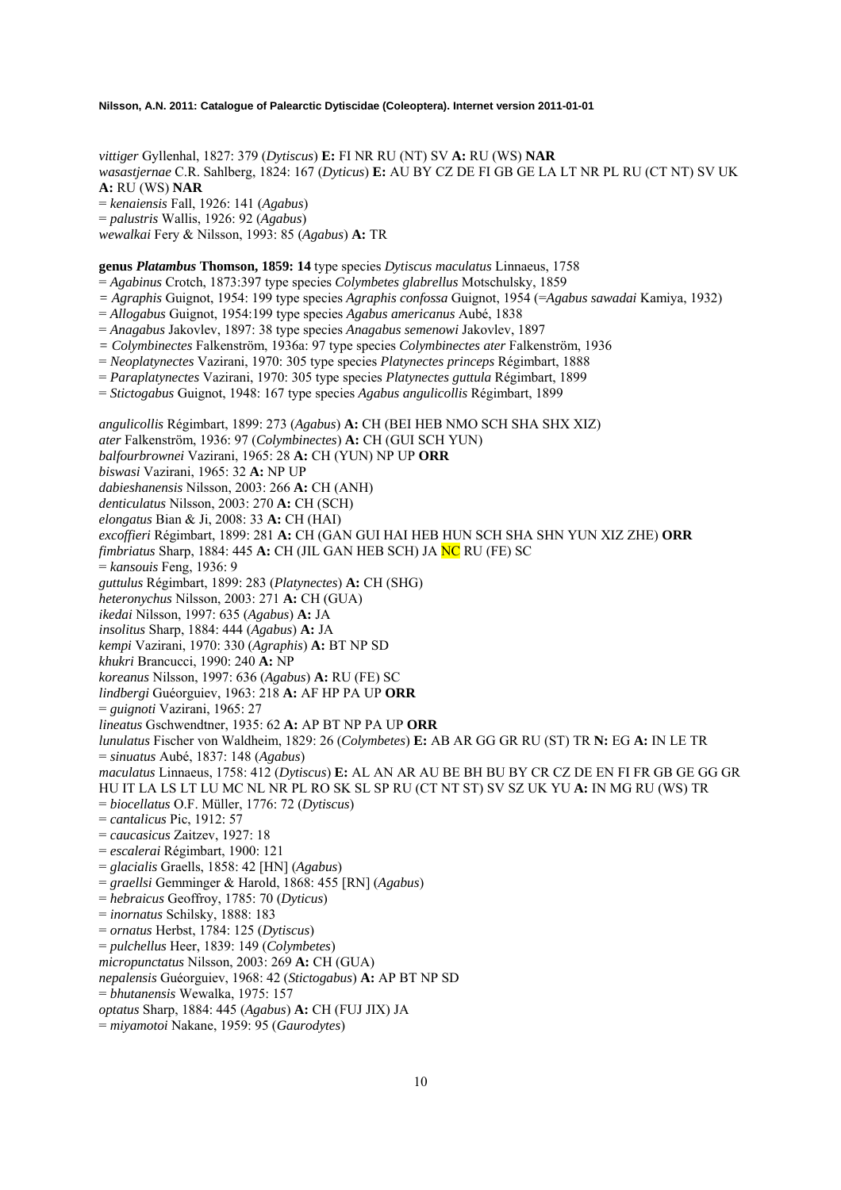*vittiger* Gyllenhal, 1827: 379 (*Dytiscus*) **E:** FI NR RU (NT) SV **A:** RU (WS) **NAR**
*wasastjernae* C.R. Sahlberg, 1824: 167 (*Dyticus*) **E:** AU BY CZ DE FI GB GE LA LT NR PL RU (CT NT) SV UK **A:** RU (WS) **NAR**
= *kenaiensis* Fall, 1926: 141 (*Agabus*)
= *palustris* Wallis, 1926: 92 (*Agabus*)
*wewalkai* Fery & Nilsson, 1993: 85 (*Agabus*) **A:** TR

**genus *Platambus* Thomson, 1859: 14** type species *Dytiscus maculatus* Linnaeus, 1758
= *Agabinus* Crotch, 1873:397 type species *Colymbetes glabrellus* Motschulsky, 1859
= *Agraphis* Guignot, 1954: 199 type species *Agraphis confossa* Guignot, 1954 (=*Agabus sawadai* Kamiya, 1932)
= *Allogabus* Guignot, 1954:199 type species *Agabus americanus* Aubé, 1838
= *Anagabus* Jakovlev, 1897: 38 type species *Anagabus semenowi* Jakovlev, 1897
= *Colymbinectes* Falkenström, 1936a: 97 type species *Colymbinectes ater* Falkenström, 1936
= *Neoplatynectes* Vazirani, 1970: 305 type species *Platynectes princeps* Régimbart, 1888
= *Paraplatynectes* Vazirani, 1970: 305 type species *Platynectes guttula* Régimbart, 1899
= *Stictogabus* Guignot, 1948: 167 type species *Agabus angulicollis* Régimbart, 1899

*angulicollis* Régimbart, 1899: 273 (*Agabus*) **A:** CH (BEI HEB NMO SCH SHA SHX XIZ)
*ater* Falkenström, 1936: 97 (*Colymbinectes*) **A:** CH (GUI SCH YUN)
*balfourbrownei* Vazirani, 1965: 28 **A:** CH (YUN) NP UP **ORR**
*biswasi* Vazirani, 1965: 32 **A:** NP UP
*dabieshanensis* Nilsson, 2003: 266 **A:** CH (ANH)
*denticulatus* Nilsson, 2003: 270 **A:** CH (SCH)
*elongatus* Bian & Ji, 2008: 33 **A:** CH (HAI)
*excoffieri* Régimbart, 1899: 281 **A:** CH (GAN GUI HAI HEB HUN SCH SHA SHN YUN XIZ ZHE) **ORR**
*fimbriatus* Sharp, 1884: 445 **A:** CH (JIL GAN HEB SCH) JA NC RU (FE) SC
= *kansouis* Feng, 1936: 9
*guttulus* Régimbart, 1899: 283 (*Platynectes*) **A:** CH (SHG)
*heteronychus* Nilsson, 2003: 271 **A:** CH (GUA)
*ikedai* Nilsson, 1997: 635 (*Agabus*) **A:** JA
*insolitus* Sharp, 1884: 444 (*Agabus*) **A:** JA
*kempi* Vazirani, 1970: 330 (*Agraphis*) **A:** BT NP SD
*khukri* Brancucci, 1990: 240 **A:** NP
*koreanus* Nilsson, 1997: 636 (*Agabus*) **A:** RU (FE) SC
*lindbergi* Guéorguiev, 1963: 218 **A:** AF HP PA UP **ORR**
= *guignoti* Vazirani, 1965: 27
*lineatus* Gschwendtner, 1935: 62 **A:** AP BT NP PA UP **ORR**
*lunulatus* Fischer von Waldheim, 1829: 26 (*Colymbetes*) **E:** AB AR GG GR RU (ST) TR **N:** EG **A:** IN LE TR
= *sinuatus* Aubé, 1837: 148 (*Agabus*)
*maculatus* Linnaeus, 1758: 412 (*Dytiscus*) **E:** AL AN AR AU BE BH BU BY CR CZ DE EN FI FR GB GE GG GR HU IT LA LS LT LU MC NL NR PL RO SK SL SP RU (CT NT ST) SV SZ UK YU **A:** IN MG RU (WS) TR
= *biocellatus* O.F. Müller, 1776: 72 (*Dytiscus*)
= *cantalicus* Pic, 1912: 57
= *caucasicus* Zaitzev, 1927: 18
= *escalerai* Régimbart, 1900: 121
= *glacialis* Graells, 1858: 42 [HN] (*Agabus*)
= *graellsi* Gemminger & Harold, 1868: 455 [RN] (*Agabus*)
= *hebraicus* Geoffroy, 1785: 70 (*Dyticus*)
= *inornatus* Schilsky, 1888: 183
= *ornatus* Herbst, 1784: 125 (*Dytiscus*)
= *pulchellus* Heer, 1839: 149 (*Colymbetes*)
*micropunctatus* Nilsson, 2003: 269 **A:** CH (GUA)
*nepalensis* Guéorguiev, 1968: 42 (*Stictogabus*) **A:** AP BT NP SD
= *bhutanensis* Wewalka, 1975: 157
*optatus* Sharp, 1884: 445 (*Agabus*) **A:** CH (FUJ JIX) JA
= *miyamotoi* Nakane, 1959: 95 (*Gaurodytes*)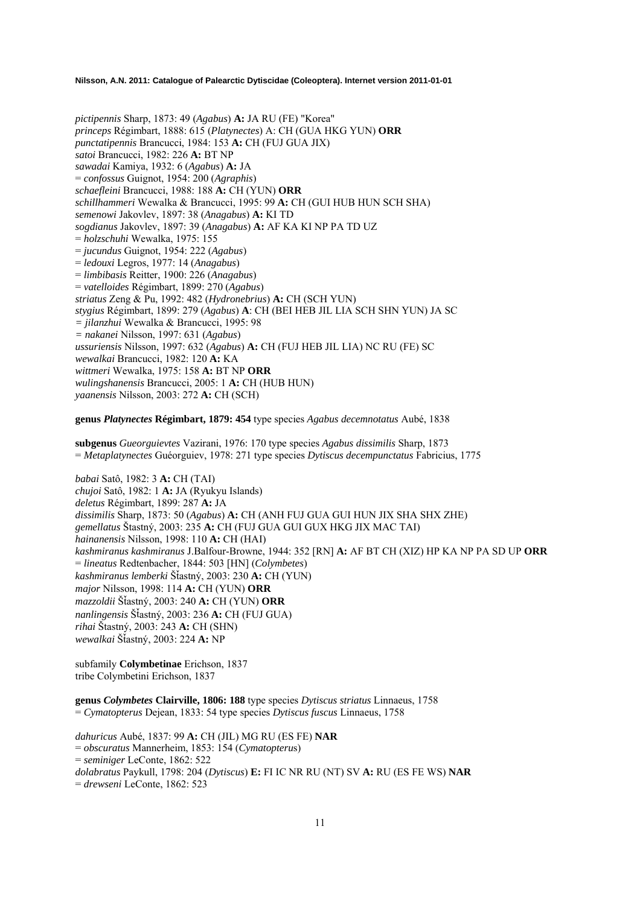*pictipennis* Sharp, 1873: 49 (*Agabus*) **A:** JA RU (FE) "Korea"
*princeps* Régimbart, 1888: 615 (*Platynectes*) A: CH (GUA HKG YUN) **ORR**
*punctatipennis* Brancucci, 1984: 153 **A:** CH (FUJ GUA JIX)
*satoi* Brancucci, 1982: 226 **A:** BT NP
*sawadai* Kamiya, 1932: 6 (*Agabus*) **A:** JA
= *confossus* Guignot, 1954: 200 (*Agraphis*)
*schaefleini* Brancucci, 1988: 188 **A:** CH (YUN) **ORR**
*schillhammeri* Wewalka & Brancucci, 1995: 99 **A:** CH (GUI HUB HUN SCH SHA)
*semenowi* Jakovlev, 1897: 38 (*Anagabus*) **A:** KI TD
*sogdianus* Jakovlev, 1897: 39 (*Anagabus*) **A:** AF KA KI NP PA TD UZ
= *holzschuhi* Wewalka, 1975: 155
= *jucundus* Guignot, 1954: 222 (*Agabus*)
= *ledouxi* Legros, 1977: 14 (*Anagabus*)
= *limbibasis* Reitter, 1900: 226 (*Anagabus*)
= *vatelloides* Régimbart, 1899: 270 (*Agabus*)
*striatus* Zeng & Pu, 1992: 482 (*Hydronebrius*) **A:** CH (SCH YUN)
*stygius* Régimbart, 1899: 279 (*Agabus*) **A**: CH (BEI HEB JIL LIA SCH SHN YUN) JA SC
*= jilanzhui* Wewalka & Brancucci, 1995: 98
*= nakanei* Nilsson, 1997: 631 (*Agabus*)
*ussuriensis* Nilsson, 1997: 632 (*Agabus*) **A:** CH (FUJ HEB JIL LIA) NC RU (FE) SC
*wewalkai* Brancucci, 1982: 120 **A:** KA
*wittmeri* Wewalka, 1975: 158 **A:** BT NP **ORR**
*wulingshanensis* Brancucci, 2005: 1 **A:** CH (HUB HUN)
*yaanensis* Nilsson, 2003: 272 **A:** CH (SCH)

**genus *Platynectes* Régimbart, 1879: 454** type species *Agabus decemnotatus* Aubé, 1838

**subgenus** *Gueorguievtes* Vazirani, 1976: 170 type species *Agabus dissimilis* Sharp, 1873
= *Metaplatynectes* Guéorguiev, 1978: 271 type species *Dytiscus decempunctatus* Fabricius, 1775

*babai* Satô, 1982: 3 **A:** CH (TAI)
*chujoi* Satô, 1982: 1 **A:** JA (Ryukyu Islands)
*deletus* Régimbart, 1899: 287 **A:** JA
*dissimilis* Sharp, 1873: 50 (*Agabus*) **A:** CH (ANH FUJ GUA GUI HUN JIX SHA SHX ZHE)
*gemellatus* Štastný, 2003: 235 **A:** CH (FUJ GUA GUI GUX HKG JIX MAC TAI)
*hainanensis* Nilsson, 1998: 110 **A:** CH (HAI)
*kashmiranus kashmiranus* J.Balfour-Browne, 1944: 352 [RN] **A:** AF BT CH (XIZ) HP KA NP PA SD UP **ORR**
= *lineatus* Redtenbacher, 1844: 503 [HN] (*Colymbetes*)
*kashmiranus lemberki* Šťastný, 2003: 230 **A:** CH (YUN)
*major* Nilsson, 1998: 114 **A:** CH (YUN) **ORR**
*mazzoldii* Šťastný, 2003: 240 **A:** CH (YUN) **ORR**
*nanlingensis* Šťastný, 2003: 236 **A:** CH (FUJ GUA)
*rihai* Štastný, 2003: 243 **A:** CH (SHN)
*wewalkai* Šťastný, 2003: 224 **A:** NP

subfamily **Colymbetinae** Erichson, 1837
tribe Colymbetini Erichson, 1837

**genus *Colymbetes* Clairville, 1806: 188** type species *Dytiscus striatus* Linnaeus, 1758
= *Cymatopterus* Dejean, 1833: 54 type species *Dytiscus fuscus* Linnaeus, 1758

*dahuricus* Aubé, 1837: 99 **A:** CH (JIL) MG RU (ES FE) **NAR**
= *obscuratus* Mannerheim, 1853: 154 (*Cymatopterus*)
= *seminiger* LeConte, 1862: 522
*dolabratus* Paykull, 1798: 204 (*Dytiscus*) **E:** FI IC NR RU (NT) SV **A:** RU (ES FE WS) **NAR**
= *drewseni* LeConte, 1862: 523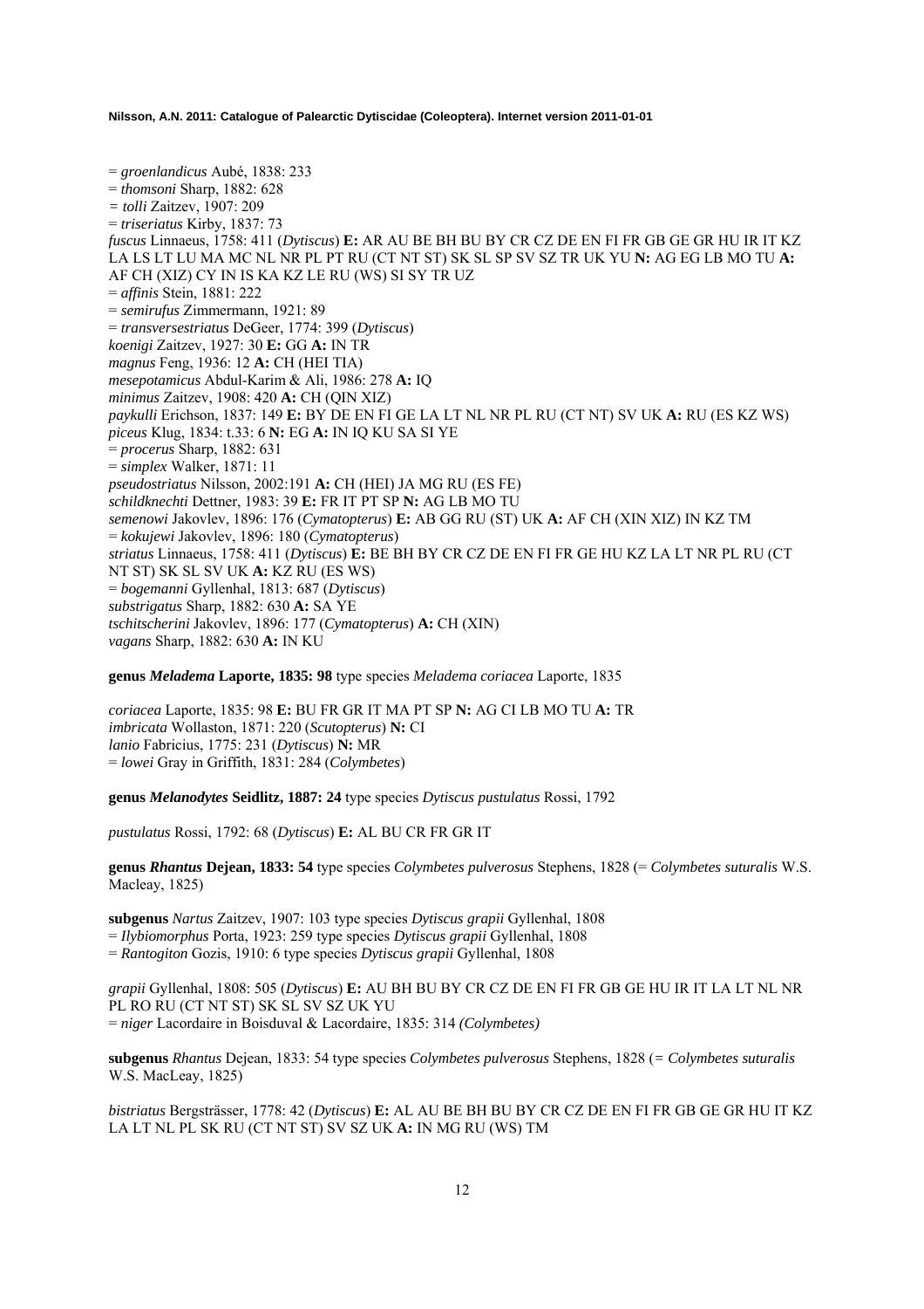= *groenlandicus* Aubé, 1838: 233
= *thomsoni* Sharp, 1882: 628
= *tolli* Zaitzev, 1907: 209
= *triseriatus* Kirby, 1837: 73
*fuscus* Linnaeus, 1758: 411 (*Dytiscus*) **E:** AR AU BE BH BU BY CR CZ DE EN FI FR GB GE GR HU IR IT KZ LA LS LT LU MA MC NL NR PL PT RU (CT NT ST) SK SL SP SV SZ TR UK YU **N:** AG EG LB MO TU **A:** AF CH (XIZ) CY IN IS KA KZ LE RU (WS) SI SY TR UZ
= *affinis* Stein, 1881: 222
= *semirufus* Zimmermann, 1921: 89
= *transversestriatus* DeGeer, 1774: 399 (*Dytiscus*)
*koenigi* Zaitzev, 1927: 30 **E:** GG **A:** IN TR
*magnus* Feng, 1936: 12 **A:** CH (HEI TIA)
*mesepotamicus* Abdul-Karim & Ali, 1986: 278 **A:** IQ
*minimus* Zaitzev, 1908: 420 **A:** CH (QIN XIZ)
*paykulli* Erichson, 1837: 149 **E:** BY DE EN FI GE LA LT NL NR PL RU (CT NT) SV UK **A:** RU (ES KZ WS)
*piceus* Klug, 1834: t.33: 6 **N:** EG **A:** IN IQ KU SA SI YE
= *procerus* Sharp, 1882: 631
= *simplex* Walker, 1871: 11
*pseudostriatus* Nilsson, 2002:191 **A:** CH (HEI) JA MG RU (ES FE)
*schildknechti* Dettner, 1983: 39 **E:** FR IT PT SP **N:** AG LB MO TU
*semenowi* Jakovlev, 1896: 176 (*Cymatopterus*) **E:** AB GG RU (ST) UK **A:** AF CH (XIN XIZ) IN KZ TM
= *kokujewi* Jakovlev, 1896: 180 (*Cymatopterus*)
*striatus* Linnaeus, 1758: 411 (*Dytiscus*) **E:** BE BH BY CR CZ DE EN FI FR GE HU KZ LA LT NR PL RU (CT NT ST) SK SL SV UK **A:** KZ RU (ES WS)
= *bogemanni* Gyllenhal, 1813: 687 (*Dytiscus*)
*substrigatus* Sharp, 1882: 630 **A:** SA YE
*tschitscherini* Jakovlev, 1896: 177 (*Cymatopterus*) **A:** CH (XIN)
*vagans* Sharp, 1882: 630 **A:** IN KU

**genus *Meladema* Laporte, 1835: 98** type species *Meladema coriacea* Laporte, 1835

*coriacea* Laporte, 1835: 98 **E:** BU FR GR IT MA PT SP **N:** AG CI LB MO TU **A:** TR
*imbricata* Wollaston, 1871: 220 (*Scutopterus*) **N:** CI
*lanio* Fabricius, 1775: 231 (*Dytiscus*) **N:** MR
= *lowei* Gray in Griffith, 1831: 284 (*Colymbetes*)

**genus *Melanodytes* Seidlitz, 1887: 24** type species *Dytiscus pustulatus* Rossi, 1792

*pustulatus* Rossi, 1792: 68 (*Dytiscus*) **E:** AL BU CR FR GR IT

**genus *Rhantus* Dejean, 1833: 54** type species *Colymbetes pulverosus* Stephens, 1828 (= *Colymbetes suturalis* W.S. Macleay, 1825)

**subgenus** *Nartus* Zaitzev, 1907: 103 type species *Dytiscus grapii* Gyllenhal, 1808
= *Ilybiomorphus* Porta, 1923: 259 type species *Dytiscus grapii* Gyllenhal, 1808
= *Rantogiton* Gozis, 1910: 6 type species *Dytiscus grapii* Gyllenhal, 1808

*grapii* Gyllenhal, 1808: 505 (*Dytiscus*) **E:** AU BH BU BY CR CZ DE EN FI FR GB GE HU IR IT LA LT NL NR PL RO RU (CT NT ST) SK SL SV SZ UK YU
= *niger* Lacordaire in Boisduval & Lacordaire, 1835: 314 *(Colymbetes)*

**subgenus** *Rhantus* Dejean, 1833: 54 type species *Colymbetes pulverosus* Stephens, 1828 (= *Colymbetes suturalis* W.S. MacLeay, 1825)

*bistriatus* Bergsträsser, 1778: 42 (*Dytiscus*) **E:** AL AU BE BH BU BY CR CZ DE EN FI FR GB GE GR HU IT KZ LA LT NL PL SK RU (CT NT ST) SV SZ UK **A:** IN MG RU (WS) TM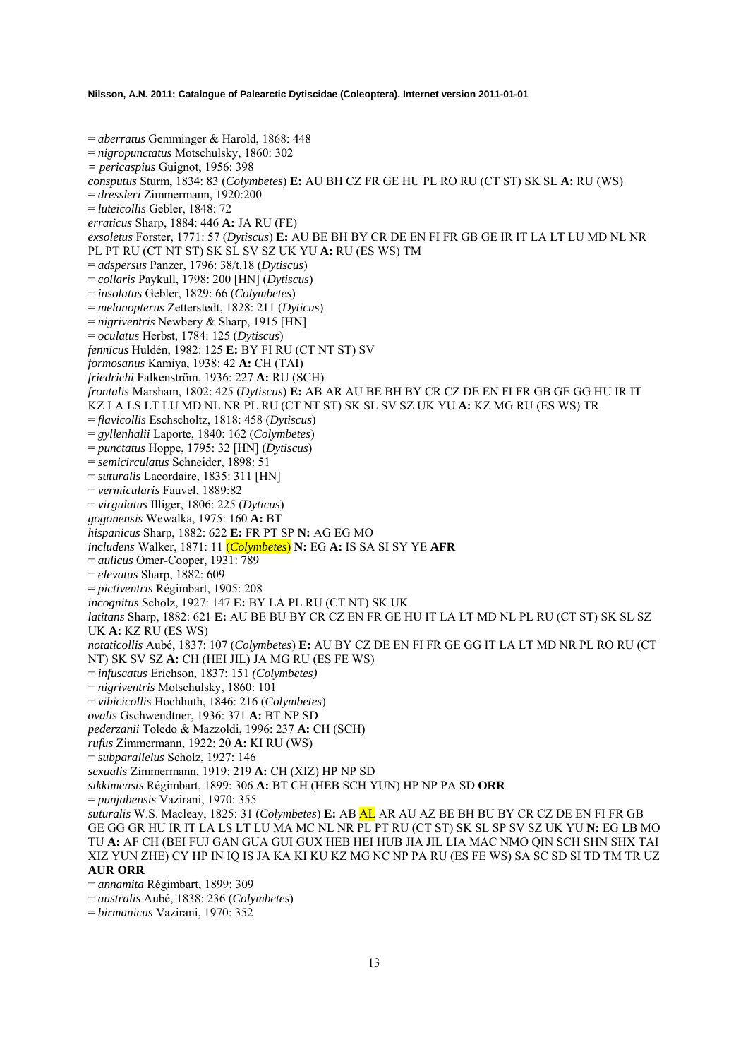= *aberratus* Gemminger & Harold, 1868: 448
= *nigropunctatus* Motschulsky, 1860: 302
= *pericaspius* Guignot, 1956: 398
*consputus* Sturm, 1834: 83 (*Colymbetes*) **E:** AU BH CZ FR GE HU PL RO RU (CT ST) SK SL **A:** RU (WS)
= *dressleri* Zimmermann, 1920:200
= *luteicollis* Gebler, 1848: 72
*erraticus* Sharp, 1884: 446 **A:** JA RU (FE)
*exsoletus* Forster, 1771: 57 (*Dytiscus*) **E:** AU BE BH BY CR DE EN FI FR GB GE IR IT LA LT LU MD NL NR PL PT RU (CT NT ST) SK SL SV SZ UK YU **A:** RU (ES WS) TM
= *adspersus* Panzer, 1796: 38/t.18 (*Dytiscus*)
= *collaris* Paykull, 1798: 200 [HN] (*Dytiscus*)
= *insolatus* Gebler, 1829: 66 (*Colymbetes*)
= *melanopterus* Zetterstedt, 1828: 211 (*Dyticus*)
= *nigriventris* Newbery & Sharp, 1915 [HN]
= *oculatus* Herbst, 1784: 125 (*Dytiscus*)
*fennicus* Huldén, 1982: 125 **E:** BY FI RU (CT NT ST) SV
*formosanus* Kamiya, 1938: 42 **A:** CH (TAI)
*friedrichi* Falkenström, 1936: 227 **A:** RU (SCH)
*frontalis* Marsham, 1802: 425 (*Dytiscus*) **E:** AB AR AU BE BH BY CR CZ DE EN FI FR GB GE GG HU IR IT KZ LA LS LT LU MD NL NR PL RU (CT NT ST) SK SL SV SZ UK YU **A:** KZ MG RU (ES WS) TR
= *flavicollis* Eschscholtz, 1818: 458 (*Dytiscus*)
= *gyllenhalii* Laporte, 1840: 162 (*Colymbetes*)
= *punctatus* Hoppe, 1795: 32 [HN] (*Dytiscus*)
= *semicirculatus* Schneider, 1898: 51
= *suturalis* Lacordaire, 1835: 311 [HN]
= *vermicularis* Fauvel, 1889:82
= *virgulatus* Illiger, 1806: 225 (*Dyticus*)
*gogonensis* Wewalka, 1975: 160 **A:** BT
*hispanicus* Sharp, 1882: 622 **E:** FR PT SP **N:** AG EG MO
*includens* Walker, 1871: 11 (*Colymbetes*) **N:** EG **A:** IS SA SI SY YE **AFR**
= *aulicus* Omer-Cooper, 1931: 789
= *elevatus* Sharp, 1882: 609
= *pictiventris* Régimbart, 1905: 208
*incognitus* Scholz, 1927: 147 **E:** BY LA PL RU (CT NT) SK UK
*latitans* Sharp, 1882: 621 **E:** AU BE BU BY CR CZ EN FR GE HU IT LA LT MD NL PL RU (CT ST) SK SL SZ UK **A:** KZ RU (ES WS)
*notaticollis* Aubé, 1837: 107 (*Colymbetes*) **E:** AU BY CZ DE EN FI FR GE GG IT LA LT MD NR PL RO RU (CT NT) SK SV SZ **A:** CH (HEI JIL) JA MG RU (ES FE WS)
= *infuscatus* Erichson, 1837: 151 *(Colymbetes)*
= *nigriventris* Motschulsky, 1860: 101
= *vibicicollis* Hochhuth, 1846: 216 (*Colymbetes*)
*ovalis* Gschwendtner, 1936: 371 **A:** BT NP SD
*pederzanii* Toledo & Mazzoldi, 1996: 237 **A:** CH (SCH)
*rufus* Zimmermann, 1922: 20 **A:** KI RU (WS)
= *subparallelus* Scholz, 1927: 146
*sexualis* Zimmermann, 1919: 219 **A:** CH (XIZ) HP NP SD
*sikkimensis* Régimbart, 1899: 306 **A:** BT CH (HEB SCH YUN) HP NP PA SD **ORR**
= *punjabensis* Vazirani, 1970: 355
*suturalis* W.S. Macleay, 1825: 31 (*Colymbetes*) **E:** AB AL AR AU AZ BE BH BU BY CR CZ DE EN FI FR GB GE GG GR HU IR IT LA LS LT LU MA MC NL NR PL PT RU (CT ST) SK SL SP SV SZ UK YU **N:** EG LB MO TU **A:** AF CH (BEI FUJ GAN GUA GUI GUX HEB HEI HUB JIA JIL LIA MAC NMO QIN SCH SHN SHX TAI XIZ YUN ZHE) CY HP IN IQ IS JA KA KI KU KZ MG NC NP PA RU (ES FE WS) SA SC SD SI TD TM TR UZ **AUR ORR**
= *annamita* Régimbart, 1899: 309
= *australis* Aubé, 1838: 236 (*Colymbetes*)
= *birmanicus* Vazirani, 1970: 352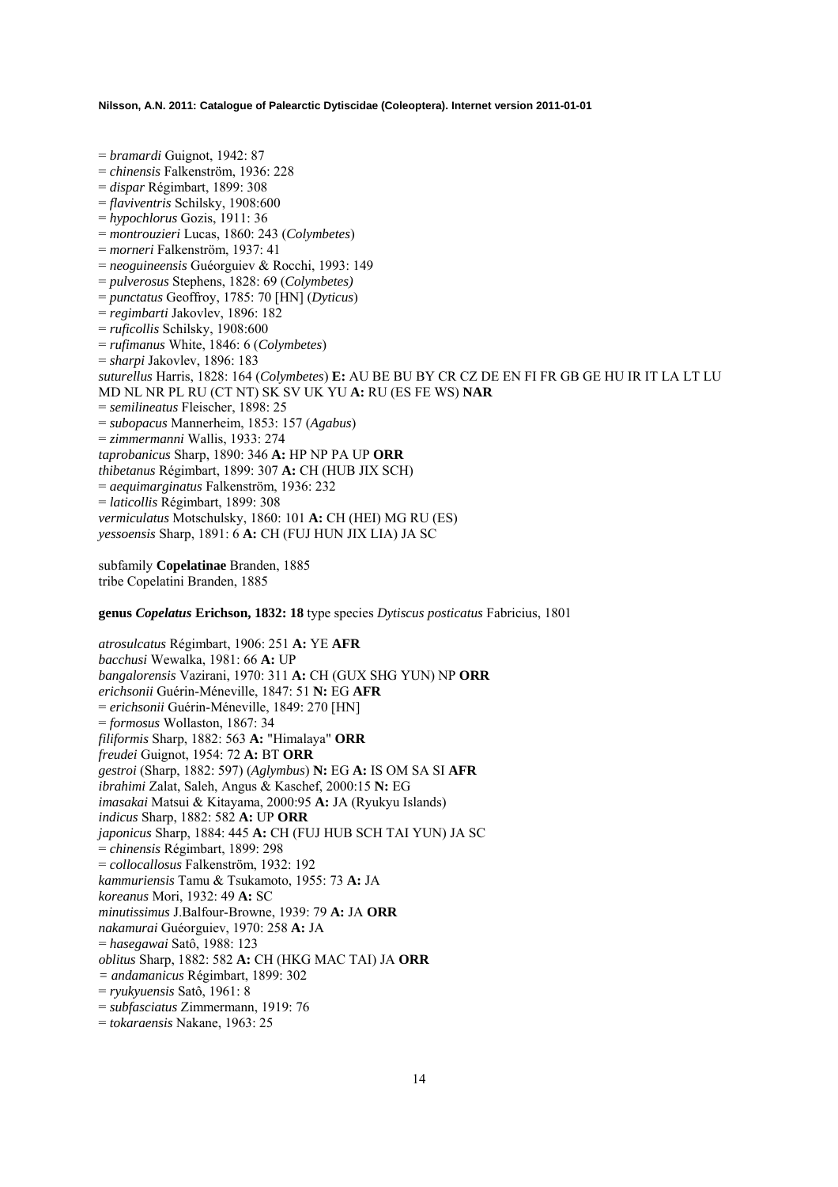= *bramardi* Guignot, 1942: 87
= *chinensis* Falkenström, 1936: 228
= *dispar* Régimbart, 1899: 308
= *flaviventris* Schilsky, 1908:600
= *hypochlorus* Gozis, 1911: 36
= *montrouzieri* Lucas, 1860: 243 (*Colymbetes*)
= *morneri* Falkenström, 1937: 41
= *neoguineensis* Guéorguiev & Rocchi, 1993: 149
= *pulverosus* Stephens, 1828: 69 (*Colymbetes)*
= *punctatus* Geoffroy, 1785: 70 [HN] (*Dyticus*)
= *regimbarti* Jakovlev, 1896: 182
= *ruficollis* Schilsky, 1908:600
= *rufimanus* White, 1846: 6 (*Colymbetes*)
= *sharpi* Jakovlev, 1896: 183
*suturellus* Harris, 1828: 164 (*Colymbetes*) **E:** AU BE BU BY CR CZ DE EN FI FR GB GE HU IR IT LA LT LU MD NL NR PL RU (CT NT) SK SV UK YU **A:** RU (ES FE WS) **NAR**
= *semilineatus* Fleischer, 1898: 25
= *subopacus* Mannerheim, 1853: 157 (*Agabus*)
= *zimmermanni* Wallis, 1933: 274
*taprobanicus* Sharp, 1890: 346 **A:** HP NP PA UP **ORR**
*thibetanus* Régimbart, 1899: 307 **A:** CH (HUB JIX SCH)
= *aequimarginatus* Falkenström, 1936: 232
= *laticollis* Régimbart, 1899: 308
*vermiculatus* Motschulsky, 1860: 101 **A:** CH (HEI) MG RU (ES)
*yessoensis* Sharp, 1891: 6 **A:** CH (FUJ HUN JIX LIA) JA SC

subfamily **Copelatinae** Branden, 1885
tribe Copelatini Branden, 1885

**genus *Copelatus* Erichson, 1832: 18** type species *Dytiscus posticatus* Fabricius, 1801

*atrosulcatus* Régimbart, 1906: 251 **A:** YE **AFR**
*bacchusi* Wewalka, 1981: 66 **A:** UP
*bangalorensis* Vazirani, 1970: 311 **A:** CH (GUX SHG YUN) NP **ORR**
*erichsonii* Guérin-Méneville, 1847: 51 **N:** EG **AFR**
= *erichsonii* Guérin-Méneville, 1849: 270 [HN]
= *formosus* Wollaston, 1867: 34
*filiformis* Sharp, 1882: 563 **A:** "Himalaya" **ORR**
*freudei* Guignot, 1954: 72 **A:** BT **ORR**
*gestroi* (Sharp, 1882: 597) (*Aglymbus*) **N:** EG **A:** IS OM SA SI **AFR**
*ibrahimi* Zalat, Saleh, Angus & Kaschef, 2000:15 **N:** EG
*imasakai* Matsui & Kitayama, 2000:95 **A:** JA (Ryukyu Islands)
*indicus* Sharp, 1882: 582 **A:** UP **ORR**
*japonicus* Sharp, 1884: 445 **A:** CH (FUJ HUB SCH TAI YUN) JA SC
= *chinensis* Régimbart, 1899: 298
= *collocallosus* Falkenström, 1932: 192
*kammuriensis* Tamu & Tsukamoto, 1955: 73 **A:** JA
*koreanus* Mori, 1932: 49 **A:** SC
*minutissimus* J.Balfour-Browne, 1939: 79 **A:** JA **ORR**
*nakamurai* Guéorguiev, 1970: 258 **A:** JA
= *hasegawai* Satô, 1988: 123
*oblitus* Sharp, 1882: 582 **A:** CH (HKG MAC TAI) JA **ORR**
*= andamanicus* Régimbart, 1899: 302
= *ryukyuensis* Satô, 1961: 8
= *subfasciatus* Zimmermann, 1919: 76
= *tokaraensis* Nakane, 1963: 25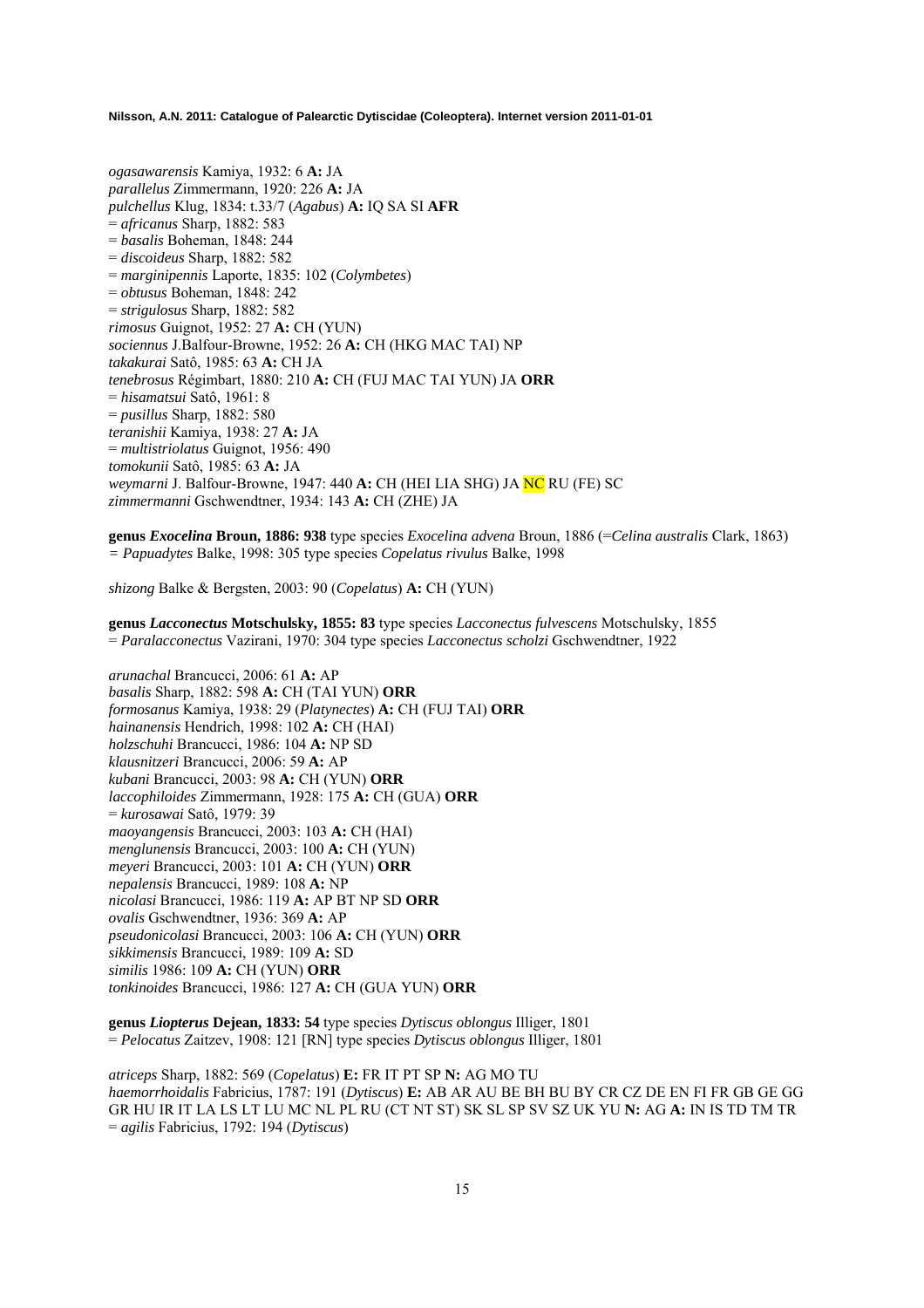*ogasawarensis* Kamiya, 1932: 6 **A:** JA
*parallellus* Zimmermann, 1920: 226 **A:** JA
*pulchellus* Klug, 1834: t.33/7 (*Agabus*) **A:** IQ SA SI **AFR**
= *africanus* Sharp, 1882: 583
= *basalis* Boheman, 1848: 244
= *discoideus* Sharp, 1882: 582
= *marginipennis* Laporte, 1835: 102 (*Colymbetes*)
= *obtusus* Boheman, 1848: 242
= *strigulosus* Sharp, 1882: 582
*rimosus* Guignot, 1952: 27 **A:** CH (YUN)
*sociennus* J.Balfour-Browne, 1952: 26 **A:** CH (HKG MAC TAI) NP
*takakurai* Satô, 1985: 63 **A:** CH JA
*tenebrosus* Régimbart, 1880: 210 **A:** CH (FUJ MAC TAI YUN) JA **ORR**
= *hisamatsui* Satô, 1961: 8
= *pusillus* Sharp, 1882: 580
*teranishii* Kamiya, 1938: 27 **A:** JA
= *multistriolatus* Guignot, 1956: 490
*tomokunii* Satô, 1985: 63 **A:** JA
*weymarni* J. Balfour-Browne, 1947: 440 **A:** CH (HEI LIA SHG) JA NC RU (FE) SC
*zimmermanni* Gschwendtner, 1934: 143 **A:** CH (ZHE) JA

**genus *Exocelina* Broun, 1886: 938** type species *Exocelina advena* Broun, 1886 (=*Celina australis* Clark, 1863)
*= Papuadytes* Balke, 1998: 305 type species *Copelatus rivulus* Balke, 1998

*shizong* Balke & Bergsten, 2003: 90 (*Copelatus*) **A:** CH (YUN)

**genus *Lacconectus* Motschulsky, 1855: 83** type species *Lacconectus fulvescens* Motschulsky, 1855
= *Paralacconectus* Vazirani, 1970: 304 type species *Lacconectus scholzi* Gschwendtner, 1922

*arunachal* Brancucci, 2006: 61 **A:** AP
*basalis* Sharp, 1882: 598 **A:** CH (TAI YUN) **ORR**
*formosanus* Kamiya, 1938: 29 (*Platynectes*) **A:** CH (FUJ TAI) **ORR**
*hainanensis* Hendrich, 1998: 102 **A:** CH (HAI)
*holzschuhi* Brancucci, 1986: 104 **A:** NP SD
*klausnitzeri* Brancucci, 2006: 59 **A:** AP
*kubani* Brancucci, 2003: 98 **A:** CH (YUN) **ORR**
*laccophiloides* Zimmermann, 1928: 175 **A:** CH (GUA) **ORR**
= *kurosawai* Satô, 1979: 39
*maoyangensis* Brancucci, 2003: 103 **A:** CH (HAI)
*menglunensis* Brancucci, 2003: 100 **A:** CH (YUN)
*meyeri* Brancucci, 2003: 101 **A:** CH (YUN) **ORR**
*nepalensis* Brancucci, 1989: 108 **A:** NP
*nicolasi* Brancucci, 1986: 119 **A:** AP BT NP SD **ORR**
*ovalis* Gschwendtner, 1936: 369 **A:** AP
*pseudonicolasi* Brancucci, 2003: 106 **A:** CH (YUN) **ORR**
*sikkimensis* Brancucci, 1989: 109 **A:** SD
*similis* 1986: 109 **A:** CH (YUN) **ORR**
*tonkinoides* Brancucci, 1986: 127 **A:** CH (GUA YUN) **ORR**

**genus *Liopterus* Dejean, 1833: 54** type species *Dytiscus oblongus* Illiger, 1801
= *Pelocatus* Zaitzev, 1908: 121 [RN] type species *Dytiscus oblongus* Illiger, 1801

*atriceps* Sharp, 1882: 569 (*Copelatus*) **E:** FR IT PT SP **N:** AG MO TU
*haemorrhoidalis* Fabricius, 1787: 191 (*Dytiscus*) **E:** AB AR AU BE BH BU BY CR CZ DE EN FI FR GB GE GG GR HU IR IT LA LS LT LU MC NL PL RU (CT NT ST) SK SL SP SV SZ UK YU **N:** AG **A:** IN IS TD TM TR
= *agilis* Fabricius, 1792: 194 (*Dytiscus*)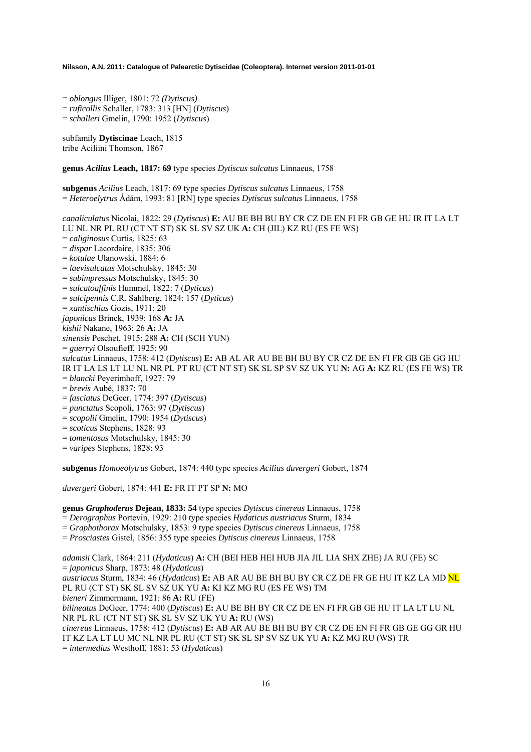= *oblongus* Illiger, 1801: 72 *(Dytiscus)*
= *ruficollis* Schaller, 1783: 313 [HN] (*Dytiscus*)
= *schalleri* Gmelin, 1790: 1952 (*Dytiscus*)

subfamily **Dytiscinae** Leach, 1815
tribe Aciliini Thomson, 1867

**genus *Acilius* Leach, 1817: 69** type species *Dytiscus sulcatus* Linnaeus, 1758

**subgenus** *Acilius* Leach, 1817: 69 type species *Dytiscus sulcatus* Linnaeus, 1758
= *Heteroelytrus* Ádám, 1993: 81 [RN] type species *Dytiscus sulcatus* Linnaeus, 1758

*canaliculatus* Nicolai, 1822: 29 (*Dytiscus*) **E:** AU BE BH BU BY CR CZ DE EN FI FR GB GE HU IR IT LA LT LU NL NR PL RU (CT NT ST) SK SL SV SZ UK **A:** CH (JIL) KZ RU (ES FE WS)
= *caliginosus* Curtis, 1825: 63
= *dispar* Lacordaire, 1835: 306
= *kotulae* Ulanowski, 1884: 6
= *laevisulcatus* Motschulsky, 1845: 30
= *subimpressus* Motschulsky, 1845: 30
= *sulcatoaffinis* Hummel, 1822: 7 (*Dyticus*)
= *sulcipennis* C.R. Sahlberg, 1824: 157 (*Dyticus*)
= *xantischius* Gozis, 1911: 20
*japonicus* Brinck, 1939: 168 **A:** JA
*kishii* Nakane, 1963: 26 **A:** JA
*sinensis* Peschet, 1915: 288 **A:** CH (SCH YUN)
= *guerryi* Olsoufieff, 1925: 90
*sulcatus* Linnaeus, 1758: 412 (*Dytiscus*) **E:** AB AL AR AU BE BH BU BY CR CZ DE EN FI FR GB GE GG HU IR IT LA LS LT LU NL NR PL PT RU (CT NT ST) SK SL SP SV SZ UK YU **N:** AG **A:** KZ RU (ES FE WS) TR
= *blancki* Peyerimhoff, 1927: 79
= *brevis* Aubé, 1837: 70
= *fasciatus* DeGeer, 1774: 397 (*Dytiscus*)
= *punctatus* Scopoli, 1763: 97 (*Dytiscus*)
= *scopolii* Gmelin, 1790: 1954 (*Dytiscus*)
= *scoticus* Stephens, 1828: 93
= *tomentosus* Motschulsky, 1845: 30
= *varipes* Stephens, 1828: 93

**subgenus** *Homoeolytrus* Gobert, 1874: 440 type species *Acilius duvergeri* Gobert, 1874

*duvergeri* Gobert, 1874: 441 **E:** FR IT PT SP **N:** MO

**genus *Graphoderus* Dejean, 1833: 54** type species *Dytiscus cinereus* Linnaeus, 1758
= *Derographus* Portevin, 1929: 210 type species *Hydaticus austriacus* Sturm, 1834
= *Graphothorax* Motschulsky, 1853: 9 type species *Dytiscus cinereus* Linnaeus, 1758
= *Prosciastes* Gistel, 1856: 355 type species *Dytiscus cinereus* Linnaeus, 1758

*adamsii* Clark, 1864: 211 (*Hydaticus*) **A:** CH (BEI HEB HEI HUB JIA JIL LIA SHX ZHE) JA RU (FE) SC
= *japonicus* Sharp, 1873: 48 (*Hydaticus*)
*austriacus* Sturm, 1834: 46 (*Hydaticus*) **E:** AB AR AU BE BH BU BY CR CZ DE FR GE HU IT KZ LA MD NL PL RU (CT ST) SK SL SV SZ UK YU **A:** KI KZ MG RU (ES FE WS) TM
*bieneri* Zimmermann, 1921: 86 **A:** RU (FE)
*bilineatus* DeGeer, 1774: 400 (*Dytiscus*) **E:** AU BE BH BY CR CZ DE EN FI FR GB GE HU IT LA LT LU NL NR PL RU (CT NT ST) SK SL SV SZ UK YU **A:** RU (WS)
*cinereus* Linnaeus, 1758: 412 (*Dytiscus*) **E:** AB AR AU BE BH BU BY CR CZ DE EN FI FR GB GE GG GR HU IT KZ LA LT LU MC NL NR PL RU (CT ST) SK SL SP SV SZ UK YU **A:** KZ MG RU (WS) TR
= *intermedius* Westhoff, 1881: 53 (*Hydaticus*)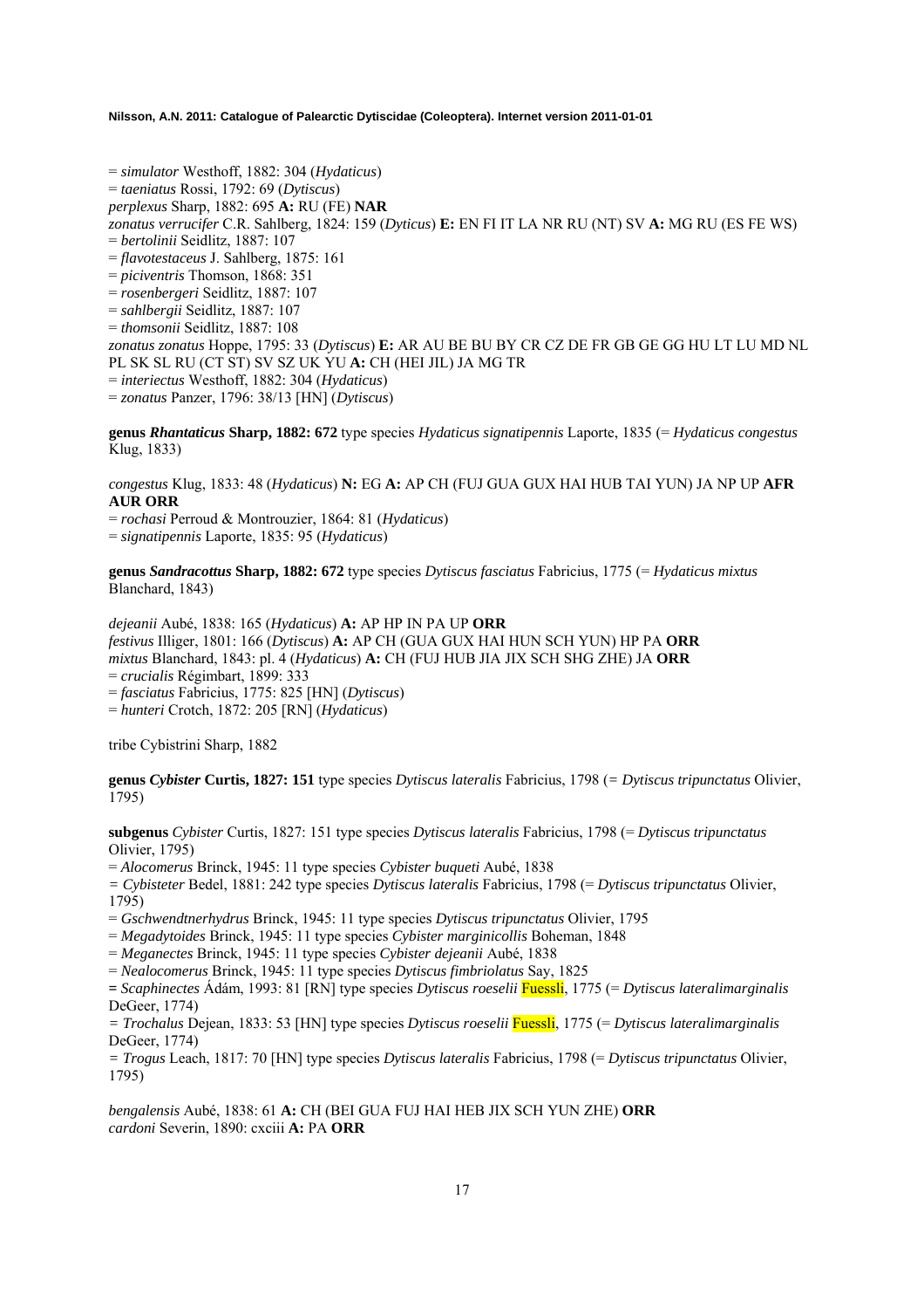= *simulator* Westhoff, 1882: 304 (*Hydaticus*)
= *taeniatus* Rossi, 1792: 69 (*Dytiscus*)
*perplexus* Sharp, 1882: 695 **A:** RU (FE) **NAR**
*zonatus verrucifer* C.R. Sahlberg, 1824: 159 (*Dyticus*) **E:** EN FI IT LA NR RU (NT) SV **A:** MG RU (ES FE WS)
= *bertolinii* Seidlitz, 1887: 107
= *flavotestaceus* J. Sahlberg, 1875: 161
= *piciventris* Thomson, 1868: 351
= *rosenbergeri* Seidlitz, 1887: 107
= *sahlbergii* Seidlitz, 1887: 107
= *thomsonii* Seidlitz, 1887: 108
*zonatus zonatus* Hoppe, 1795: 33 (*Dytiscus*) **E:** AR AU BE BU BY CR CZ DE FR GB GE GG HU LT LU MD NL PL SK SL RU (CT ST) SV SZ UK YU **A:** CH (HEI JIL) JA MG TR
= *interiectus* Westhoff, 1882: 304 (*Hydaticus*)
= *zonatus* Panzer, 1796: 38/13 [HN] (*Dytiscus*)

**genus *Rhantaticus* Sharp, 1882: 672** type species *Hydaticus signatipennis* Laporte, 1835 (= *Hydaticus congestus* Klug, 1833)

*congestus* Klug, 1833: 48 (*Hydaticus*) **N:** EG **A:** AP CH (FUJ GUA GUX HAI HUB TAI YUN) JA NP UP **AFR AUR ORR**
= *rochasi* Perroud & Montrouzier, 1864: 81 (*Hydaticus*)
= *signatipennis* Laporte, 1835: 95 (*Hydaticus*)

**genus *Sandracottus* Sharp, 1882: 672** type species *Dytiscus fasciatus* Fabricius, 1775 (= *Hydaticus mixtus* Blanchard, 1843)

*dejeanii* Aubé, 1838: 165 (*Hydaticus*) **A:** AP HP IN PA UP **ORR**
*festivus* Illiger, 1801: 166 (*Dytiscus*) **A:** AP CH (GUA GUX HAI HUN SCH YUN) HP PA **ORR**
*mixtus* Blanchard, 1843: pl. 4 (*Hydaticus*) **A:** CH (FUJ HUB JIA JIX SCH SHG ZHE) JA **ORR**
= *crucialis* Régimbart, 1899: 333
= *fasciatus* Fabricius, 1775: 825 [HN] (*Dytiscus*)
= *hunteri* Crotch, 1872: 205 [RN] (*Hydaticus*)

tribe Cybistrini Sharp, 1882

**genus *Cybister* Curtis, 1827: 151** type species *Dytiscus lateralis* Fabricius, 1798 (= *Dytiscus tripunctatus* Olivier, 1795)

**subgenus** *Cybister* Curtis, 1827: 151 type species *Dytiscus lateralis* Fabricius, 1798 (= *Dytiscus tripunctatus* Olivier, 1795)
= *Alocomerus* Brinck, 1945: 11 type species *Cybister buqueti* Aubé, 1838
= *Cybisteter* Bedel, 1881: 242 type species *Dytiscus lateralis* Fabricius, 1798 (= *Dytiscus tripunctatus* Olivier, 1795)
= *Gschwendtnerhydrus* Brinck, 1945: 11 type species *Dytiscus tripunctatus* Olivier, 1795
= *Megadytoides* Brinck, 1945: 11 type species *Cybister marginicollis* Boheman, 1848
= *Meganectes* Brinck, 1945: 11 type species *Cybister dejeanii* Aubé, 1838
= *Nealocomerus* Brinck, 1945: 11 type species *Dytiscus fimbriolatus* Say, 1825
= *Scaphinectes* Ádám, 1993: 81 [RN] type species *Dytiscus roeselii* Fuessli, 1775 (= *Dytiscus lateralimarginalis* DeGeer, 1774)
= *Trochalus* Dejean, 1833: 53 [HN] type species *Dytiscus roeselii* Fuessli, 1775 (= *Dytiscus lateralimarginalis* DeGeer, 1774)
= *Trogus* Leach, 1817: 70 [HN] type species *Dytiscus lateralis* Fabricius, 1798 (= *Dytiscus tripunctatus* Olivier, 1795)

*bengalensis* Aubé, 1838: 61 **A:** CH (BEI GUA FUJ HAI HEB JIX SCH YUN ZHE) **ORR**
*cardoni* Severin, 1890: cxciii **A:** PA **ORR**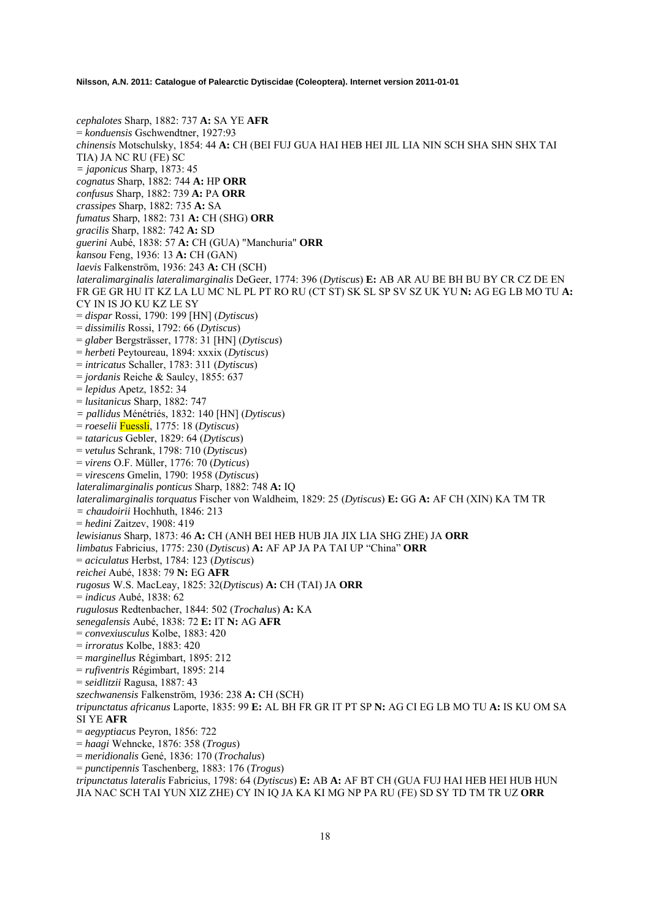*cephalotes* Sharp, 1882: 737 **A:** SA YE **AFR**
= *konduensis* Gschwendtner, 1927:93
*chinensis* Motschulsky, 1854: 44 **A:** CH (BEI FUJ GUA HAI HEB HEI JIL LIA NIN SCH SHA SHN SHX TAI TIA) JA NC RU (FE) SC
= *japonicus* Sharp, 1873: 45
*cognatus* Sharp, 1882: 744 **A:** HP **ORR**
*confusus* Sharp, 1882: 739 **A:** PA **ORR**
*crassipes* Sharp, 1882: 735 **A:** SA
*fumatus* Sharp, 1882: 731 **A:** CH (SHG) **ORR**
*gracilis* Sharp, 1882: 742 **A:** SD
*guerini* Aubé, 1838: 57 **A:** CH (GUA) "Manchuria" **ORR**
*kansou* Feng, 1936: 13 **A:** CH (GAN)
*laevis* Falkenström, 1936: 243 **A:** CH (SCH)
*lateralimarginalis lateralimarginalis* DeGeer, 1774: 396 (*Dytiscus*) **E:** AB AR AU BE BH BU BY CR CZ DE EN FR GE GR HU IT KZ LA LU MC NL PL PT RO RU (CT ST) SK SL SP SV SZ UK YU **N:** AG EG LB MO TU **A:** CY IN IS JO KU KZ LE SY
= *dispar* Rossi, 1790: 199 [HN] (*Dytiscus*)
= *dissimilis* Rossi, 1792: 66 (*Dytiscus*)
= *glaber* Bergsträsser, 1778: 31 [HN] (*Dytiscus*)
= *herbeti* Peytoureau, 1894: xxxix (*Dytiscus*)
= *intricatus* Schaller, 1783: 311 (*Dytiscus*)
= *jordanis* Reiche & Saulcy, 1855: 637
= *lepidus* Apetz, 1852: 34
= *lusitanicus* Sharp, 1882: 747
= *pallidus* Ménétriés, 1832: 140 [HN] (*Dytiscus*)
= *roeselii* Fuessli, 1775: 18 (*Dytiscus*)
= *tataricus* Gebler, 1829: 64 (*Dytiscus*)
= *vetulus* Schrank, 1798: 710 (*Dytiscus*)
= *virens* O.F. Müller, 1776: 70 (*Dyticus*)
= *virescens* Gmelin, 1790: 1958 (*Dytiscus*)
*lateralimarginalis ponticus* Sharp, 1882: 748 **A:** IQ
*lateralimarginalis torquatus* Fischer von Waldheim, 1829: 25 (*Dytiscus*) **E:** GG **A:** AF CH (XIN) KA TM TR
= *chaudoirii* Hochhuth, 1846: 213
= *hedini* Zaitzev, 1908: 419
*lewisianus* Sharp, 1873: 46 **A:** CH (ANH BEI HEB HUB JIA JIX LIA SHG ZHE) JA **ORR**
*limbatus* Fabricius, 1775: 230 (*Dytiscus*) **A:** AF AP JA PA TAI UP "China" **ORR**
= *aciculatus* Herbst, 1784: 123 (*Dytiscus*)
*reichei* Aubé, 1838: 79 **N:** EG **AFR**
*rugosus* W.S. MacLeay, 1825: 32(*Dytiscus*) **A:** CH (TAI) JA **ORR**
= *indicus* Aubé, 1838: 62
*rugulosus* Redtenbacher, 1844: 502 (*Trochalus*) **A:** KA
*senegalensis* Aubé, 1838: 72 **E:** IT **N:** AG **AFR**
= *convexiusculus* Kolbe, 1883: 420
= *irroratus* Kolbe, 1883: 420
= *marginellus* Régimbart, 1895: 212
= *rufiventris* Régimbart, 1895: 214
= *seidlitzii* Ragusa, 1887: 43
*szechwanensis* Falkenström, 1936: 238 **A:** CH (SCH)
*tripunctatus africanus* Laporte, 1835: 99 **E:** AL BH FR GR IT PT SP **N:** AG CI EG LB MO TU **A:** IS KU OM SA SI YE **AFR**
= *aegyptiacus* Peyron, 1856: 722
= *haagi* Wehncke, 1876: 358 (*Trogus*)
= *meridionalis* Gené, 1836: 170 (*Trochalus*)
= *punctipennis* Taschenberg, 1883: 176 (*Trogus*)
*tripunctatus lateralis* Fabricius, 1798: 64 (*Dytiscus*) **E:** AB **A:** AF BT CH (GUA FUJ HAI HEB HEI HUB HUN JIA NAC SCH TAI YUN XIZ ZHE) CY IN IQ JA KA KI MG NP PA RU (FE) SD SY TD TM TR UZ **ORR**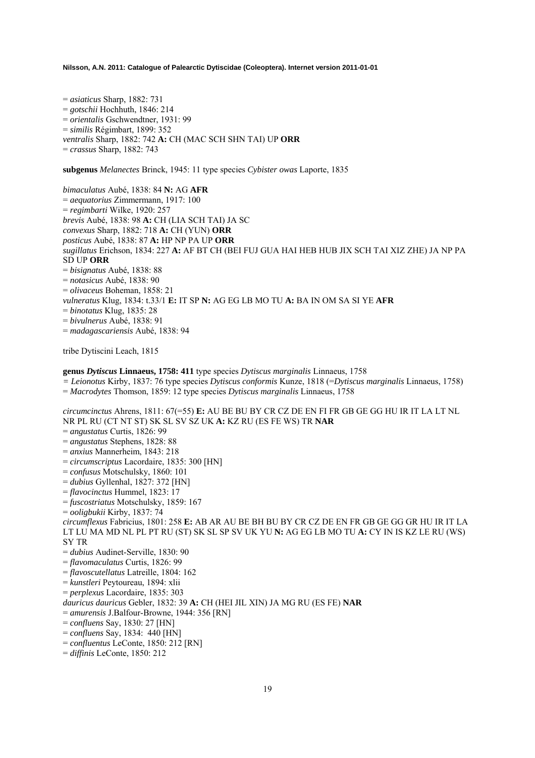= *asiaticus* Sharp, 1882: 731
= *gotschii* Hochhuth, 1846: 214
= *orientalis* Gschwendtner, 1931: 99
= *similis* Régimbart, 1899: 352
*ventralis* Sharp, 1882: 742 **A:** CH (MAC SCH SHN TAI) UP **ORR**
= *crassus* Sharp, 1882: 743

**subgenus** *Melanectes* Brinck, 1945: 11 type species *Cybister owas* Laporte, 1835

*bimaculatus* Aubé, 1838: 84 **N:** AG **AFR**
= *aequatorius* Zimmermann, 1917: 100
= *regimbarti* Wilke, 1920: 257
*brevis* Aubé, 1838: 98 **A:** CH (LIA SCH TAI) JA SC
*convexus* Sharp, 1882: 718 **A:** CH (YUN) **ORR**
*posticus* Aubé, 1838: 87 **A:** HP NP PA UP **ORR**
*sugillatus* Erichson, 1834: 227 **A:** AF BT CH (BEI FUJ GUA HAI HEB HUB JIX SCH TAI XIZ ZHE) JA NP PA SD UP **ORR**
= *bisignatus* Aubé, 1838: 88
= *notasicus* Aubé, 1838: 90
= *olivaceus* Boheman, 1858: 21
*vulneratus* Klug, 1834: t.33/1 **E:** IT SP **N:** AG EG LB MO TU **A:** BA IN OM SA SI YE **AFR**
= *binotatus* Klug, 1835: 28
= *bivulnerus* Aubé, 1838: 91
= *madagascariensis* Aubé, 1838: 94

tribe Dytiscini Leach, 1815

**genus *Dytiscus* Linnaeus, 1758: 411** type species *Dytiscus marginalis* Linnaeus, 1758
= *Leionotus* Kirby, 1837: 76 type species *Dytiscus conformis* Kunze, 1818 (=*Dytiscus marginalis* Linnaeus, 1758)
= *Macrodytes* Thomson, 1859: 12 type species *Dytiscus marginalis* Linnaeus, 1758

*circumcinctus* Ahrens, 1811: 67(=55) **E:** AU BE BU BY CR CZ DE EN FI FR GB GE GG HU IR IT LA LT NL NR PL RU (CT NT ST) SK SL SV SZ UK **A:** KZ RU (ES FE WS) TR **NAR**
= *angustatus* Curtis, 1826: 99
= *angustatus* Stephens, 1828: 88
= *anxius* Mannerheim, 1843: 218
= *circumscriptus* Lacordaire, 1835: 300 [HN]
= *confusus* Motschulsky, 1860: 101
= *dubius* Gyllenhal, 1827: 372 [HN]
= *flavocinctus* Hummel, 1823: 17
= *fuscostriatus* Motschulsky, 1859: 167
= *ooligbukii* Kirby, 1837: 74
*circumflexus* Fabricius, 1801: 258 **E:** AB AR AU BE BH BU BY CR CZ DE EN FR GB GE GG GR HU IR IT LA LT LU MA MD NL PL PT RU (ST) SK SL SP SV UK YU **N:** AG EG LB MO TU **A:** CY IN IS KZ LE RU (WS) SY TR
= *dubius* Audinet-Serville, 1830: 90
= *flavomaculatus* Curtis, 1826: 99
= *flavoscutellatus* Latreille, 1804: 162
= *kunstleri* Peytoureau, 1894: xlii
= *perplexus* Lacordaire, 1835: 303
*dauricus dauricus* Gebler, 1832: 39 **A:** CH (HEI JIL XIN) JA MG RU (ES FE) **NAR**
= *amurensis* J.Balfour-Browne, 1944: 356 [RN]
= *confluens* Say, 1830: 27 [HN]
= *confluens* Say, 1834: 440 [HN]
= *confluentus* LeConte, 1850: 212 [RN]
= *diffinis* LeConte, 1850: 212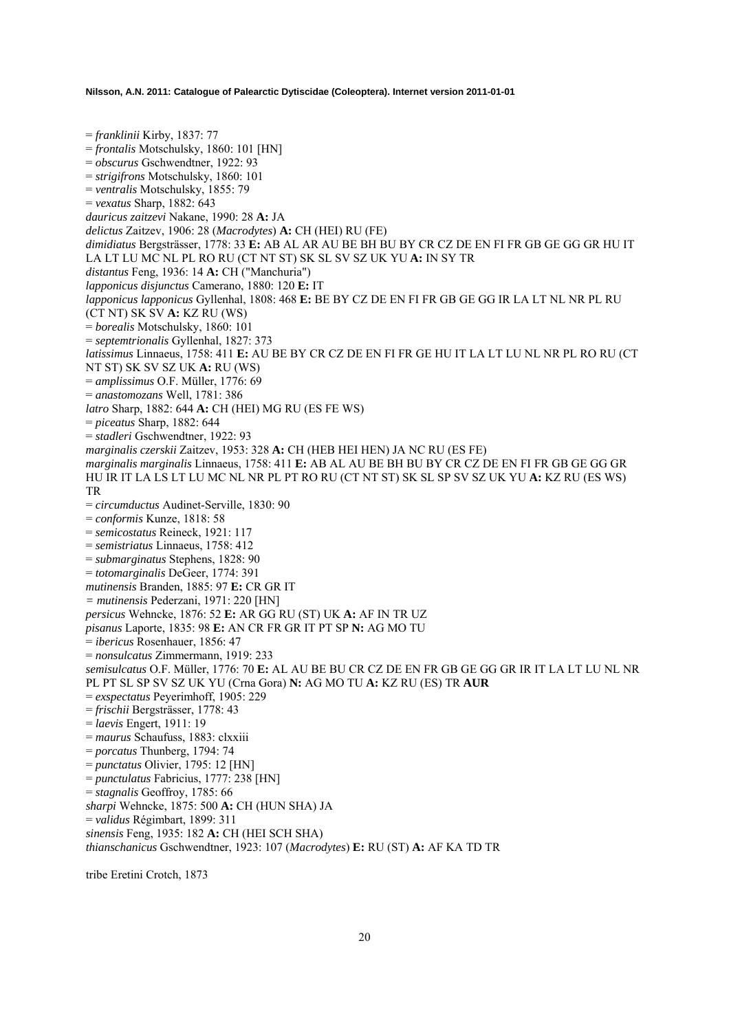= *franklinii* Kirby, 1837: 77
= *frontalis* Motschulsky, 1860: 101 [HN]
= *obscurus* Gschwendtner, 1922: 93
= *strigifrons* Motschulsky, 1860: 101
= *ventralis* Motschulsky, 1855: 79
= *vexatus* Sharp, 1882: 643
*dauricus zaitzevi* Nakane, 1990: 28 **A:** JA
*delictus* Zaitzev, 1906: 28 (*Macrodytes*) **A:** CH (HEI) RU (FE)
*dimidiatus* Bergsträsser, 1778: 33 **E:** AB AL AR AU BE BH BU BY CR CZ DE EN FI FR GB GE GG GR HU IT LA LT LU MC NL PL RO RU (CT NT ST) SK SL SV SZ UK YU **A:** IN SY TR
*distantus* Feng, 1936: 14 **A:** CH ("Manchuria")
*lapponicus disjunctus* Camerano, 1880: 120 **E:** IT
*lapponicus lapponicus* Gyllenhal, 1808: 468 **E:** BE BY CZ DE EN FI FR GB GE GG IR LA LT NL NR PL RU (CT NT) SK SV **A:** KZ RU (WS)
= *borealis* Motschulsky, 1860: 101
= *septemtrionalis* Gyllenhal, 1827: 373
*latissimus* Linnaeus, 1758: 411 **E:** AU BE BY CR CZ DE EN FI FR GE HU IT LA LT LU NL NR PL RO RU (CT NT ST) SK SV SZ UK **A:** RU (WS)
= *amplissimus* O.F. Müller, 1776: 69
= *anastomozans* Well, 1781: 386
*latro* Sharp, 1882: 644 **A:** CH (HEI) MG RU (ES FE WS)
= *piceatus* Sharp, 1882: 644
= *stadleri* Gschwendtner, 1922: 93
*marginalis czerskii* Zaitzev, 1953: 328 **A:** CH (HEB HEI HEN) JA NC RU (ES FE)
*marginalis marginalis* Linnaeus, 1758: 411 **E:** AB AL AU BE BH BU BY CR CZ DE EN FI FR GB GE GG GR HU IR IT LA LS LT LU MC NL NR PL PT RO RU (CT NT ST) SK SL SP SV SZ UK YU **A:** KZ RU (ES WS) TR
= *circumductus* Audinet-Serville, 1830: 90
= *conformis* Kunze, 1818: 58
= *semicostatus* Reineck, 1921: 117
= *semistriatus* Linnaeus, 1758: 412
= *submarginatus* Stephens, 1828: 90
= *totomarginalis* DeGeer, 1774: 391
*mutinensis* Branden, 1885: 97 **E:** CR GR IT
= *mutinensis* Pederzani, 1971: 220 [HN]
*persicus* Wehncke, 1876: 52 **E:** AR GG RU (ST) UK **A:** AF IN TR UZ
*pisanus* Laporte, 1835: 98 **E:** AN CR FR GR IT PT SP **N:** AG MO TU
= *ibericus* Rosenhauer, 1856: 47
= *nonsulcatus* Zimmermann, 1919: 233
*semisulcatus* O.F. Müller, 1776: 70 **E:** AL AU BE BU CR CZ DE EN FR GB GE GG GR IR IT LA LT LU NL NR PL PT SL SP SV SZ UK YU (Crna Gora) **N:** AG MO TU **A:** KZ RU (ES) TR **AUR**
= *exspectatus* Peyerimhoff, 1905: 229
= *frischii* Bergsträsser, 1778: 43
= *laevis* Engert, 1911: 19
= *maurus* Schaufuss, 1883: clxxiii
= *porcatus* Thunberg, 1794: 74
= *punctatus* Olivier, 1795: 12 [HN]
= *punctulatus* Fabricius, 1777: 238 [HN]
= *stagnalis* Geoffroy, 1785: 66
*sharpi* Wehncke, 1875: 500 **A:** CH (HUN SHA) JA
= *validus* Régimbart, 1899: 311
*sinensis* Feng, 1935: 182 **A:** CH (HEI SCH SHA)
*thianschanicus* Gschwendtner, 1923: 107 (*Macrodytes*) **E:** RU (ST) **A:** AF KA TD TR

tribe Eretini Crotch, 1873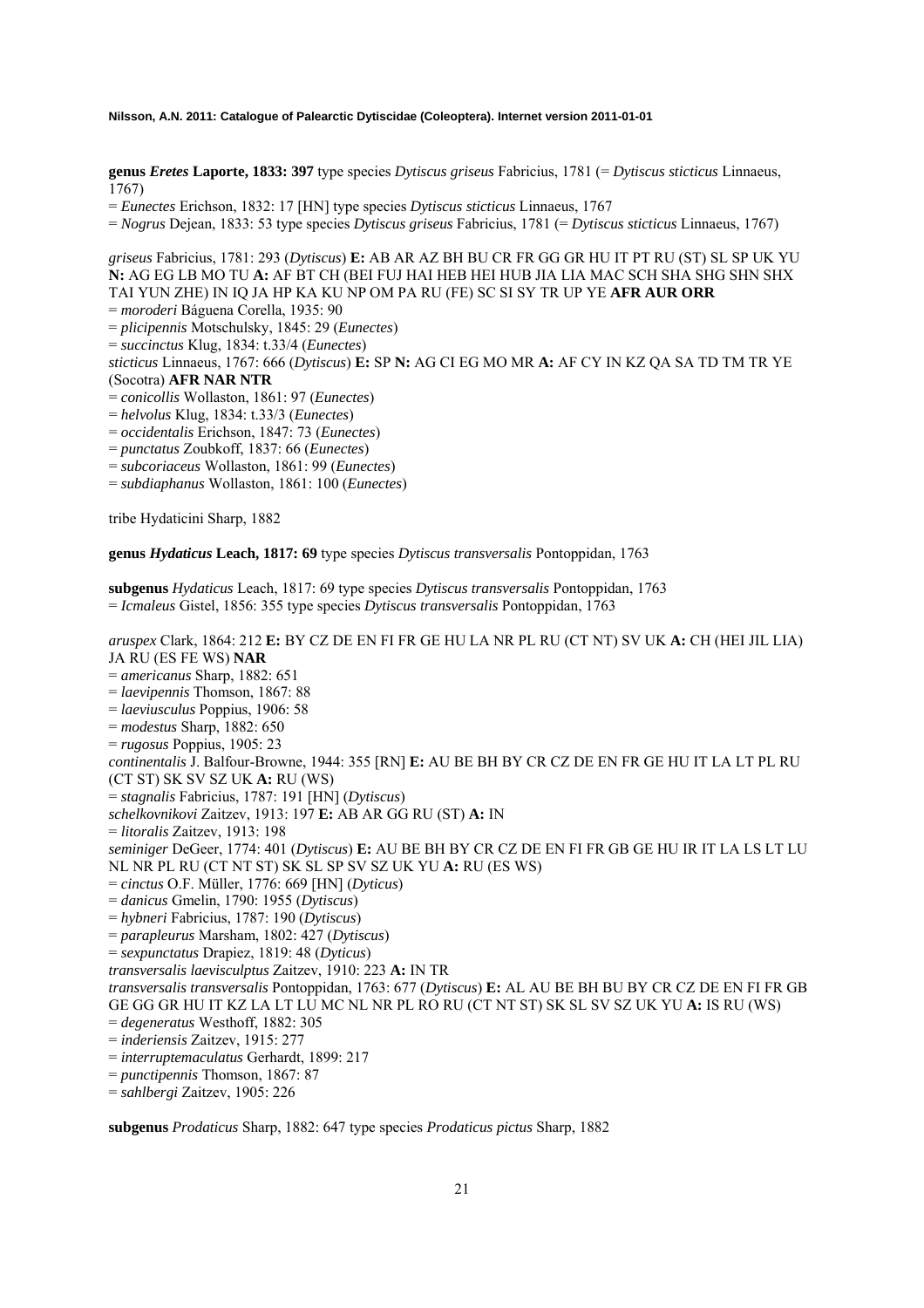**genus *Eretes* Laporte, 1833: 397** type species *Dytiscus griseus* Fabricius, 1781 (= *Dytiscus sticticus* Linnaeus, 1767)
= *Eunectes* Erichson, 1832: 17 [HN] type species *Dytiscus sticticus* Linnaeus, 1767
= *Nogrus* Dejean, 1833: 53 type species *Dytiscus griseus* Fabricius, 1781 (= *Dytiscus sticticus* Linnaeus, 1767)

*griseus* Fabricius, 1781: 293 (*Dytiscus*) **E:** AB AR AZ BH BU CR FR GG GR HU IT PT RU (ST) SL SP UK YU **N:** AG EG LB MO TU **A:** AF BT CH (BEI FUJ HAI HEB HEI HUB JIA LIA MAC SCH SHA SHG SHN SHX TAI YUN ZHE) IN IQ JA HP KA KU NP OM PA RU (FE) SC SI SY TR UP YE **AFR AUR ORR**
= *moroderi* Báguena Corella, 1935: 90
= *plicipennis* Motschulsky, 1845: 29 (*Eunectes*)
= *succinctus* Klug, 1834: t.33/4 (*Eunectes*)
*sticticus* Linnaeus, 1767: 666 (*Dytiscus*) **E:** SP **N:** AG CI EG MO MR **A:** AF CY IN KZ QA SA TD TM TR YE (Socotra) **AFR NAR NTR**
= *conicollis* Wollaston, 1861: 97 (*Eunectes*)
= *helvolus* Klug, 1834: t.33/3 (*Eunectes*)
= *occidentalis* Erichson, 1847: 73 (*Eunectes*)
= *punctatus* Zoubkoff, 1837: 66 (*Eunectes*)
= *subcoriaceus* Wollaston, 1861: 99 (*Eunectes*)
= *subdiaphanus* Wollaston, 1861: 100 (*Eunectes*)

tribe Hydaticini Sharp, 1882

**genus *Hydaticus* Leach, 1817: 69** type species *Dytiscus transversalis* Pontoppidan, 1763

**subgenus** *Hydaticus* Leach, 1817: 69 type species *Dytiscus transversalis* Pontoppidan, 1763
= *Icmaleus* Gistel, 1856: 355 type species *Dytiscus transversalis* Pontoppidan, 1763

*aruspex* Clark, 1864: 212 **E:** BY CZ DE EN FI FR GE HU LA NR PL RU (CT NT) SV UK **A:** CH (HEI JIL LIA) JA RU (ES FE WS) **NAR**
= *americanus* Sharp, 1882: 651
= *laevipennis* Thomson, 1867: 88
= *laeviusculus* Poppius, 1906: 58
= *modestus* Sharp, 1882: 650
= *rugosus* Poppius, 1905: 23
*continentalis* J. Balfour-Browne, 1944: 355 [RN] **E:** AU BE BH BY CR CZ DE EN FR GE HU IT LA LT PL RU (CT ST) SK SV SZ UK **A:** RU (WS)
= *stagnalis* Fabricius, 1787: 191 [HN] (*Dytiscus*)
*schelkovnikovi* Zaitzev, 1913: 197 **E:** AB AR GG RU (ST) **A:** IN
= *litoralis* Zaitzev, 1913: 198
*seminiger* DeGeer, 1774: 401 (*Dytiscus*) **E:** AU BE BH BY CR CZ DE EN FI FR GB GE HU IR IT LA LS LT LU NL NR PL RU (CT NT ST) SK SL SP SV SZ UK YU **A:** RU (ES WS)
= *cinctus* O.F. Müller, 1776: 669 [HN] (*Dyticus*)
= *danicus* Gmelin, 1790: 1955 (*Dytiscus*)
= *hybneri* Fabricius, 1787: 190 (*Dytiscus*)
= *parapleurus* Marsham, 1802: 427 (*Dytiscus*)
= *sexpunctatus* Drapiez, 1819: 48 (*Dyticus*)
*transversalis laevisculptus* Zaitzev, 1910: 223 **A:** IN TR
*transversalis transversalis* Pontoppidan, 1763: 677 (*Dytiscus*) **E:** AL AU BE BH BU BY CR CZ DE EN FI FR GB GE GG GR HU IT KZ LA LT LU MC NL NR PL RO RU (CT NT ST) SK SL SV SZ UK YU **A:** IS RU (WS)
= *degeneratus* Westhoff, 1882: 305
= *inderiensis* Zaitzev, 1915: 277
= *interruptemaculatus* Gerhardt, 1899: 217
= *punctipennis* Thomson, 1867: 87
= *sahlbergi* Zaitzev, 1905: 226

**subgenus** *Prodaticus* Sharp, 1882: 647 type species *Prodaticus pictus* Sharp, 1882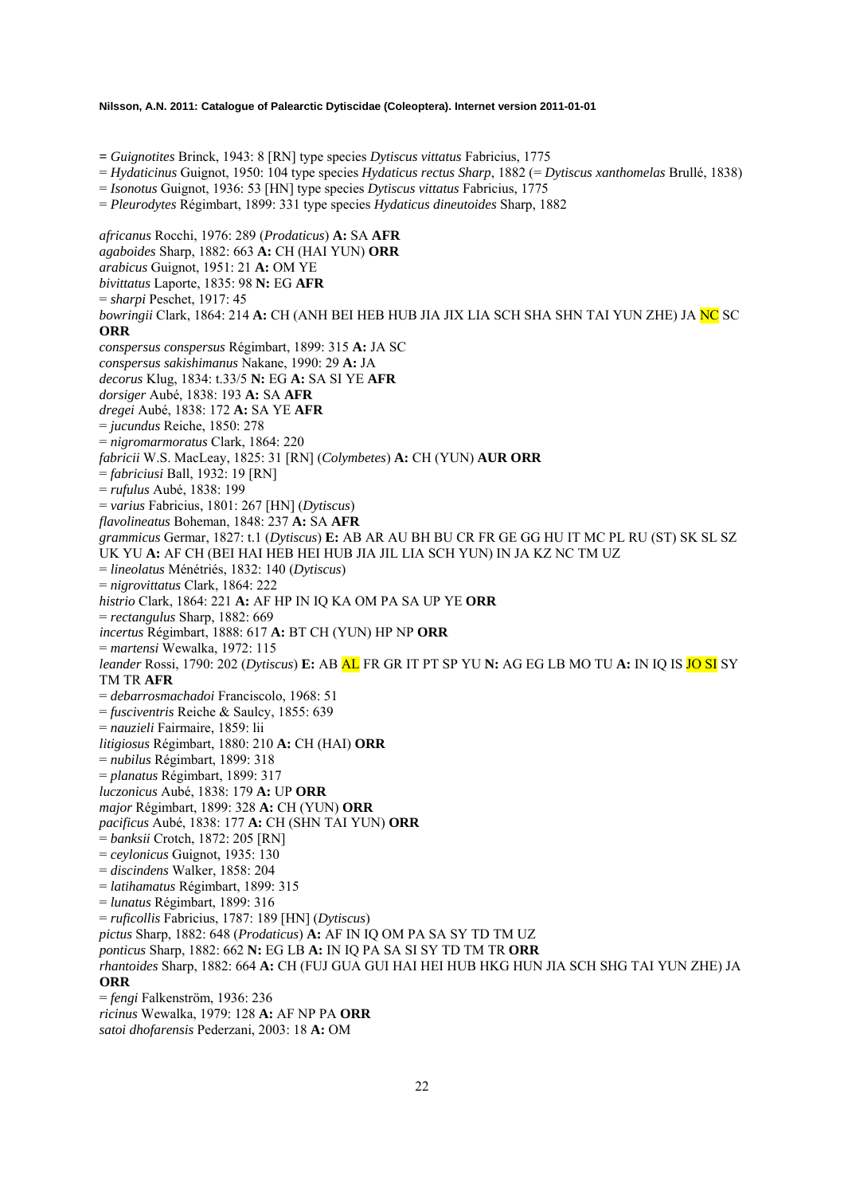= *Guignotites* Brinck, 1943: 8 [RN] type species *Dytiscus vittatus* Fabricius, 1775
= *Hydaticinus* Guignot, 1950: 104 type species *Hydaticus rectus Sharp*, 1882 (= *Dytiscus xanthomelas* Brullé, 1838)
= *Isonotus* Guignot, 1936: 53 [HN] type species *Dytiscus vittatus* Fabricius, 1775
= *Pleurodytes* Régimbart, 1899: 331 type species *Hydaticus dineutoides* Sharp, 1882

*africanus* Rocchi, 1976: 289 (*Prodaticus*) **A:** SA **AFR**
*agaboides* Sharp, 1882: 663 **A:** CH (HAI YUN) **ORR**
*arabicus* Guignot, 1951: 21 **A:** OM YE
*bivittatus* Laporte, 1835: 98 **N:** EG **AFR**
= *sharpi* Peschet, 1917: 45
*bowringii* Clark, 1864: 214 **A:** CH (ANH BEI HEB HUB JIA JIX LIA SCH SHA SHN TAI YUN ZHE) JA NC SC **ORR**
*conspersus conspersus* Régimbart, 1899: 315 **A:** JA SC
*conspersus sakishimanus* Nakane, 1990: 29 **A:** JA
*decorus* Klug, 1834: t.33/5 **N:** EG **A:** SA SI YE **AFR**
*dorsiger* Aubé, 1838: 193 **A:** SA **AFR**
*dregei* Aubé, 1838: 172 **A:** SA YE **AFR**
= *jucundus* Reiche, 1850: 278
= *nigromarmoratus* Clark, 1864: 220
*fabricii* W.S. MacLeay, 1825: 31 [RN] (*Colymbetes*) **A:** CH (YUN) **AUR ORR**
= *fabriciusi* Ball, 1932: 19 [RN]
= *rufulus* Aubé, 1838: 199
= *varius* Fabricius, 1801: 267 [HN] (*Dytiscus*)
*flavolineatus* Boheman, 1848: 237 **A:** SA **AFR**
*grammicus* Germar, 1827: t.1 (*Dytiscus*) **E:** AB AR AU BH BU CR FR GE GG HU IT MC PL RU (ST) SK SL SZ UK YU **A:** AF CH (BEI HAI HEB HEI HUB JIA JIL LIA SCH YUN) IN JA KZ NC TM UZ
= *lineolatus* Ménétriés, 1832: 140 (*Dytiscus*)
= *nigrovittatus* Clark, 1864: 222
*histrio* Clark, 1864: 221 **A:** AF HP IN IQ KA OM PA SA UP YE **ORR**
= *rectangulus* Sharp, 1882: 669
*incertus* Régimbart, 1888: 617 **A:** BT CH (YUN) HP NP **ORR**
= *martensi* Wewalka, 1972: 115
*leander* Rossi, 1790: 202 (*Dytiscus*) **E:** AB AL FR GR IT PT SP YU **N:** AG EG LB MO TU **A:** IN IQ IS JO SI SY TM TR **AFR**
= *debarrosmachadoi* Franciscolo, 1968: 51
= *fusciventris* Reiche & Saulcy, 1855: 639
= *nauzieli* Fairmaire, 1859: lii
*litigiosus* Régimbart, 1880: 210 **A:** CH (HAI) **ORR**
= *nubilus* Régimbart, 1899: 318
= *planatus* Régimbart, 1899: 317
*luczonicus* Aubé, 1838: 179 **A:** UP **ORR**
*major* Régimbart, 1899: 328 **A:** CH (YUN) **ORR**
*pacificus* Aubé, 1838: 177 **A:** CH (SHN TAI YUN) **ORR**
= *banksii* Crotch, 1872: 205 [RN]
= *ceylonicus* Guignot, 1935: 130
= *discindens* Walker, 1858: 204
= *latihamatus* Régimbart, 1899: 315
= *lunatus* Régimbart, 1899: 316
= *ruficollis* Fabricius, 1787: 189 [HN] (*Dytiscus*)
*pictus* Sharp, 1882: 648 (*Prodaticus*) **A:** AF IN IQ OM PA SA SY TD TM UZ
*ponticus* Sharp, 1882: 662 **N:** EG LB **A:** IN IQ PA SA SI SY TD TM TR **ORR**
*rhantoides* Sharp, 1882: 664 **A:** CH (FUJ GUA GUI HAI HEI HUB HKG HUN JIA SCH SHG TAI YUN ZHE) JA **ORR**
= *fengi* Falkenström, 1936: 236
*ricinus* Wewalka, 1979: 128 **A:** AF NP PA **ORR**
*satoi dhofarensis* Pederzani, 2003: 18 **A:** OM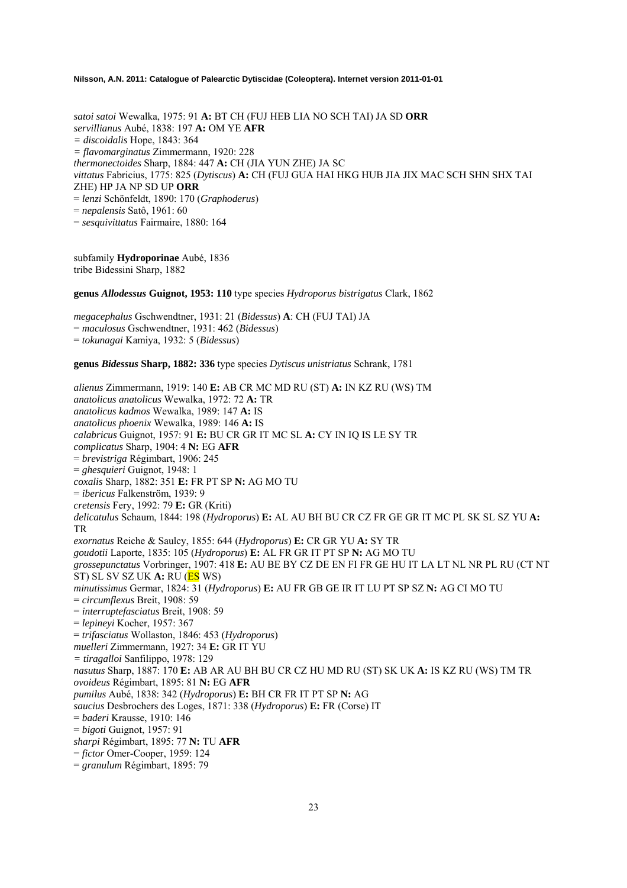*satoi satoi* Wewalka, 1975: 91 **A:** BT CH (FUJ HEB LIA NO SCH TAI) JA SD **ORR**
*servillianus* Aubé, 1838: 197 **A:** OM YE **AFR**
*= discoidalis* Hope, 1843: 364
*= flavomarginatus* Zimmermann, 1920: 228
*thermonectoides* Sharp, 1884: 447 **A:** CH (JIA YUN ZHE) JA SC
*vittatus* Fabricius, 1775: 825 (*Dytiscus*) **A:** CH (FUJ GUA HAI HKG HUB JIA JIX MAC SCH SHN SHX TAI ZHE) HP JA NP SD UP **ORR**
= *lenzi* Schönfeldt, 1890: 170 (*Graphoderus*)
= *nepalensis* Satô, 1961: 60
= *sesquivittatus* Fairmaire, 1880: 164

subfamily **Hydroporinae** Aubé, 1836
tribe Bidessini Sharp, 1882

**genus *Allodessus* Guignot, 1953: 110** type species *Hydroporus bistrigatus* Clark, 1862

*megacephalus* Gschwendtner, 1931: 21 (*Bidessus*) **A**: CH (FUJ TAI) JA
= *maculosus* Gschwendtner, 1931: 462 (*Bidessus*)
= *tokunagai* Kamiya, 1932: 5 (*Bidessus*)

**genus *Bidessus* Sharp, 1882: 336** type species *Dytiscus unistriatus* Schrank, 1781

*alienus* Zimmermann, 1919: 140 **E:** AB CR MC MD RU (ST) **A:** IN KZ RU (WS) TM
*anatolicus anatolicus* Wewalka, 1972: 72 **A:** TR
*anatolicus kadmos* Wewalka, 1989: 147 **A:** IS
*anatolicus phoenix* Wewalka, 1989: 146 **A:** IS
*calabricus* Guignot, 1957: 91 **E:** BU CR GR IT MC SL **A:** CY IN IQ IS LE SY TR
*complicatus* Sharp, 1904: 4 **N:** EG **AFR**
= *brevistriga* Régimbart, 1906: 245
= *ghesquieri* Guignot, 1948: 1
*coxalis* Sharp, 1882: 351 **E:** FR PT SP **N:** AG MO TU
= *ibericus* Falkenström, 1939: 9
*cretensis* Fery, 1992: 79 **E:** GR (Kriti)
*delicatulus* Schaum, 1844: 198 (*Hydroporus*) **E:** AL AU BH BU CR CZ FR GE GR IT MC PL SK SL SZ YU **A:** TR
*exornatus* Reiche & Saulcy, 1855: 644 (*Hydroporus*) **E:** CR GR YU **A:** SY TR
*goudotii* Laporte, 1835: 105 (*Hydroporus*) **E:** AL FR GR IT PT SP **N:** AG MO TU
*grossepunctatus* Vorbringer, 1907: 418 **E:** AU BE BY CZ DE EN FI FR GE HU IT LA LT NL NR PL RU (CT NT ST) SL SV SZ UK **A:** RU (ES WS)
*minutissimus* Germar, 1824: 31 (*Hydroporus*) **E:** AU FR GB GE IR IT LU PT SP SZ **N:** AG CI MO TU
= *circumflexus* Breit, 1908: 59
= *interruptefasciatus* Breit, 1908: 59
= *lepineyi* Kocher, 1957: 367
= *trifasciatus* Wollaston, 1846: 453 (*Hydroporus*)
*muelleri* Zimmermann, 1927: 34 **E:** GR IT YU
*= tiragalloi* Sanfilippo, 1978: 129
*nasutus* Sharp, 1887: 170 **E:** AB AR AU BH BU CR CZ HU MD RU (ST) SK UK **A:** IS KZ RU (WS) TM TR
*ovoideus* Régimbart, 1895: 81 **N:** EG **AFR**
*pumilus* Aubé, 1838: 342 (*Hydroporus*) **E:** BH CR FR IT PT SP **N:** AG
*saucius* Desbrochers des Loges, 1871: 338 (*Hydroporus*) **E:** FR (Corse) IT
= *baderi* Krausse, 1910: 146
= *bigoti* Guignot, 1957: 91
*sharpi* Régimbart, 1895: 77 **N:** TU **AFR**
= *fictor* Omer-Cooper, 1959: 124
= *granulum* Régimbart, 1895: 79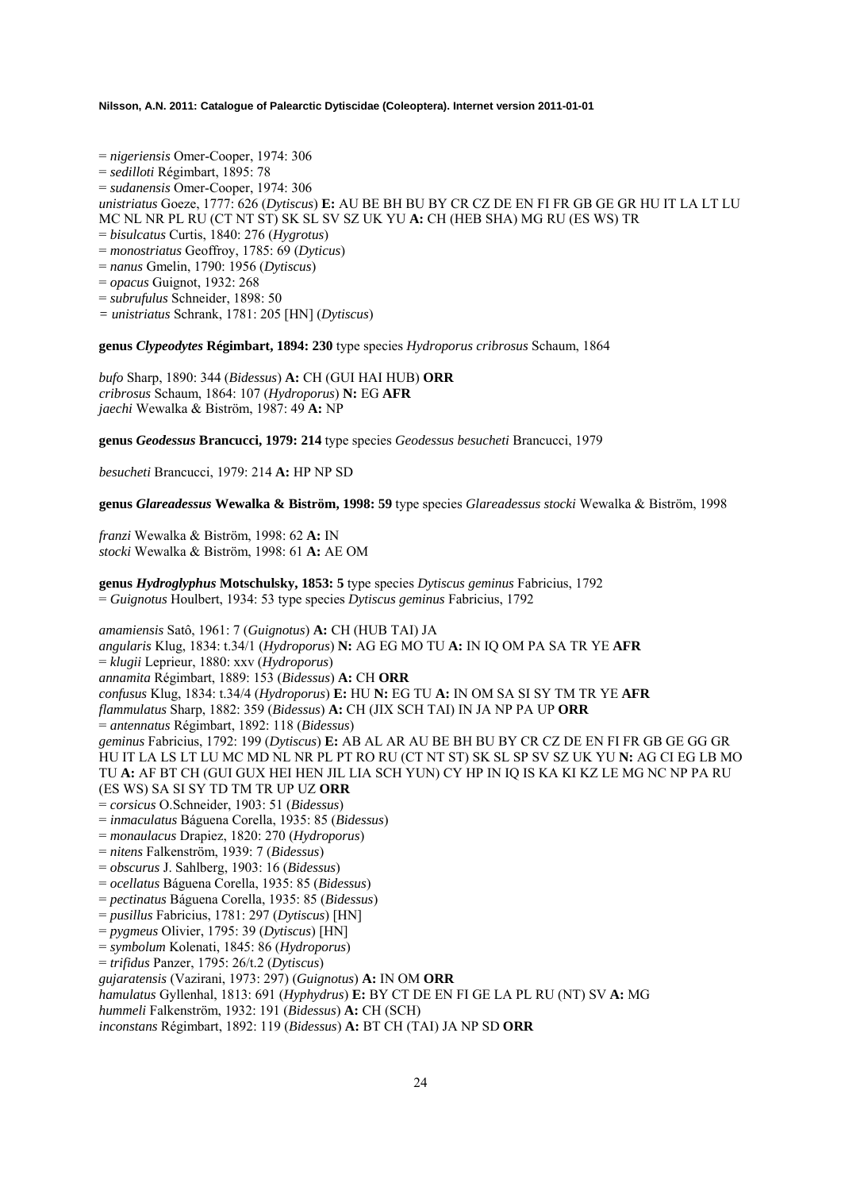= *nigeriensis* Omer-Cooper, 1974: 306
= *sedilloti* Régimbart, 1895: 78
= *sudanensis* Omer-Cooper, 1974: 306
*unistriatus* Goeze, 1777: 626 (*Dytiscus*) **E:** AU BE BH BU BY CR CZ DE EN FI FR GB GE GR HU IT LA LT LU MC NL NR PL RU (CT NT ST) SK SL SV SZ UK YU **A:** CH (HEB SHA) MG RU (ES WS) TR
= *bisulcatus* Curtis, 1840: 276 (*Hygrotus*)
= *monostriatus* Geoffroy, 1785: 69 (*Dyticus*)
= *nanus* Gmelin, 1790: 1956 (*Dytiscus*)
= *opacus* Guignot, 1932: 268
= *subrufulus* Schneider, 1898: 50
= *unistriatus* Schrank, 1781: 205 [HN] (*Dytiscus*)

**genus *Clypeodytes* Régimbart, 1894: 230** type species *Hydroporus cribrosus* Schaum, 1864

*bufo* Sharp, 1890: 344 (*Bidessus*) **A:** CH (GUI HAI HUB) **ORR**
*cribrosus* Schaum, 1864: 107 (*Hydroporus*) **N:** EG **AFR**
*jaechi* Wewalka & Biström, 1987: 49 **A:** NP

**genus *Geodessus* Brancucci, 1979: 214** type species *Geodessus besucheti* Brancucci, 1979

*besucheti* Brancucci, 1979: 214 **A:** HP NP SD

**genus *Glareadessus* Wewalka & Biström, 1998: 59** type species *Glareadessus stocki* Wewalka & Biström, 1998

*franzi* Wewalka & Biström, 1998: 62 **A:** IN
*stocki* Wewalka & Biström, 1998: 61 **A:** AE OM

**genus *Hydroglyphus* Motschulsky, 1853: 5** type species *Dytiscus geminus* Fabricius, 1792
= *Guignotus* Houlbert, 1934: 53 type species *Dytiscus geminus* Fabricius, 1792

*amamiensis* Satô, 1961: 7 (*Guignotus*) **A:** CH (HUB TAI) JA
*angularis* Klug, 1834: t.34/1 (*Hydroporus*) **N:** AG EG MO TU **A:** IN IQ OM PA SA TR YE **AFR**
= *klugii* Leprieur, 1880: xxv (*Hydroporus*)
*annamita* Régimbart, 1889: 153 (*Bidessus*) **A:** CH **ORR**
*confusus* Klug, 1834: t.34/4 (*Hydroporus*) **E:** HU **N:** EG TU **A:** IN OM SA SI SY TM TR YE **AFR**
*flammulatus* Sharp, 1882: 359 (*Bidessus*) **A:** CH (JIX SCH TAI) IN JA NP PA UP **ORR**
= *antennatus* Régimbart, 1892: 118 (*Bidessus*)
*geminus* Fabricius, 1792: 199 (*Dytiscus*) **E:** AB AL AR AU BE BH BU BY CR CZ DE EN FI FR GB GE GG GR HU IT LA LS LT LU MC MD NL NR PL PT RO RU (CT NT ST) SK SL SP SV SZ UK YU **N:** AG CI EG LB MO TU **A:** AF BT CH (GUI GUX HEI HEN JIL LIA SCH YUN) CY HP IN IQ IS KA KI KZ LE MG NC NP PA RU (ES WS) SA SI SY TD TM TR UP UZ **ORR**
= *corsicus* O.Schneider, 1903: 51 (*Bidessus*)
= *inmaculatus* Báguena Corella, 1935: 85 (*Bidessus*)
= *monaulacus* Drapiez, 1820: 270 (*Hydroporus*)
= *nitens* Falkenström, 1939: 7 (*Bidessus*)
= *obscurus* J. Sahlberg, 1903: 16 (*Bidessus*)
= *ocellatus* Báguena Corella, 1935: 85 (*Bidessus*)
= *pectinatus* Báguena Corella, 1935: 85 (*Bidessus*)
= *pusillus* Fabricius, 1781: 297 (*Dytiscus*) [HN]
= *pygmeus* Olivier, 1795: 39 (*Dytiscus*) [HN]
= *symbolum* Kolenati, 1845: 86 (*Hydroporus*)
= *trifidus* Panzer, 1795: 26/t.2 (*Dytiscus*)
*gujaratensis* (Vazirani, 1973: 297) (*Guignotus*) **A:** IN OM **ORR**
*hamulatus* Gyllenhal, 1813: 691 (*Hyphydrus*) **E:** BY CT DE EN FI GE LA PL RU (NT) SV **A:** MG
*hummeli* Falkenström, 1932: 191 (*Bidessus*) **A:** CH (SCH)
*inconstans* Régimbart, 1892: 119 (*Bidessus*) **A:** BT CH (TAI) JA NP SD **ORR**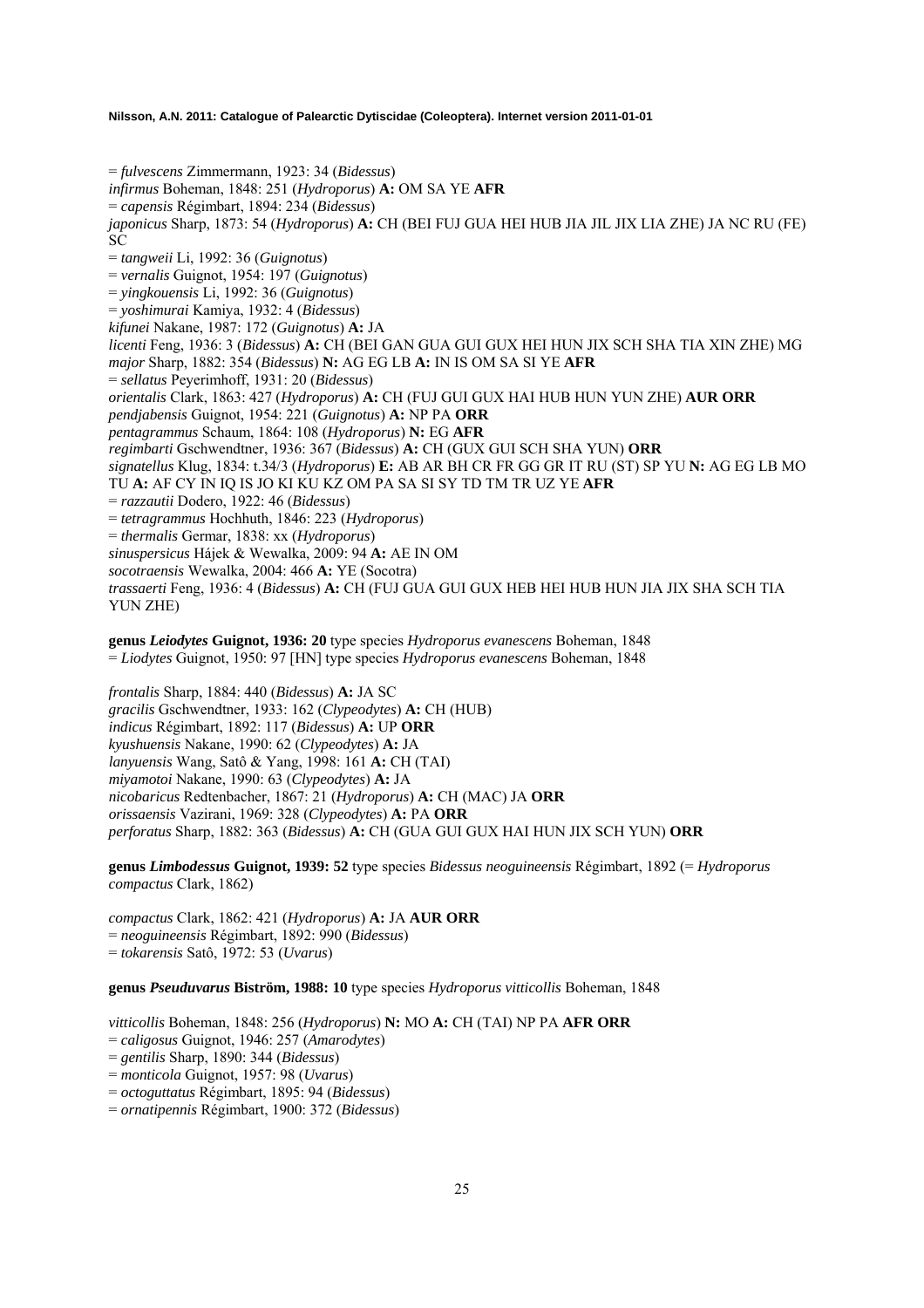= *fulvescens* Zimmermann, 1923: 34 (*Bidessus*)
*infirmus* Boheman, 1848: 251 (*Hydroporus*) **A:** OM SA YE **AFR**
= *capensis* Régimbart, 1894: 234 (*Bidessus*)
*japonicus* Sharp, 1873: 54 (*Hydroporus*) **A:** CH (BEI FUJ GUA HEI HUB JIA JIL JIX LIA ZHE) JA NC RU (FE) SC
= *tangweii* Li, 1992: 36 (*Guignotus*)
= *vernalis* Guignot, 1954: 197 (*Guignotus*)
= *yingkouensis* Li, 1992: 36 (*Guignotus*)
= *yoshimurai* Kamiya, 1932: 4 (*Bidessus*)
*kifunei* Nakane, 1987: 172 (*Guignotus*) **A:** JA
*licenti* Feng, 1936: 3 (*Bidessus*) **A:** CH (BEI GAN GUA GUI GUX HEI HUN JIX SCH SHA TIA XIN ZHE) MG
*major* Sharp, 1882: 354 (*Bidessus*) **N:** AG EG LB **A:** IN IS OM SA SI YE **AFR**
= *sellatus* Peyerimhoff, 1931: 20 (*Bidessus*)
*orientalis* Clark, 1863: 427 (*Hydroporus*) **A:** CH (FUJ GUI GUX HAI HUB HUN YUN ZHE) **AUR ORR**
*pendjabensis* Guignot, 1954: 221 (*Guignotus*) **A:** NP PA **ORR**
*pentagrammus* Schaum, 1864: 108 (*Hydroporus*) **N:** EG **AFR**
*regimbarti* Gschwendtner, 1936: 367 (*Bidessus*) **A:** CH (GUX GUI SCH SHA YUN) **ORR**
*signatellus* Klug, 1834: t.34/3 (*Hydroporus*) **E:** AB AR BH CR FR GG GR IT RU (ST) SP YU **N:** AG EG LB MO TU **A:** AF CY IN IQ IS JO KI KU KZ OM PA SA SI SY TD TM TR UZ YE **AFR**
= *razzautii* Dodero, 1922: 46 (*Bidessus*)
= *tetragrammus* Hochhuth, 1846: 223 (*Hydroporus*)
= *thermalis* Germar, 1838: xx (*Hydroporus*)
*sinuspersicus* Hájek & Wewalka, 2009: 94 **A:** AE IN OM
*socotraensis* Wewalka, 2004: 466 **A:** YE (Socotra)
*trassaerti* Feng, 1936: 4 (*Bidessus*) **A:** CH (FUJ GUA GUI GUX HEB HEI HUB HUN JIA JIX SHA SCH TIA YUN ZHE)

**genus *Leiodytes* Guignot, 1936: 20** type species *Hydroporus evanescens* Boheman, 1848
= *Liodytes* Guignot, 1950: 97 [HN] type species *Hydroporus evanescens* Boheman, 1848

*frontalis* Sharp, 1884: 440 (*Bidessus*) **A:** JA SC
*gracilis* Gschwendtner, 1933: 162 (*Clypeodytes*) **A:** CH (HUB)
*indicus* Régimbart, 1892: 117 (*Bidessus*) **A:** UP **ORR**
*kyushuensis* Nakane, 1990: 62 (*Clypeodytes*) **A:** JA
*lanyuensis* Wang, Satô & Yang, 1998: 161 **A:** CH (TAI)
*miyamotoi* Nakane, 1990: 63 (*Clypeodytes*) **A:** JA
*nicobaricus* Redtenbacher, 1867: 21 (*Hydroporus*) **A:** CH (MAC) JA **ORR**
*orissaensis* Vazirani, 1969: 328 (*Clypeodytes*) **A:** PA **ORR**
*perforatus* Sharp, 1882: 363 (*Bidessus*) **A:** CH (GUA GUI GUX HAI HUN JIX SCH YUN) **ORR**

**genus *Limbodessus* Guignot, 1939: 52** type species *Bidessus neoguineensis* Régimbart, 1892 (= *Hydroporus compactus* Clark, 1862)

*compactus* Clark, 1862: 421 (*Hydroporus*) **A:** JA **AUR ORR**
= *neoguineensis* Régimbart, 1892: 990 (*Bidessus*)
= *tokarensis* Satô, 1972: 53 (*Uvarus*)

**genus *Pseuduvarus* Biström, 1988: 10** type species *Hydroporus vitticollis* Boheman, 1848

*vitticollis* Boheman, 1848: 256 (*Hydroporus*) **N:** MO **A:** CH (TAI) NP PA **AFR ORR**
= *caligosus* Guignot, 1946: 257 (*Amarodytes*)
= *gentilis* Sharp, 1890: 344 (*Bidessus*)
= *monticola* Guignot, 1957: 98 (*Uvarus*)
= *octoguttatus* Régimbart, 1895: 94 (*Bidessus*)
= *ornatipennis* Régimbart, 1900: 372 (*Bidessus*)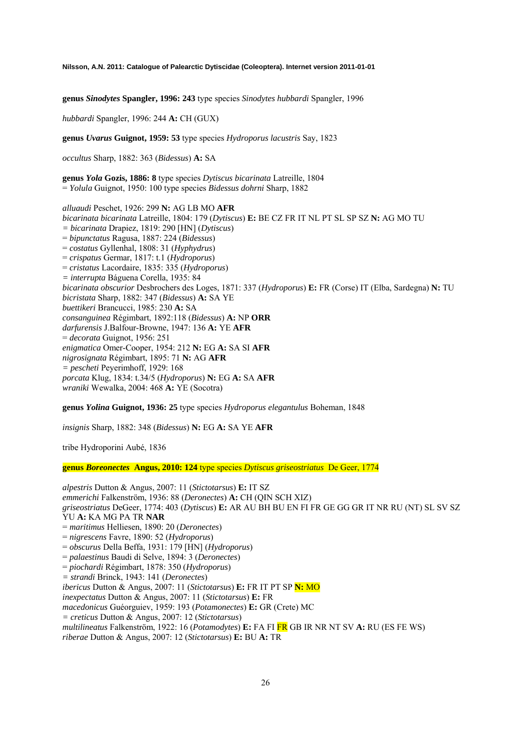**genus *Sinodytes* Spangler, 1996: 243** type species *Sinodytes hubbardi* Spangler, 1996

*hubbardi* Spangler, 1996: 244 **A:** CH (GUX)

**genus *Uvarus* Guignot, 1959: 53** type species *Hydroporus lacustris* Say, 1823

*occultus* Sharp, 1882: 363 (*Bidessus*) **A:** SA

**genus *Yola* Gozis, 1886: 8** type species *Dytiscus bicarinata* Latreille, 1804
= *Yolula* Guignot, 1950: 100 type species *Bidessus dohrni* Sharp, 1882

*alluaudi* Peschet, 1926: 299 **N:** AG LB MO **AFR**
*bicarinata bicarinata* Latreille, 1804: 179 (*Dytiscus*) **E:** BE CZ FR IT NL PT SL SP SZ **N:** AG MO TU
*= bicarinata* Drapiez, 1819: 290 [HN] (*Dytiscus*)
= *bipunctatus* Ragusa, 1887: 224 (*Bidessus*)
= *costatus* Gyllenhal, 1808: 31 (*Hyphydrus*)
= *crispatus* Germar, 1817: t.1 (*Hydroporus*)
= *cristatus* Lacordaire, 1835: 335 (*Hydroporus*)
*= interrupta* Báguena Corella, 1935: 84
*bicarinata obscurior* Desbrochers des Loges, 1871: 337 (*Hydroporus*) **E:** FR (Corse) IT (Elba, Sardegna) **N:** TU
*bicristata* Sharp, 1882: 347 (*Bidessus*) **A:** SA YE
*buettikeri* Brancucci, 1985: 230 **A:** SA
*consanguinea* Régimbart, 1892:118 (*Bidessus*) **A:** NP **ORR**
*darfurensis* J.Balfour-Browne, 1947: 136 **A:** YE **AFR**
= *decorata* Guignot, 1956: 251
*enigmatica* Omer-Cooper, 1954: 212 **N:** EG **A:** SA SI **AFR**
*nigrosignata* Régimbart, 1895: 71 **N:** AG **AFR**
*= pescheti* Peyerimhoff, 1929: 168
*porcata* Klug, 1834: t.34/5 (*Hydroporus*) **N:** EG **A:** SA **AFR**
*wraniki* Wewalka, 2004: 468 **A:** YE (Socotra)

**genus *Yolina* Guignot, 1936: 25** type species *Hydroporus elegantulus* Boheman, 1848

*insignis* Sharp, 1882: 348 (*Bidessus*) **N:** EG **A:** SA YE **AFR**

tribe Hydroporini Aubé, 1836

**genus *Boreonectes* Angus, 2010: 124** type species *Dytiscus griseostriatus* De Geer, 1774

*alpestris* Dutton & Angus, 2007: 11 (*Stictotarsus*) **E:** IT SZ
*emmerichi* Falkenström, 1936: 88 (*Deronectes*) **A:** CH (QIN SCH XIZ)
*griseostriatus* DeGeer, 1774: 403 (*Dytiscus*) **E:** AR AU BH BU EN FI FR GE GG GR IT NR RU (NT) SL SV SZ YU **A:** KA MG PA TR **NAR**
= *maritimus* Helliesen, 1890: 20 (*Deronectes*)
= *nigrescens* Favre, 1890: 52 (*Hydroporus*)
= *obscurus* Della Beffa, 1931: 179 [HN] (*Hydroporus*)
= *palaestinus* Baudi di Selve, 1894: 3 (*Deronectes*)
= *piochardi* Régimbart, 1878: 350 (*Hydroporus*)
*= strandi* Brinck, 1943: 141 (*Deronectes*)
*ibericus* Dutton & Angus, 2007: 11 (*Stictotarsus*) **E:** FR IT PT SP **N:** MO
*inexpectatus* Dutton & Angus, 2007: 11 (*Stictotarsus*) **E:** FR
*macedonicus* Guéorguiev, 1959: 193 (*Potamonectes*) **E:** GR (Crete) MC
*= creticus* Dutton & Angus, 2007: 12 (*Stictotarsus*)
*multilineatus* Falkenström, 1922: 16 (*Potamodytes*) **E:** FA FI FR GB IR NR NT SV **A:** RU (ES FE WS)
*riberae* Dutton & Angus, 2007: 12 (*Stictotarsus*) **E:** BU **A:** TR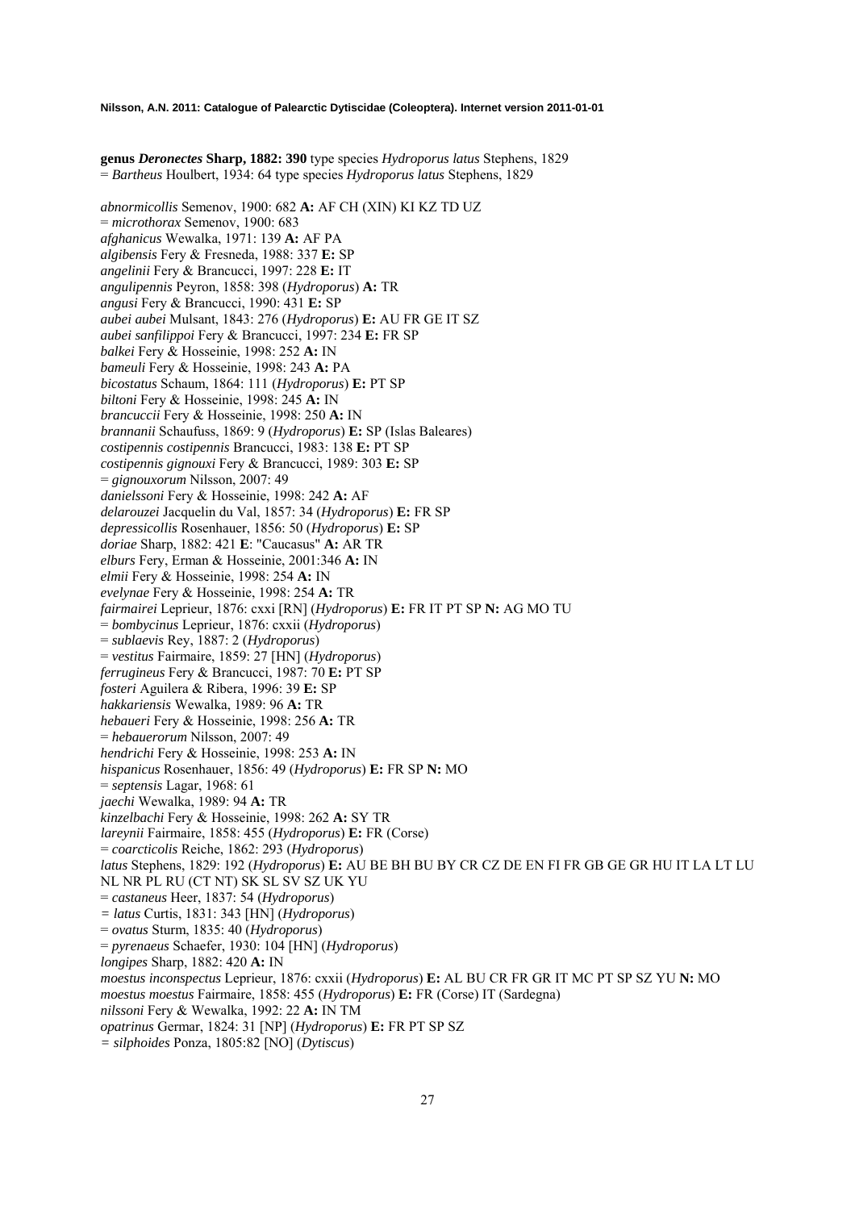**genus *Deronectes* Sharp, 1882: 390** type species *Hydroporus latus* Stephens, 1829
= *Bartheus* Houlbert, 1934: 64 type species *Hydroporus latus* Stephens, 1829

*abnormicollis* Semenov, 1900: 682 **A:** AF CH (XIN) KI KZ TD UZ
= *microthorax* Semenov, 1900: 683
*afghanicus* Wewalka, 1971: 139 **A:** AF PA
*algibensis* Fery & Fresneda, 1988: 337 **E:** SP
*angelinii* Fery & Brancucci, 1997: 228 **E:** IT
*angulipennis* Peyron, 1858: 398 (*Hydroporus*) **A:** TR
*angusi* Fery & Brancucci, 1990: 431 **E:** SP
*aubei aubei* Mulsant, 1843: 276 (*Hydroporus*) **E:** AU FR GE IT SZ
*aubei sanfilippoi* Fery & Brancucci, 1997: 234 **E:** FR SP
*balkei* Fery & Hosseinie, 1998: 252 **A:** IN
*bameuli* Fery & Hosseinie, 1998: 243 **A:** PA
*bicostatus* Schaum, 1864: 111 (*Hydroporus*) **E:** PT SP
*biltoni* Fery & Hosseinie, 1998: 245 **A:** IN
*brancuccii* Fery & Hosseinie, 1998: 250 **A:** IN
*brannanii* Schaufuss, 1869: 9 (*Hydroporus*) **E:** SP (Islas Baleares)
*costipennis costipennis* Brancucci, 1983: 138 **E:** PT SP
*costipennis gignouxi* Fery & Brancucci, 1989: 303 **E:** SP
= *gignouxorum* Nilsson, 2007: 49
*danielssoni* Fery & Hosseinie, 1998: 242 **A:** AF
*delarouzei* Jacquelin du Val, 1857: 34 (*Hydroporus*) **E:** FR SP
*depressicollis* Rosenhauer, 1856: 50 (*Hydroporus*) **E:** SP
*doriae* Sharp, 1882: 421 **E**: "Caucasus" **A:** AR TR
*elburs* Fery, Erman & Hosseinie, 2001:346 **A:** IN
*elmii* Fery & Hosseinie, 1998: 254 **A:** IN
*evelynae* Fery & Hosseinie, 1998: 254 **A:** TR
*fairmairei* Leprieur, 1876: cxxi [RN] (*Hydroporus*) **E:** FR IT PT SP **N:** AG MO TU
= *bombycinus* Leprieur, 1876: cxxii (*Hydroporus*)
= *sublaevis* Rey, 1887: 2 (*Hydroporus*)
= *vestitus* Fairmaire, 1859: 27 [HN] (*Hydroporus*)
*ferrugineus* Fery & Brancucci, 1987: 70 **E:** PT SP
*fosteri* Aguilera & Ribera, 1996: 39 **E:** SP
*hakkariensis* Wewalka, 1989: 96 **A:** TR
*hebaueri* Fery & Hosseinie, 1998: 256 **A:** TR
= *hebauerorum* Nilsson, 2007: 49
*hendrichi* Fery & Hosseinie, 1998: 253 **A:** IN
*hispanicus* Rosenhauer, 1856: 49 (*Hydroporus*) **E:** FR SP **N:** MO
= *septensis* Lagar, 1968: 61
*jaechi* Wewalka, 1989: 94 **A:** TR
*kinzelbachi* Fery & Hosseinie, 1998: 262 **A:** SY TR
*lareynii* Fairmaire, 1858: 455 (*Hydroporus*) **E:** FR (Corse)
= *coarcticolis* Reiche, 1862: 293 (*Hydroporus*)
*latus* Stephens, 1829: 192 (*Hydroporus*) **E:** AU BE BH BU BY CR CZ DE EN FI FR GB GE GR HU IT LA LT LU NL NR PL RU (CT NT) SK SL SV SZ UK YU
= *castaneus* Heer, 1837: 54 (*Hydroporus*)
= *latus* Curtis, 1831: 343 [HN] (*Hydroporus*)
= *ovatus* Sturm, 1835: 40 (*Hydroporus*)
= *pyrenaeus* Schaefer, 1930: 104 [HN] (*Hydroporus*)
*longipes* Sharp, 1882: 420 **A:** IN
*moestus inconspectus* Leprieur, 1876: cxxii (*Hydroporus*) **E:** AL BU CR FR GR IT MC PT SP SZ YU **N:** MO
*moestus moestus* Fairmaire, 1858: 455 (*Hydroporus*) **E:** FR (Corse) IT (Sardegna)
*nilssoni* Fery & Wewalka, 1992: 22 **A:** IN TM
*opatrinus* Germar, 1824: 31 [NP] (*Hydroporus*) **E:** FR PT SP SZ
= *silphoides* Ponza, 1805:82 [NO] (*Dytiscus*)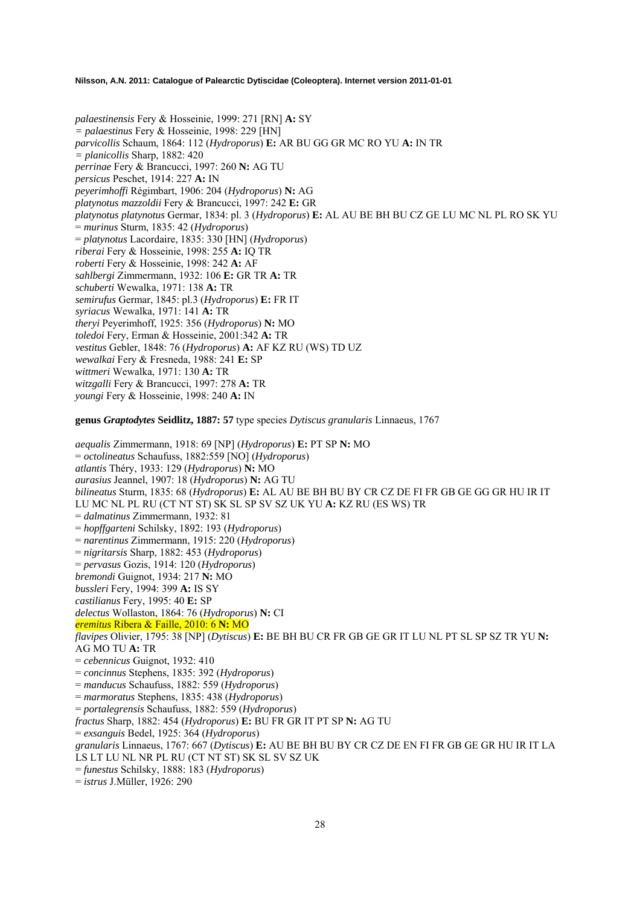*palaestinensis* Fery & Hosseinie, 1999: 271 [RN] **A:** SY
*= palaestinus* Fery & Hosseinie, 1998: 229 [HN]
*parvicollis* Schaum, 1864: 112 (*Hydroporus*) **E:** AR BU GG GR MC RO YU **A:** IN TR
*= planicollis* Sharp, 1882: 420
*perrinae* Fery & Brancucci, 1997: 260 **N:** AG TU
*persicus* Peschet, 1914: 227 **A:** IN
*peyerimhoffi* Régimbart, 1906: 204 (*Hydroporus*) **N:** AG
*platynotus mazzoldii* Fery & Brancucci, 1997: 242 **E:** GR
*platynotus platynotus* Germar, 1834: pl. 3 (*Hydroporus*) **E:** AL AU BE BH BU CZ GE LU MC NL PL RO SK YU
= *murinus* Sturm, 1835: 42 (*Hydroporus*)
= *platynotus* Lacordaire, 1835: 330 [HN] (*Hydroporus*)
*riberai* Fery & Hosseinie, 1998: 255 **A:** IQ TR
*roberti* Fery & Hosseinie, 1998: 242 **A:** AF
*sahlbergi* Zimmermann, 1932: 106 **E:** GR TR **A:** TR
*schuberti* Wewalka, 1971: 138 **A:** TR
*semirufus* Germar, 1845: pl.3 (*Hydroporus*) **E:** FR IT
*syriacus* Wewalka, 1971: 141 **A:** TR
*theryi* Peyerimhoff, 1925: 356 (*Hydroporus*) **N:** MO
*toledoi* Fery, Erman & Hosseinie, 2001:342 **A:** TR
*vestitus* Gebler, 1848: 76 (*Hydroporus*) **A:** AF KZ RU (WS) TD UZ
*wewalkai* Fery & Fresneda, 1988: 241 **E:** SP
*wittmeri* Wewalka, 1971: 130 **A:** TR
*witzgalli* Fery & Brancucci, 1997: 278 **A:** TR
*youngi* Fery & Hosseinie, 1998: 240 **A:** IN

**genus *Graptodytes* Seidlitz, 1887: 57** type species *Dytiscus granularis* Linnaeus, 1767

*aequalis* Zimmermann, 1918: 69 [NP] (*Hydroporus*) **E:** PT SP **N:** MO
= *octolineatus* Schaufuss, 1882:559 [NO] (*Hydroporus*)
*atlantis* Théry, 1933: 129 (*Hydroporus*) **N:** MO
*aurasius* Jeannel, 1907: 18 (*Hydroporus*) **N:** AG TU
*bilineatus* Sturm, 1835: 68 (*Hydroporus*) **E:** AL AU BE BH BU BY CR CZ DE FI FR GB GE GG GR HU IR IT LU MC NL PL RU (CT NT ST) SK SL SP SV SZ UK YU **A:** KZ RU (ES WS) TR
= *dalmatinus* Zimmermann, 1932: 81
= *hopffgarteni* Schilsky, 1892: 193 (*Hydroporus*)
= *narentinus* Zimmermann, 1915: 220 (*Hydroporus*)
= *nigritarsis* Sharp, 1882: 453 (*Hydroporus*)
= *pervasus* Gozis, 1914: 120 (*Hydroporus*)
*bremondi* Guignot, 1934: 217 **N:** MO
*bussleri* Fery, 1994: 399 **A:** IS SY
*castilianus* Fery, 1995: 40 **E:** SP
*delectus* Wollaston, 1864: 76 (*Hydroporus*) **N:** CI
*eremitus* Ribera & Faille, 2010: 6 **N:** MO
*flavipes* Olivier, 1795: 38 [NP] (*Dytiscus*) **E:** BE BH BU CR FR GB GE GR IT LU NL PT SL SP SZ TR YU **N:** AG MO TU **A:** TR
= *cebennicus* Guignot, 1932: 410
= *concinnus* Stephens, 1835: 392 (*Hydroporus*)
= *manducus* Schaufuss, 1882: 559 (*Hydroporus*)
= *marmoratus* Stephens, 1835: 438 (*Hydroporus*)
= *portalegrensis* Schaufuss, 1882: 559 (*Hydroporus*)
*fractus* Sharp, 1882: 454 (*Hydroporus*) **E:** BU FR GR IT PT SP **N:** AG TU
= *exsanguis* Bedel, 1925: 364 (*Hydroporus*)
*granularis* Linnaeus, 1767: 667 (*Dytiscus*) **E:** AU BE BH BU BY CR CZ DE EN FI FR GB GE GR HU IR IT LA LS LT LU NL NR PL RU (CT NT ST) SK SL SV SZ UK
= *funestus* Schilsky, 1888: 183 (*Hydroporus*)
= *istrus* J.Müller, 1926: 290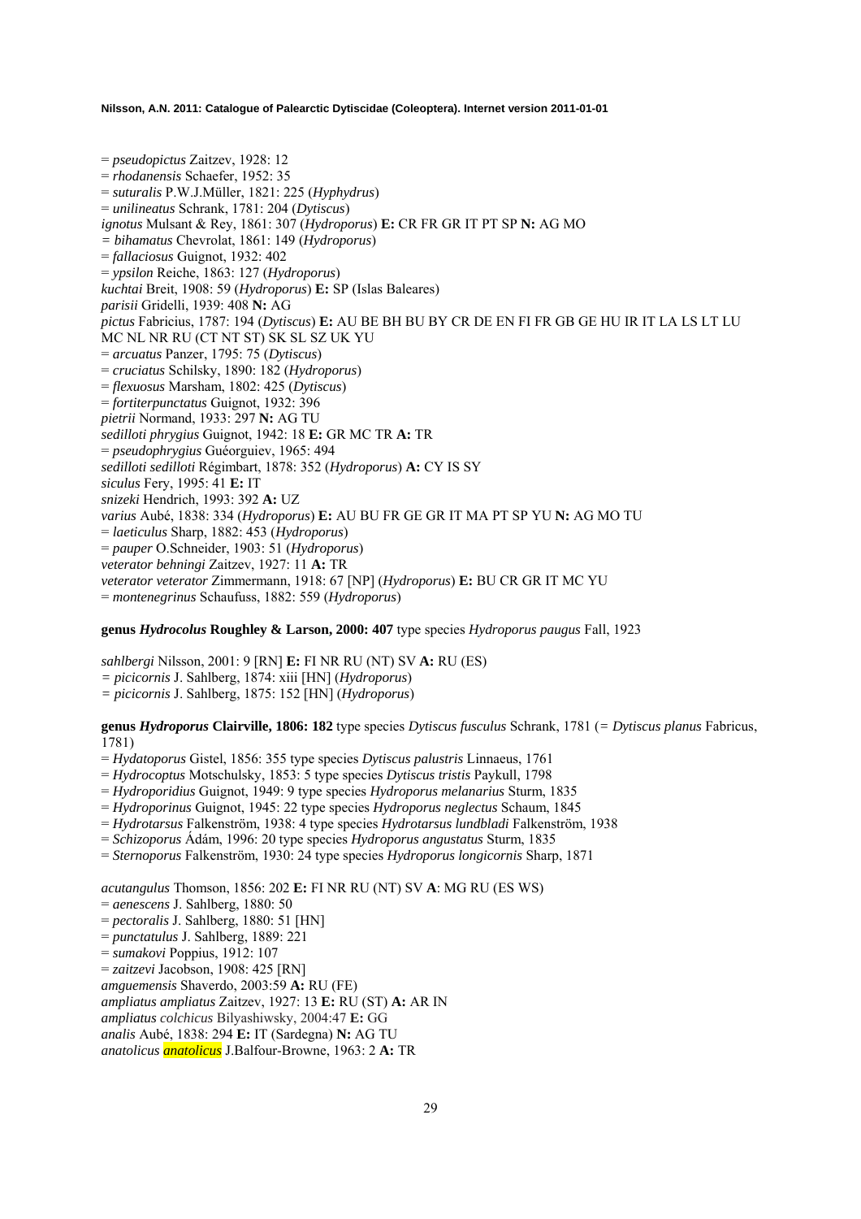= *pseudopictus* Zaitzev, 1928: 12
= *rhodanensis* Schaefer, 1952: 35
= *suturalis* P.W.J.Müller, 1821: 225 (*Hyphydrus*)
= *unilineatus* Schrank, 1781: 204 (*Dytiscus*)
*ignotus* Mulsant & Rey, 1861: 307 (*Hydroporus*) **E:** CR FR GR IT PT SP **N:** AG MO
= *bihamatus* Chevrolat, 1861: 149 (*Hydroporus*)
= *fallaciosus* Guignot, 1932: 402
= *ypsilon* Reiche, 1863: 127 (*Hydroporus*)
*kuchtai* Breit, 1908: 59 (*Hydroporus*) **E:** SP (Islas Baleares)
*parisii* Gridelli, 1939: 408 **N:** AG
*pictus* Fabricius, 1787: 194 (*Dytiscus*) **E:** AU BE BH BU BY CR DE EN FI FR GB GE HU IR IT LA LS LT LU MC NL NR RU (CT NT ST) SK SL SZ UK YU
= *arcuatus* Panzer, 1795: 75 (*Dytiscus*)
= *cruciatus* Schilsky, 1890: 182 (*Hydroporus*)
= *flexuosus* Marsham, 1802: 425 (*Dytiscus*)
= *fortiterpunctatus* Guignot, 1932: 396
*pietrii* Normand, 1933: 297 **N:** AG TU
*sedilloti phrygius* Guignot, 1942: 18 **E:** GR MC TR **A:** TR
= *pseudophrygius* Guéorguiev, 1965: 494
*sedilloti sedilloti* Régimbart, 1878: 352 (*Hydroporus*) **A:** CY IS SY
*siculus* Fery, 1995: 41 **E:** IT
*snizeki* Hendrich, 1993: 392 **A:** UZ
*varius* Aubé, 1838: 334 (*Hydroporus*) **E:** AU BU FR GE GR IT MA PT SP YU **N:** AG MO TU
= *laeticulus* Sharp, 1882: 453 (*Hydroporus*)
= *pauper* O.Schneider, 1903: 51 (*Hydroporus*)
*veterator behningi* Zaitzev, 1927: 11 **A:** TR
*veterator veterator* Zimmermann, 1918: 67 [NP] (*Hydroporus*) **E:** BU CR GR IT MC YU
= *montenegrinus* Schaufuss, 1882: 559 (*Hydroporus*)

**genus *Hydrocolus* Roughley & Larson, 2000: 407** type species *Hydroporus paugus* Fall, 1923

*sahlbergi* Nilsson, 2001: 9 [RN] **E:** FI NR RU (NT) SV **A:** RU (ES)
= *picicornis* J. Sahlberg, 1874: xiii [HN] (*Hydroporus*)
= *picicornis* J. Sahlberg, 1875: 152 [HN] (*Hydroporus*)

**genus *Hydroporus* Clairville, 1806: 182** type species *Dytiscus fusculus* Schrank, 1781 (= *Dytiscus planus* Fabricus, 1781)
= *Hydatoporus* Gistel, 1856: 355 type species *Dytiscus palustris* Linnaeus, 1761
= *Hydrocoptus* Motschulsky, 1853: 5 type species *Dytiscus tristis* Paykull, 1798
= *Hydroporidius* Guignot, 1949: 9 type species *Hydroporus melanarius* Sturm, 1835
= *Hydroporinus* Guignot, 1945: 22 type species *Hydroporus neglectus* Schaum, 1845
= *Hydrotarsus* Falkenström, 1938: 4 type species *Hydrotarsus lundbladi* Falkenström, 1938
= *Schizoporus* Ádám, 1996: 20 type species *Hydroporus angustatus* Sturm, 1835
= *Sternoporus* Falkenström, 1930: 24 type species *Hydroporus longicornis* Sharp, 1871

*acutangulus* Thomson, 1856: 202 **E:** FI NR RU (NT) SV **A**: MG RU (ES WS)
= *aenescens* J. Sahlberg, 1880: 50
= *pectoralis* J. Sahlberg, 1880: 51 [HN]
= *punctatulus* J. Sahlberg, 1889: 221
= *sumakovi* Poppius, 1912: 107
= *zaitzevi* Jacobson, 1908: 425 [RN]
*amguemensis* Shaverdo, 2003:59 **A:** RU (FE)
*ampliatus ampliatus* Zaitzev, 1927: 13 **E:** RU (ST) **A:** AR IN
*ampliatus colchicus* Bilyashiwsky, 2004:47 **E:** GG
*analis* Aubé, 1838: 294 **E:** IT (Sardegna) **N:** AG TU
*anatolicus anatolicus* J.Balfour-Browne, 1963: 2 **A:** TR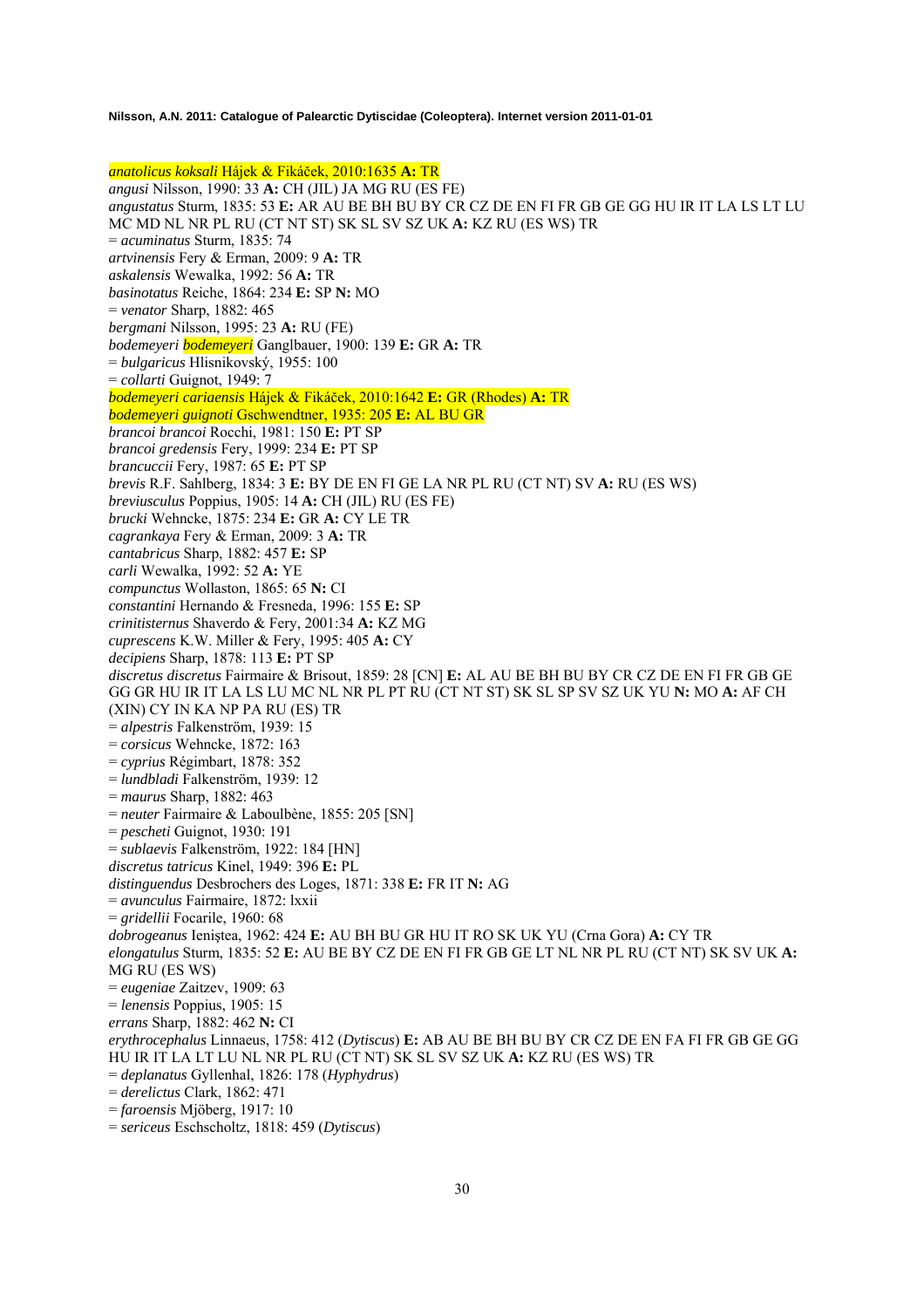*anatolicus koksali* Hájek & Fikáček, 2010:1635 **A:** TR
*angusi* Nilsson, 1990: 33 **A:** CH (JIL) JA MG RU (ES FE)
*angustatus* Sturm, 1835: 53 **E:** AR AU BE BH BU BY CR CZ DE EN FI FR GB GE GG HU IR IT LA LS LT LU MC MD NL NR PL RU (CT NT ST) SK SL SV SZ UK **A:** KZ RU (ES WS) TR
= *acuminatus* Sturm, 1835: 74
*artvinensis* Fery & Erman, 2009: 9 **A:** TR
*askalensis* Wewalka, 1992: 56 **A:** TR
*basinotatus* Reiche, 1864: 234 **E:** SP **N:** MO
= *venator* Sharp, 1882: 465
*bergmani* Nilsson, 1995: 23 **A:** RU (FE)
*bodemeyeri bodemeyeri* Ganglbauer, 1900: 139 **E:** GR **A:** TR
= *bulgaricus* Hlisnikovský, 1955: 100
= *collarti* Guignot, 1949: 7
*bodemeyeri cariaensis* Hájek & Fikáček, 2010:1642 **E:** GR (Rhodes) **A:** TR
*bodemeyeri guignoti* Gschwendtner, 1935: 205 **E:** AL BU GR
*brancoi brancoi* Rocchi, 1981: 150 **E:** PT SP
*brancoi gredensis* Fery, 1999: 234 **E:** PT SP
*brancuccii* Fery, 1987: 65 **E:** PT SP
*brevis* R.F. Sahlberg, 1834: 3 **E:** BY DE EN FI GE LA NR PL RU (CT NT) SV **A:** RU (ES WS)
*breviusculus* Poppius, 1905: 14 **A:** CH (JIL) RU (ES FE)
*brucki* Wehncke, 1875: 234 **E:** GR **A:** CY LE TR
*cagrankaya* Fery & Erman, 2009: 3 **A:** TR
*cantabricus* Sharp, 1882: 457 **E:** SP
*carli* Wewalka, 1992: 52 **A:** YE
*compunctus* Wollaston, 1865: 65 **N:** CI
*constantini* Hernando & Fresneda, 1996: 155 **E:** SP
*crinitisternus* Shaverdo & Fery, 2001:34 **A:** KZ MG
*cuprescens* K.W. Miller & Fery, 1995: 405 **A:** CY
*decipiens* Sharp, 1878: 113 **E:** PT SP
*discretus discretus* Fairmaire & Brisout, 1859: 28 [CN] **E:** AL AU BE BH BU BY CR CZ DE EN FI FR GB GE GG GR HU IR IT LA LS LU MC NL NR PL PT RU (CT NT ST) SK SL SP SV SZ UK YU **N:** MO **A:** AF CH (XIN) CY IN KA NP PA RU (ES) TR
= *alpestris* Falkenström, 1939: 15
= *corsicus* Wehncke, 1872: 163
= *cyprius* Régimbart, 1878: 352
= *lundbladi* Falkenström, 1939: 12
= *maurus* Sharp, 1882: 463
= *neuter* Fairmaire & Laboulbène, 1855: 205 [SN]
= *pescheti* Guignot, 1930: 191
= *sublaevis* Falkenström, 1922: 184 [HN]
*discretus tatricus* Kinel, 1949: 396 **E:** PL
*distinguendus* Desbrochers des Loges, 1871: 338 **E:** FR IT **N:** AG
= *avunculus* Fairmaire, 1872: lxxii
= *gridellii* Focarile, 1960: 68
*dobrogeanus* Ieniştea, 1962: 424 **E:** AU BH BU GR HU IT RO SK UK YU (Crna Gora) **A:** CY TR
*elongatulus* Sturm, 1835: 52 **E:** AU BE BY CZ DE EN FI FR GB GE LT NL NR PL RU (CT NT) SK SV UK **A:** MG RU (ES WS)
= *eugeniae* Zaitzev, 1909: 63
= *lenensis* Poppius, 1905: 15
*errans* Sharp, 1882: 462 **N:** CI
*erythrocephalus* Linnaeus, 1758: 412 (*Dytiscus*) **E:** AB AU BE BH BU BY CR CZ DE EN FA FI FR GB GE GG HU IR IT LA LT LU NL NR PL RU (CT NT) SK SL SV SZ UK **A:** KZ RU (ES WS) TR
= *deplanatus* Gyllenhal, 1826: 178 (*Hyphydrus*)
= *derelictus* Clark, 1862: 471
= *faroensis* Mjöberg, 1917: 10
= *sericeus* Eschscholtz, 1818: 459 (*Dytiscus*)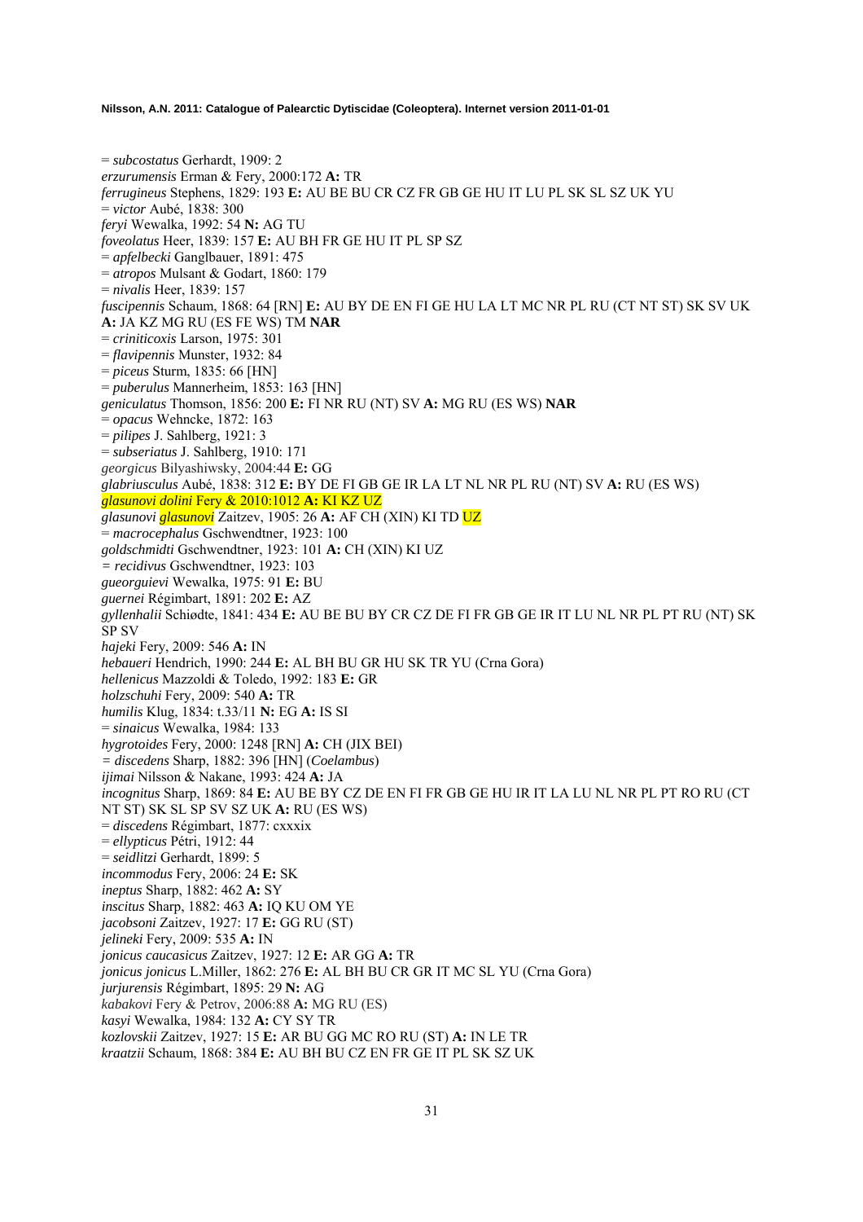= *subcostatus* Gerhardt, 1909: 2
*erzurumensis* Erman & Fery, 2000:172 **A:** TR
*ferrugineus* Stephens, 1829: 193 **E:** AU BE BU CR CZ FR GB GE HU IT LU PL SK SL SZ UK YU
= *victor* Aubé, 1838: 300
*feryi* Wewalka, 1992: 54 **N:** AG TU
*foveolatus* Heer, 1839: 157 **E:** AU BH FR GE HU IT PL SP SZ
= *apfelbecki* Ganglbauer, 1891: 475
= *atropos* Mulsant & Godart, 1860: 179
= *nivalis* Heer, 1839: 157
*fuscipennis* Schaum, 1868: 64 [RN] **E:** AU BY DE EN FI GE HU LA LT MC NR PL RU (CT NT ST) SK SV UK **A:** JA KZ MG RU (ES FE WS) TM **NAR**
= *criniticoxis* Larson, 1975: 301
= *flavipennis* Munster, 1932: 84
= *piceus* Sturm, 1835: 66 [HN]
= *puberulus* Mannerheim, 1853: 163 [HN]
*geniculatus* Thomson, 1856: 200 **E:** FI NR RU (NT) SV **A:** MG RU (ES WS) **NAR**
= *opacus* Wehncke, 1872: 163
= *pilipes* J. Sahlberg, 1921: 3
= *subseriatus* J. Sahlberg, 1910: 171
*georgicus* Bilyashiwsky, 2004:44 **E:** GG
*glabriusculus* Aubé, 1838: 312 **E:** BY DE FI GB GE IR LA LT NL NR PL RU (NT) SV **A:** RU (ES WS)
*glasunovi dolini* Fery & 2010:1012 **A:** KI KZ UZ
*glasunovi glasunovi* Zaitzev, 1905: 26 **A:** AF CH (XIN) KI TD UZ
= *macrocephalus* Gschwendtner, 1923: 100
*goldschmidti* Gschwendtner, 1923: 101 **A:** CH (XIN) KI UZ
= *recidivus* Gschwendtner, 1923: 103
*gueorguievi* Wewalka, 1975: 91 **E:** BU
*guernei* Régimbart, 1891: 202 **E:** AZ
*gyllenhalii* Schiødte, 1841: 434 **E:** AU BE BU BY CR CZ DE FI FR GB GE IR IT LU NL NR PL PT RU (NT) SK SP SV
*hajeki* Fery, 2009: 546 **A:** IN
*hebaueri* Hendrich, 1990: 244 **E:** AL BH BU GR HU SK TR YU (Crna Gora)
*hellenicus* Mazzoldi & Toledo, 1992: 183 **E:** GR
*holzschuhi* Fery, 2009: 540 **A:** TR
*humilis* Klug, 1834: t.33/11 **N:** EG **A:** IS SI
= *sinaicus* Wewalka, 1984: 133
*hygrotoides* Fery, 2000: 1248 [RN] **A:** CH (JIX BEI)
= *discedens* Sharp, 1882: 396 [HN] (*Coelambus*)
*ijimai* Nilsson & Nakane, 1993: 424 **A:** JA
*incognitus* Sharp, 1869: 84 **E:** AU BE BY CZ DE EN FI FR GB GE HU IR IT LA LU NL NR PL PT RO RU (CT NT ST) SK SL SP SV SZ UK **A:** RU (ES WS)
= *discedens* Régimbart, 1877: cxxxix
= *ellypticus* Pétri, 1912: 44
= *seidlitzi* Gerhardt, 1899: 5
*incommodus* Fery, 2006: 24 **E:** SK
*ineptus* Sharp, 1882: 462 **A:** SY
*inscitus* Sharp, 1882: 463 **A:** IQ KU OM YE
*jacobsoni* Zaitzev, 1927: 17 **E:** GG RU (ST)
*jelineki* Fery, 2009: 535 **A:** IN
*jonicus caucasicus* Zaitzev, 1927: 12 **E:** AR GG **A:** TR
*jonicus jonicus* L.Miller, 1862: 276 **E:** AL BH BU CR GR IT MC SL YU (Crna Gora)
*jurjurensis* Régimbart, 1895: 29 **N:** AG
*kabakovi* Fery & Petrov, 2006:88 **A:** MG RU (ES)
*kasyi* Wewalka, 1984: 132 **A:** CY SY TR
*kozlovskii* Zaitzev, 1927: 15 **E:** AR BU GG MC RO RU (ST) **A:** IN LE TR
*kraatzii* Schaum, 1868: 384 **E:** AU BH BU CZ EN FR GE IT PL SK SZ UK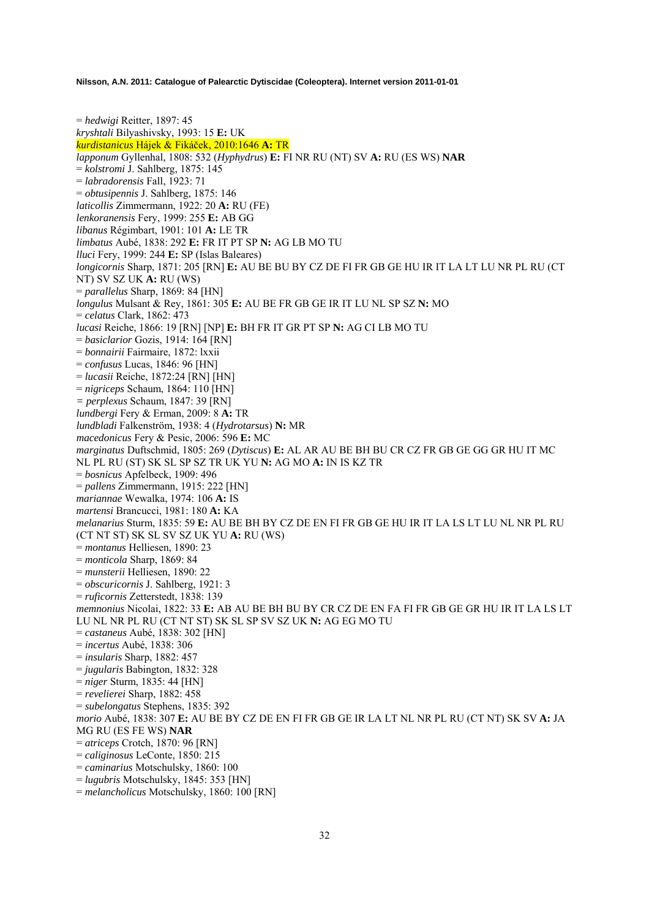= *hedwigi* Reitter, 1897: 45
*kryshtali* Bilyashivsky, 1993: 15 **E:** UK
*kurdistanicus* Hájek & Fikáček, 2010:1646 **A:** TR
*lapponum* Gyllenhal, 1808: 532 (*Hyphydrus*) **E:** FI NR RU (NT) SV **A:** RU (ES WS) **NAR**
= *kolstromi* J. Sahlberg, 1875: 145
= *labradorensis* Fall, 1923: 71
= *obtusipennis* J. Sahlberg, 1875: 146
*laticollis* Zimmermann, 1922: 20 **A:** RU (FE)
*lenkoranensis* Fery, 1999: 255 **E:** AB GG
*libanus* Régimbart, 1901: 101 **A:** LE TR
*limbatus* Aubé, 1838: 292 **E:** FR IT PT SP **N:** AG LB MO TU
*lluci* Fery, 1999: 244 **E:** SP (Islas Baleares)
*longicornis* Sharp, 1871: 205 [RN] **E:** AU BE BU BY CZ DE FI FR GB GE HU IR IT LA LT LU NR PL RU (CT NT) SV SZ UK **A:** RU (WS)
= *parallelus* Sharp, 1869: 84 [HN]
*longulus* Mulsant & Rey, 1861: 305 **E:** AU BE FR GB GE IR IT LU NL SP SZ **N:** MO
= *celatus* Clark, 1862: 473
*lucasi* Reiche, 1866: 19 [RN] [NP] **E:** BH FR IT GR PT SP **N:** AG CI LB MO TU
= *basiclarior* Gozis, 1914: 164 [RN]
= *bonnairii* Fairmaire, 1872: lxxii
= *confusus* Lucas, 1846: 96 [HN]
= *lucasii* Reiche, 1872:24 [RN] [HN]
= *nigriceps* Schaum, 1864: 110 [HN]
= *perplexus* Schaum, 1847: 39 [RN]
*lundbergi* Fery & Erman, 2009: 8 **A:** TR
*lundbladi* Falkenström, 1938: 4 (*Hydrotarsus*) **N:** MR
*macedonicus* Fery & Pesic, 2006: 596 **E:** MC
*marginatus* Duftschmid, 1805: 269 (*Dytiscus*) **E:** AL AR AU BE BH BU CR CZ FR GB GE GG GR HU IT MC NL PL RU (ST) SK SL SP SZ TR UK YU **N:** AG MO **A:** IN IS KZ TR
= *bosnicus* Apfelbeck, 1909: 496
= *pallens* Zimmermann, 1915: 222 [HN]
*mariannae* Wewalka, 1974: 106 **A:** IS
*martensi* Brancucci, 1981: 180 **A:** KA
*melanarius* Sturm, 1835: 59 **E:** AU BE BH BY CZ DE EN FI FR GB GE HU IR IT LA LS LT LU NL NR PL RU (CT NT ST) SK SL SV SZ UK YU **A:** RU (WS)
= *montanus* Helliesen, 1890: 23
= *monticola* Sharp, 1869: 84
= *munsterii* Helliesen, 1890: 22
= *obscuricornis* J. Sahlberg, 1921: 3
= *ruficornis* Zetterstedt, 1838: 139
*memnonius* Nicolai, 1822: 33 **E:** AB AU BE BH BU BY CR CZ DE EN FA FI FR GB GE GR HU IR IT LA LS LT LU NL NR PL RU (CT NT ST) SK SL SP SV SZ UK **N:** AG EG MO TU
= *castaneus* Aubé, 1838: 302 [HN]
= *incertus* Aubé, 1838: 306
= *insularis* Sharp, 1882: 457
= *jugularis* Babington, 1832: 328
= *niger* Sturm, 1835: 44 [HN]
= *revelierei* Sharp, 1882: 458
= *subelongatus* Stephens, 1835: 392
*morio* Aubé, 1838: 307 **E:** AU BE BY CZ DE EN FI FR GB GE IR LA LT NL NR PL RU (CT NT) SK SV **A:** JA MG RU (ES FE WS) **NAR**
= *atriceps* Crotch, 1870: 96 [RN]
= *caliginosus* LeConte, 1850: 215
= *caminarius* Motschulsky, 1860: 100
= *lugubris* Motschulsky, 1845: 353 [HN]
= *melancholicus* Motschulsky, 1860: 100 [RN]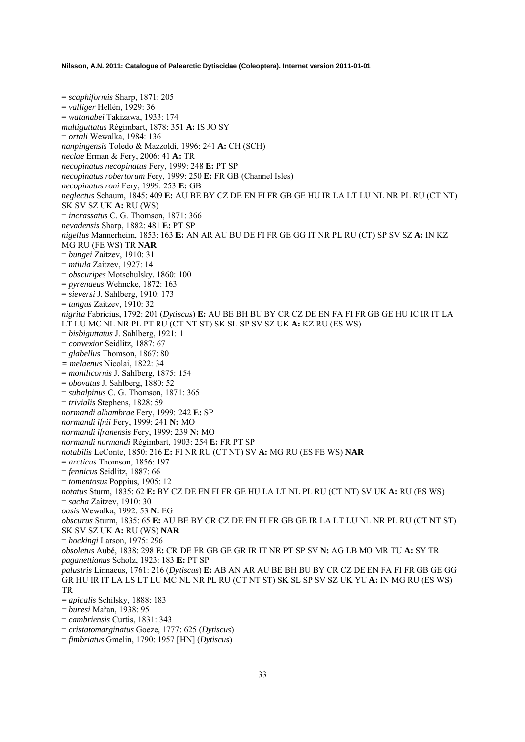= *scaphiformis* Sharp, 1871: 205
= *valliger* Hellén, 1929: 36
= *watanabei* Takizawa, 1933: 174
*multiguttatus* Régimbart, 1878: 351 **A:** IS JO SY
= *ortali* Wewalka, 1984: 136
*nanpingensis* Toledo & Mazzoldi, 1996: 241 **A:** CH (SCH)
*neclae* Erman & Fery, 2006: 41 **A:** TR
*necopinatus necopinatus* Fery, 1999: 248 **E:** PT SP
*necopinatus robertorum* Fery, 1999: 250 **E:** FR GB (Channel Isles)
*necopinatus roni* Fery, 1999: 253 **E:** GB
*neglectus* Schaum, 1845: 409 **E:** AU BE BY CZ DE EN FI FR GB GE HU IR LA LT LU NL NR PL RU (CT NT) SK SV SZ UK **A:** RU (WS)
= *incrassatus* C. G. Thomson, 1871: 366
*nevadensis* Sharp, 1882: 481 **E:** PT SP
*nigellus* Mannerheim, 1853: 163 **E:** AN AR AU BU DE FI FR GE GG IT NR PL RU (CT) SP SV SZ **A:** IN KZ MG RU (FE WS) TR **NAR**
= *bungei* Zaitzev, 1910: 31
= *mtiula* Zaitzev, 1927: 14
= *obscuripes* Motschulsky, 1860: 100
= *pyrenaeus* Wehncke, 1872: 163
= *sieversi* J. Sahlberg, 1910: 173
= *tungus* Zaitzev, 1910: 32
*nigrita* Fabricius, 1792: 201 (*Dytiscus*) **E:** AU BE BH BU BY CR CZ DE EN FA FI FR GB GE HU IC IR IT LA LT LU MC NL NR PL PT RU (CT NT ST) SK SL SP SV SZ UK **A:** KZ RU (ES WS)
= *bisbiguttatus* J. Sahlberg, 1921: 1
= *convexior* Seidlitz, 1887: 67
= *glabellus* Thomson, 1867: 80
= *melaenus* Nicolai, 1822: 34
= *monilicornis* J. Sahlberg, 1875: 154
= *obovatus* J. Sahlberg, 1880: 52
= *subalpinus* C. G. Thomson, 1871: 365
= *trivialis* Stephens, 1828: 59
*normandi alhambrae* Fery, 1999: 242 **E:** SP
*normandi ifnii* Fery, 1999: 241 **N:** MO
*normandi ifranensis* Fery, 1999: 239 **N:** MO
*normandi normandi* Régimbart, 1903: 254 **E:** FR PT SP
*notabilis* LeConte, 1850: 216 **E:** FI NR RU (CT NT) SV **A:** MG RU (ES FE WS) **NAR**
= *arcticus* Thomson, 1856: 197
= *fennicus* Seidlitz, 1887: 66
= *tomentosus* Poppius, 1905: 12
*notatus* Sturm, 1835: 62 **E:** BY CZ DE EN FI FR GE HU LA LT NL PL RU (CT NT) SV UK **A:** RU (ES WS)
= *sacha* Zaitzev, 1910: 30
*oasis* Wewalka, 1992: 53 **N:** EG
*obscurus* Sturm, 1835: 65 **E:** AU BE BY CR CZ DE EN FI FR GB GE IR LA LT LU NL NR PL RU (CT NT ST) SK SV SZ UK **A:** RU (WS) **NAR**
= *hockingi* Larson, 1975: 296
*obsoletus* Aubé, 1838: 298 **E:** CR DE FR GB GE GR IR IT NR PT SP SV **N:** AG LB MO MR TU **A:** SY TR
*paganettianus* Scholz, 1923: 183 **E:** PT SP
*palustris* Linnaeus, 1761: 216 (*Dytiscus*) **E:** AB AN AR AU BE BH BU BY CR CZ DE EN FA FI FR GB GE GG GR HU IR IT LA LS LT LU MC NL NR PL RU (CT NT ST) SK SL SP SV SZ UK YU **A:** IN MG RU (ES WS) TR
= *apicalis* Schilsky, 1888: 183
= *buresi* Mařan, 1938: 95
= *cambriensis* Curtis, 1831: 343
= *cristatomarginatus* Goeze, 1777: 625 (*Dytiscus*)
= *fimbriatus* Gmelin, 1790: 1957 [HN] (*Dytiscus*)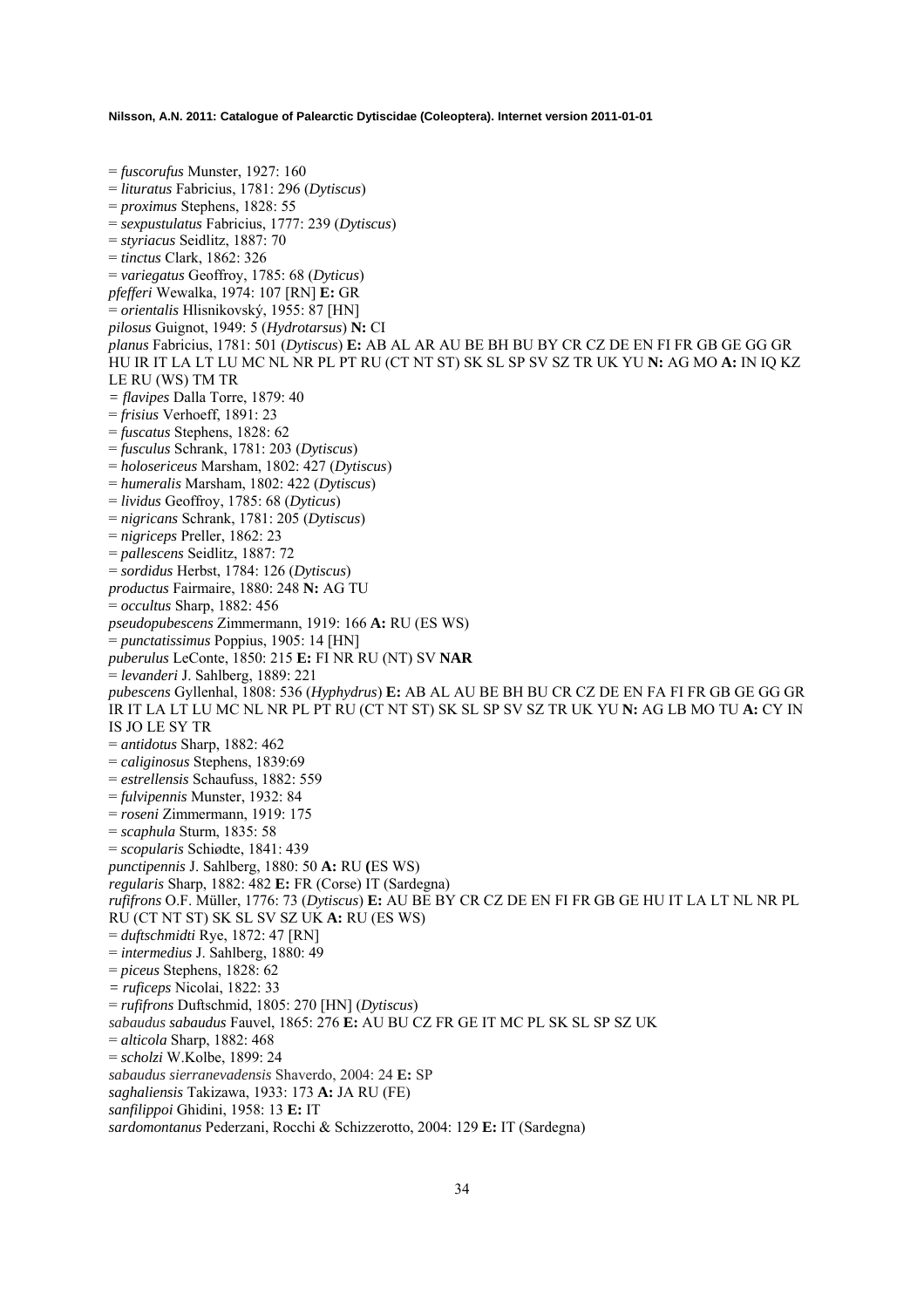= *fuscorufus* Munster, 1927: 160
= *lituratus* Fabricius, 1781: 296 (*Dytiscus*)
= *proximus* Stephens, 1828: 55
= *sexpustulatus* Fabricius, 1777: 239 (*Dytiscus*)
= *styriacus* Seidlitz, 1887: 70
= *tinctus* Clark, 1862: 326
= *variegatus* Geoffroy, 1785: 68 (*Dyticus*)
*pfefferi* Wewalka, 1974: 107 [RN] **E:** GR
= *orientalis* Hlisnikovský, 1955: 87 [HN]
*pilosus* Guignot, 1949: 5 (*Hydrotarsus*) **N:** CI
*planus* Fabricius, 1781: 501 (*Dytiscus*) **E:** AB AL AR AU BE BH BU BY CR CZ DE EN FI FR GB GE GG GR HU IR IT LA LT LU MC NL NR PL PT RU (CT NT ST) SK SL SP SV SZ TR UK YU **N:** AG MO **A:** IN IQ KZ LE RU (WS) TM TR
= *flavipes* Dalla Torre, 1879: 40
= *frisius* Verhoeff, 1891: 23
= *fuscatus* Stephens, 1828: 62
= *fusculus* Schrank, 1781: 203 (*Dytiscus*)
= *holosericeus* Marsham, 1802: 427 (*Dytiscus*)
= *humeralis* Marsham, 1802: 422 (*Dytiscus*)
= *lividus* Geoffroy, 1785: 68 (*Dyticus*)
= *nigricans* Schrank, 1781: 205 (*Dytiscus*)
= *nigriceps* Preller, 1862: 23
= *pallescens* Seidlitz, 1887: 72
= *sordidus* Herbst, 1784: 126 (*Dytiscus*)
*productus* Fairmaire, 1880: 248 **N:** AG TU
= *occultus* Sharp, 1882: 456
*pseudopubescens* Zimmermann, 1919: 166 **A:** RU (ES WS)
= *punctatissimus* Poppius, 1905: 14 [HN]
*puberulus* LeConte, 1850: 215 **E:** FI NR RU (NT) SV **NAR**
= *levanderi* J. Sahlberg, 1889: 221
*pubescens* Gyllenhal, 1808: 536 (*Hyphydrus*) **E:** AB AL AU BE BH BU CR CZ DE EN FA FI FR GB GE GG GR IR IT LA LT LU MC NL NR PL PT RU (CT NT ST) SK SL SP SV SZ TR UK YU **N:** AG LB MO TU **A:** CY IN IS JO LE SY TR
= *antidotus* Sharp, 1882: 462
= *caliginosus* Stephens, 1839:69
= *estrellensis* Schaufuss, 1882: 559
= *fulvipennis* Munster, 1932: 84
= *roseni* Zimmermann, 1919: 175
= *scaphula* Sturm, 1835: 58
= *scopularis* Schiødte, 1841: 439
*punctipennis* J. Sahlberg, 1880: 50 **A:** RU **(**ES WS)
*regularis* Sharp, 1882: 482 **E:** FR (Corse) IT (Sardegna)
*rufifrons* O.F. Müller, 1776: 73 (*Dytiscus*) **E:** AU BE BY CR CZ DE EN FI FR GB GE HU IT LA LT NL NR PL RU (CT NT ST) SK SL SV SZ UK **A:** RU (ES WS)
= *duftschmidti* Rye, 1872: 47 [RN]
= *intermedius* J. Sahlberg, 1880: 49
= *piceus* Stephens, 1828: 62
= *ruficeps* Nicolai, 1822: 33
= *rufifrons* Duftschmid, 1805: 270 [HN] (*Dytiscus*)
*sabaudus sabaudus* Fauvel, 1865: 276 **E:** AU BU CZ FR GE IT MC PL SK SL SP SZ UK
= *alticola* Sharp, 1882: 468
= *scholzi* W.Kolbe, 1899: 24
*sabaudus sierranevadensis* Shaverdo, 2004: 24 **E:** SP
*saghaliensis* Takizawa, 1933: 173 **A:** JA RU (FE)
*sanfilippoi* Ghidini, 1958: 13 **E:** IT
*sardomontanus* Pederzani, Rocchi & Schizzerotto, 2004: 129 **E:** IT (Sardegna)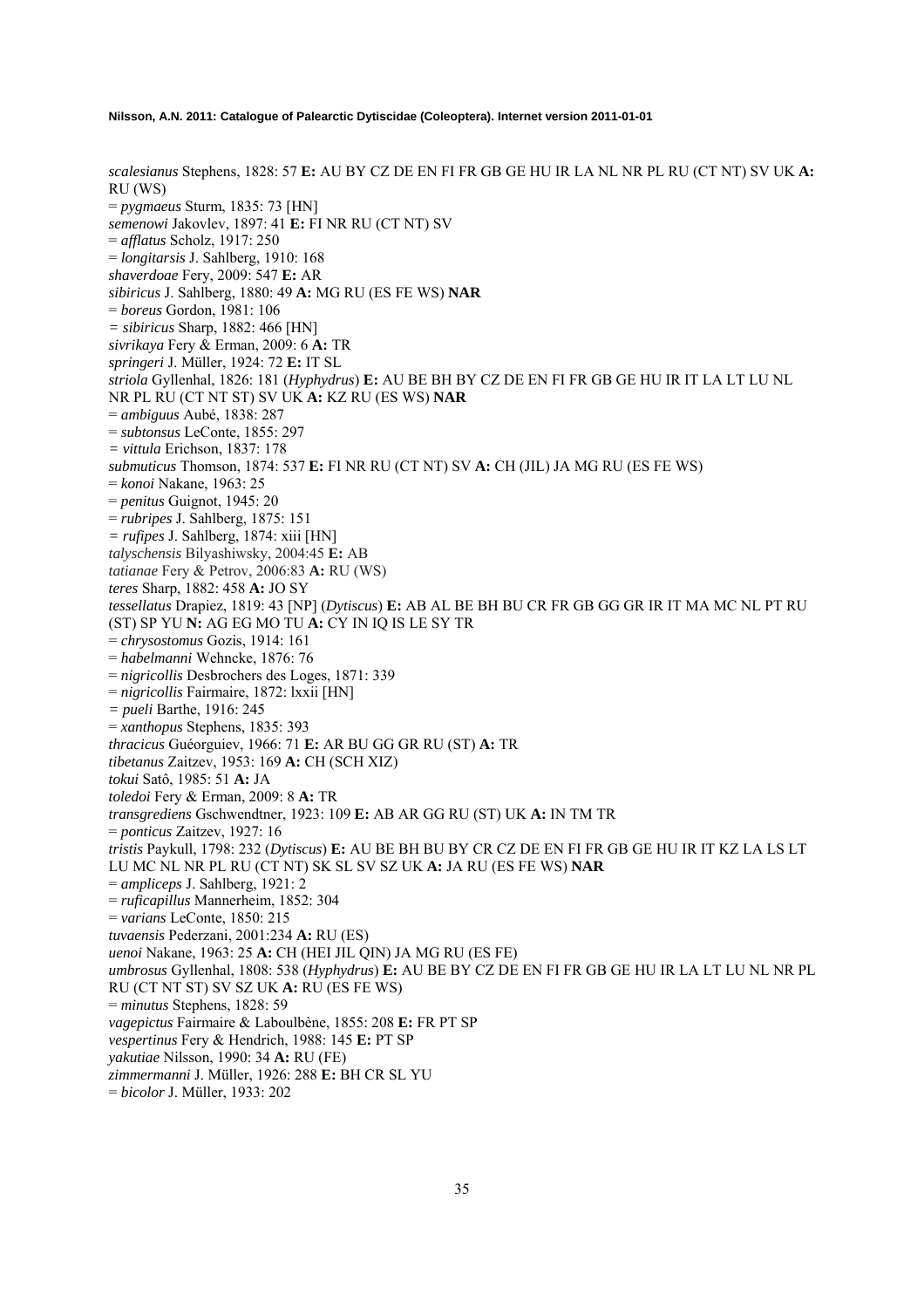*scalesianus* Stephens, 1828: 57 **E:** AU BY CZ DE EN FI FR GB GE HU IR LA NL NR PL RU (CT NT) SV UK **A:** RU (WS)
= *pygmaeus* Sturm, 1835: 73 [HN]
*semenowi* Jakovlev, 1897: 41 **E:** FI NR RU (CT NT) SV
= *afflatus* Scholz, 1917: 250
= *longitarsis* J. Sahlberg, 1910: 168
*shaverdoae* Fery, 2009: 547 **E:** AR
*sibiricus* J. Sahlberg, 1880: 49 **A:** MG RU (ES FE WS) **NAR**
= *boreus* Gordon, 1981: 106
*= sibiricus* Sharp, 1882: 466 [HN]
*sivrikaya* Fery & Erman, 2009: 6 **A:** TR
*springeri* J. Müller, 1924: 72 **E:** IT SL
*striola* Gyllenhal, 1826: 181 (*Hyphydrus*) **E:** AU BE BH BY CZ DE EN FI FR GB GE HU IR IT LA LT LU NL NR PL RU (CT NT ST) SV UK **A:** KZ RU (ES WS) **NAR**
= *ambiguus* Aubé, 1838: 287
= *subtonsus* LeConte, 1855: 297
*= vittula* Erichson, 1837: 178
*submuticus* Thomson, 1874: 537 **E:** FI NR RU (CT NT) SV **A:** CH (JIL) JA MG RU (ES FE WS)
= *konoi* Nakane, 1963: 25
= *penitus* Guignot, 1945: 20
= *rubripes* J. Sahlberg, 1875: 151
*= rufipes* J. Sahlberg, 1874: xiii [HN]
*talyschensis* Bilyashiwsky, 2004:45 **E:** AB
*tatianae* Fery & Petrov, 2006:83 **A:** RU (WS)
*teres* Sharp, 1882: 458 **A:** JO SY
*tessellatus* Drapiez, 1819: 43 [NP] (*Dytiscus*) **E:** AB AL BE BH BU CR FR GB GG GR IR IT MA MC NL PT RU (ST) SP YU **N:** AG EG MO TU **A:** CY IN IQ IS LE SY TR
= *chrysostomus* Gozis, 1914: 161
= *habelmanni* Wehncke, 1876: 76
= *nigricollis* Desbrochers des Loges, 1871: 339
= *nigricollis* Fairmaire, 1872: lxxii [HN]
*= pueli* Barthe, 1916: 245
= *xanthopus* Stephens, 1835: 393
*thracicus* Guéorguiev, 1966: 71 **E:** AR BU GG GR RU (ST) **A:** TR
*tibetanus* Zaitzev, 1953: 169 **A:** CH (SCH XIZ)
*tokui* Satô, 1985: 51 **A:** JA
*toledoi* Fery & Erman, 2009: 8 **A:** TR
*transgrediens* Gschwendtner, 1923: 109 **E:** AB AR GG RU (ST) UK **A:** IN TM TR
= *ponticus* Zaitzev, 1927: 16
*tristis* Paykull, 1798: 232 (*Dytiscus*) **E:** AU BE BH BU BY CR CZ DE EN FI FR GB GE HU IR IT KZ LA LS LT LU MC NL NR PL RU (CT NT) SK SL SV SZ UK **A:** JA RU (ES FE WS) **NAR**
= *ampliceps* J. Sahlberg, 1921: 2
= *ruficapillus* Mannerheim, 1852: 304
= *varians* LeConte, 1850: 215
*tuvaensis* Pederzani, 2001:234 **A:** RU (ES)
*uenoi* Nakane, 1963: 25 **A:** CH (HEI JIL QIN) JA MG RU (ES FE)
*umbrosus* Gyllenhal, 1808: 538 (*Hyphydrus*) **E:** AU BE BY CZ DE EN FI FR GB GE HU IR LA LT LU NL NR PL RU (CT NT ST) SV SZ UK **A:** RU (ES FE WS)
= *minutus* Stephens, 1828: 59
*vagepictus* Fairmaire & Laboulbène, 1855: 208 **E:** FR PT SP
*vespertinus* Fery & Hendrich, 1988: 145 **E:** PT SP
*yakutiae* Nilsson, 1990: 34 **A:** RU (FE)
*zimmermanni* J. Müller, 1926: 288 **E:** BH CR SL YU
= *bicolor* J. Müller, 1933: 202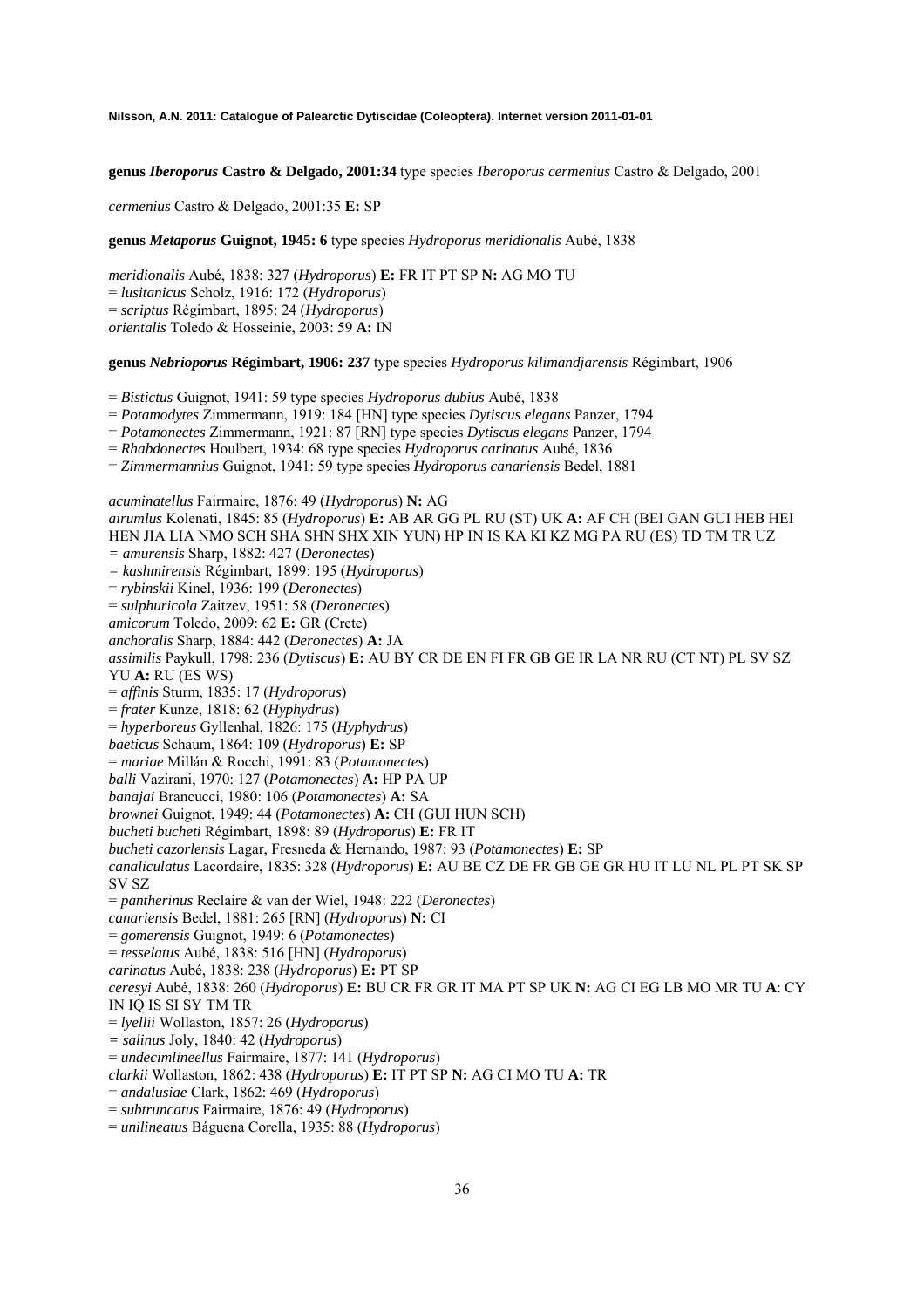**genus *Iberoporus* Castro & Delgado, 2001:34** type species *Iberoporus cermenius* Castro & Delgado, 2001

*cermenius* Castro & Delgado, 2001:35 **E:** SP

**genus *Metaporus* Guignot, 1945: 6** type species *Hydroporus meridionalis* Aubé, 1838

*meridionalis* Aubé, 1838: 327 (*Hydroporus*) **E:** FR IT PT SP **N:** AG MO TU
= *lusitanicus* Scholz, 1916: 172 (*Hydroporus*)
= *scriptus* Régimbart, 1895: 24 (*Hydroporus*)
*orientalis* Toledo & Hosseinie, 2003: 59 **A:** IN

**genus *Nebrioporus* Régimbart, 1906: 237** type species *Hydroporus kilimandjarensis* Régimbart, 1906

= *Bistictus* Guignot, 1941: 59 type species *Hydroporus dubius* Aubé, 1838
= *Potamodytes* Zimmermann, 1919: 184 [HN] type species *Dytiscus elegans* Panzer, 1794
= *Potamonectes* Zimmermann, 1921: 87 [RN] type species *Dytiscus elegans* Panzer, 1794
= *Rhabdonectes* Houlbert, 1934: 68 type species *Hydroporus carinatus* Aubé, 1836
= *Zimmermannius* Guignot, 1941: 59 type species *Hydroporus canariensis* Bedel, 1881

*acuminatellus* Fairmaire, 1876: 49 (*Hydroporus*) **N:** AG
*airumlus* Kolenati, 1845: 85 (*Hydroporus*) **E:** AB AR GG PL RU (ST) UK **A:** AF CH (BEI GAN GUI HEB HEI HEN JIA LIA NMO SCH SHA SHN SHX XIN YUN) HP IN IS KA KI KZ MG PA RU (ES) TD TM TR UZ
= *amurensis* Sharp, 1882: 427 (*Deronectes*)
= *kashmirensis* Régimbart, 1899: 195 (*Hydroporus*)
= *rybinskii* Kinel, 1936: 199 (*Deronectes*)
= *sulphuricola* Zaitzev, 1951: 58 (*Deronectes*)
*amicorum* Toledo, 2009: 62 **E:** GR (Crete)
*anchoralis* Sharp, 1884: 442 (*Deronectes*) **A:** JA
*assimilis* Paykull, 1798: 236 (*Dytiscus*) **E:** AU BY CR DE EN FI FR GB GE IR LA NR RU (CT NT) PL SV SZ YU **A:** RU (ES WS)
= *affinis* Sturm, 1835: 17 (*Hydroporus*)
= *frater* Kunze, 1818: 62 (*Hyphydrus*)
= *hyperboreus* Gyllenhal, 1826: 175 (*Hyphydrus*)
*baeticus* Schaum, 1864: 109 (*Hydroporus*) **E:** SP
= *mariae* Millán & Rocchi, 1991: 83 (*Potamonectes*)
*balli* Vazirani, 1970: 127 (*Potamonectes*) **A:** HP PA UP
*banajai* Brancucci, 1980: 106 (*Potamonectes*) **A:** SA
*brownei* Guignot, 1949: 44 (*Potamonectes*) **A:** CH (GUI HUN SCH)
*bucheti bucheti* Régimbart, 1898: 89 (*Hydroporus*) **E:** FR IT
*bucheti cazorlensis* Lagar, Fresneda & Hernando, 1987: 93 (*Potamonectes*) **E:** SP
*canaliculatus* Lacordaire, 1835: 328 (*Hydroporus*) **E:** AU BE CZ DE FR GB GE GR HU IT LU NL PL PT SK SP SV SZ
= *pantherinus* Reclaire & van der Wiel, 1948: 222 (*Deronectes*)
*canariensis* Bedel, 1881: 265 [RN] (*Hydroporus*) **N:** CI
= *gomerensis* Guignot, 1949: 6 (*Potamonectes*)
= *tesselatus* Aubé, 1838: 516 [HN] (*Hydroporus*)
*carinatus* Aubé, 1838: 238 (*Hydroporus*) **E:** PT SP
*ceresyi* Aubé, 1838: 260 (*Hydroporus*) **E:** BU CR FR GR IT MA PT SP UK **N:** AG CI EG LB MO MR TU **A**: CY IN IQ IS SI SY TM TR
= *lyellii* Wollaston, 1857: 26 (*Hydroporus*)
= *salinus* Joly, 1840: 42 (*Hydroporus*)
= *undecimlineellus* Fairmaire, 1877: 141 (*Hydroporus*)
*clarkii* Wollaston, 1862: 438 (*Hydroporus*) **E:** IT PT SP **N:** AG CI MO TU **A:** TR
= *andalusiae* Clark, 1862: 469 (*Hydroporus*)
= *subtruncatus* Fairmaire, 1876: 49 (*Hydroporus*)
= *unilineatus* Báguena Corella, 1935: 88 (*Hydroporus*)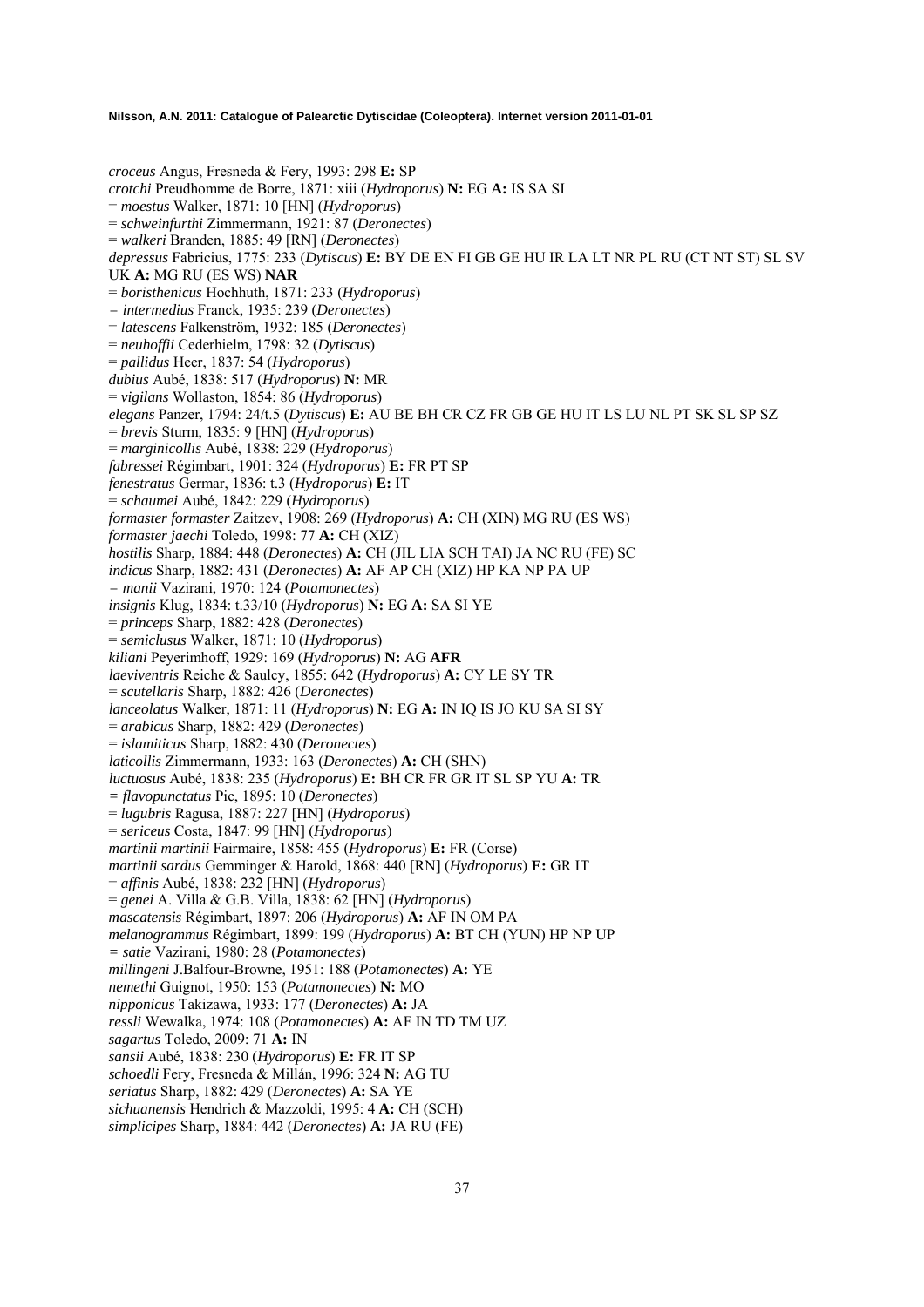*croceus* Angus, Fresneda & Fery, 1993: 298 **E:** SP
*crotchi* Preudhomme de Borre, 1871: xiii (*Hydroporus*) **N:** EG **A:** IS SA SI
= *moestus* Walker, 1871: 10 [HN] (*Hydroporus*)
= *schweinfurthi* Zimmermann, 1921: 87 (*Deronectes*)
= *walkeri* Branden, 1885: 49 [RN] (*Deronectes*)
*depressus* Fabricius, 1775: 233 (*Dytiscus*) **E:** BY DE EN FI GB GE HU IR LA LT NR PL RU (CT NT ST) SL SV UK **A:** MG RU (ES WS) **NAR**
= *boristhenicus* Hochhuth, 1871: 233 (*Hydroporus*)
*= intermedius* Franck, 1935: 239 (*Deronectes*)
= *latescens* Falkenström, 1932: 185 (*Deronectes*)
= *neuhoffii* Cederhielm, 1798: 32 (*Dytiscus*)
= *pallidus* Heer, 1837: 54 (*Hydroporus*)
*dubius* Aubé, 1838: 517 (*Hydroporus*) **N:** MR
= *vigilans* Wollaston, 1854: 86 (*Hydroporus*)
*elegans* Panzer, 1794: 24/t.5 (*Dytiscus*) **E:** AU BE BH CR CZ FR GB GE HU IT LS LU NL PT SK SL SP SZ
= *brevis* Sturm, 1835: 9 [HN] (*Hydroporus*)
= *marginicollis* Aubé, 1838: 229 (*Hydroporus*)
*fabressei* Régimbart, 1901: 324 (*Hydroporus*) **E:** FR PT SP
*fenestratus* Germar, 1836: t.3 (*Hydroporus*) **E:** IT
= *schaumei* Aubé, 1842: 229 (*Hydroporus*)
*formaster formaster* Zaitzev, 1908: 269 (*Hydroporus*) **A:** CH (XIN) MG RU (ES WS)
*formaster jaechi* Toledo, 1998: 77 **A:** CH (XIZ)
*hostilis* Sharp, 1884: 448 (*Deronectes*) **A:** CH (JIL LIA SCH TAI) JA NC RU (FE) SC
*indicus* Sharp, 1882: 431 (*Deronectes*) **A:** AF AP CH (XIZ) HP KA NP PA UP
*= manii* Vazirani, 1970: 124 (*Potamonectes*)
*insignis* Klug, 1834: t.33/10 (*Hydroporus*) **N:** EG **A:** SA SI YE
= *princeps* Sharp, 1882: 428 (*Deronectes*)
= *semiclusus* Walker, 1871: 10 (*Hydroporus*)
*kiliani* Peyerimhoff, 1929: 169 (*Hydroporus*) **N:** AG **AFR**
*laeviventris* Reiche & Saulcy, 1855: 642 (*Hydroporus*) **A:** CY LE SY TR
= *scutellaris* Sharp, 1882: 426 (*Deronectes*)
*lanceolatus* Walker, 1871: 11 (*Hydroporus*) **N:** EG **A:** IN IQ IS JO KU SA SI SY
= *arabicus* Sharp, 1882: 429 (*Deronectes*)
= *islamiticus* Sharp, 1882: 430 (*Deronectes*)
*laticollis* Zimmermann, 1933: 163 (*Deronectes*) **A:** CH (SHN)
*luctuosus* Aubé, 1838: 235 (*Hydroporus*) **E:** BH CR FR GR IT SL SP YU **A:** TR
*= flavopunctatus* Pic, 1895: 10 (*Deronectes*)
= *lugubris* Ragusa, 1887: 227 [HN] (*Hydroporus*)
= *sericeus* Costa, 1847: 99 [HN] (*Hydroporus*)
*martinii martinii* Fairmaire, 1858: 455 (*Hydroporus*) **E:** FR (Corse)
*martinii sardus* Gemminger & Harold, 1868: 440 [RN] (*Hydroporus*) **E:** GR IT
= *affinis* Aubé, 1838: 232 [HN] (*Hydroporus*)
= *genei* A. Villa & G.B. Villa, 1838: 62 [HN] (*Hydroporus*)
*mascatensis* Régimbart, 1897: 206 (*Hydroporus*) **A:** AF IN OM PA
*melanogrammus* Régimbart, 1899: 199 (*Hydroporus*) **A:** BT CH (YUN) HP NP UP
*= satie* Vazirani, 1980: 28 (*Potamonectes*)
*millingeni* J.Balfour-Browne, 1951: 188 (*Potamonectes*) **A:** YE
*nemethi* Guignot, 1950: 153 (*Potamonectes*) **N:** MO
*nipponicus* Takizawa, 1933: 177 (*Deronectes*) **A:** JA
*ressli* Wewalka, 1974: 108 (*Potamonectes*) **A:** AF IN TD TM UZ
*sagartus* Toledo, 2009: 71 **A:** IN
*sansii* Aubé, 1838: 230 (*Hydroporus*) **E:** FR IT SP
*schoedli* Fery, Fresneda & Millán, 1996: 324 **N:** AG TU
*seriatus* Sharp, 1882: 429 (*Deronectes*) **A:** SA YE
*sichuanensis* Hendrich & Mazzoldi, 1995: 4 **A:** CH (SCH)
*simplicipes* Sharp, 1884: 442 (*Deronectes*) **A:** JA RU (FE)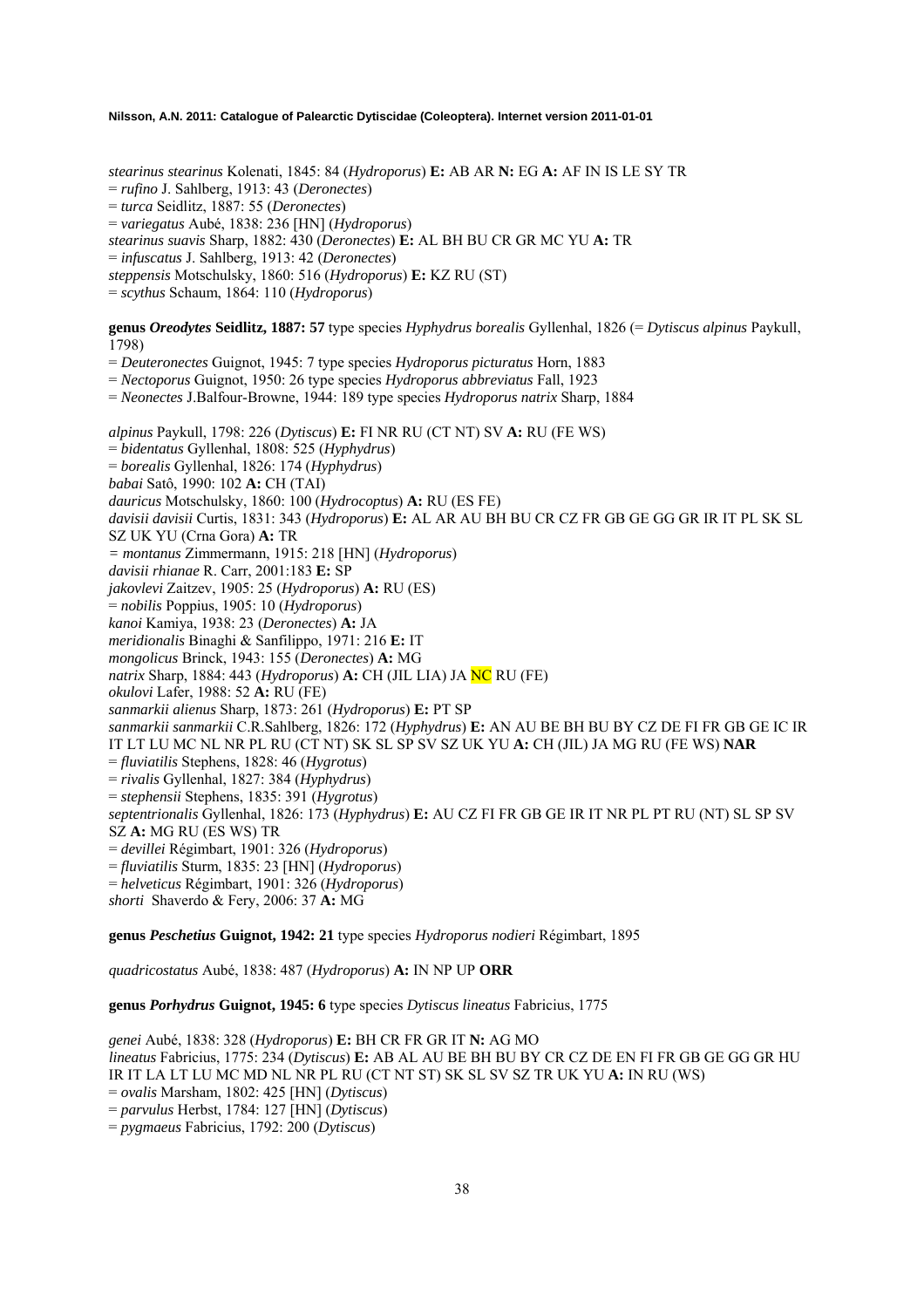*stearinus stearinus* Kolenati, 1845: 84 (*Hydroporus*) **E:** AB AR **N:** EG **A:** AF IN IS LE SY TR
= *rufino* J. Sahlberg, 1913: 43 (*Deronectes*)
= *turca* Seidlitz, 1887: 55 (*Deronectes*)
= *variegatus* Aubé, 1838: 236 [HN] (*Hydroporus*)
*stearinus suavis* Sharp, 1882: 430 (*Deronectes*) **E:** AL BH BU CR GR MC YU **A:** TR
= *infuscatus* J. Sahlberg, 1913: 42 (*Deronectes*)
*steppensis* Motschulsky, 1860: 516 (*Hydroporus*) **E:** KZ RU (ST)
= *scythus* Schaum, 1864: 110 (*Hydroporus*)

**genus *Oreodytes* Seidlitz, 1887: 57** type species *Hyphydrus borealis* Gyllenhal, 1826 (= *Dytiscus alpinus* Paykull, 1798)
= *Deuteronectes* Guignot, 1945: 7 type species *Hydroporus picturatus* Horn, 1883
= *Nectoporus* Guignot, 1950: 26 type species *Hydroporus abbreviatus* Fall, 1923
= *Neonectes* J.Balfour-Browne, 1944: 189 type species *Hydroporus natrix* Sharp, 1884

*alpinus* Paykull, 1798: 226 (*Dytiscus*) **E:** FI NR RU (CT NT) SV **A:** RU (FE WS)
= *bidentatus* Gyllenhal, 1808: 525 (*Hyphydrus*)
= *borealis* Gyllenhal, 1826: 174 (*Hyphydrus*)
*babai* Satô, 1990: 102 **A:** CH (TAI)
*dauricus* Motschulsky, 1860: 100 (*Hydrocoptus*) **A:** RU (ES FE)
*davisii davisii* Curtis, 1831: 343 (*Hydroporus*) **E:** AL AR AU BH BU CR CZ FR GB GE GG GR IR IT PL SK SL SZ UK YU (Crna Gora) **A:** TR
*= montanus* Zimmermann, 1915: 218 [HN] (*Hydroporus*)
*davisii rhianae* R. Carr, 2001:183 **E:** SP
*jakovlevi* Zaitzev, 1905: 25 (*Hydroporus*) **A:** RU (ES)
= *nobilis* Poppius, 1905: 10 (*Hydroporus*)
*kanoi* Kamiya, 1938: 23 (*Deronectes*) **A:** JA
*meridionalis* Binaghi & Sanfilippo, 1971: 216 **E:** IT
*mongolicus* Brinck, 1943: 155 (*Deronectes*) **A:** MG
*natrix* Sharp, 1884: 443 (*Hydroporus*) **A:** CH (JIL LIA) JA NC RU (FE)
*okulovi* Lafer, 1988: 52 **A:** RU (FE)
*sanmarkii alienus* Sharp, 1873: 261 (*Hydroporus*) **E:** PT SP
*sanmarkii sanmarkii* C.R.Sahlberg, 1826: 172 (*Hyphydrus*) **E:** AN AU BE BH BU BY CZ DE FI FR GB GE IC IR IT LT LU MC NL NR PL RU (CT NT) SK SL SP SV SZ UK YU **A:** CH (JIL) JA MG RU (FE WS) **NAR**
= *fluviatilis* Stephens, 1828: 46 (*Hygrotus*)
= *rivalis* Gyllenhal, 1827: 384 (*Hyphydrus*)
= *stephensii* Stephens, 1835: 391 (*Hygrotus*)
*septentrionalis* Gyllenhal, 1826: 173 (*Hyphydrus*) **E:** AU CZ FI FR GB GE IR IT NR PL PT RU (NT) SL SP SV SZ **A:** MG RU (ES WS) TR
= *devillei* Régimbart, 1901: 326 (*Hydroporus*)
= *fluviatilis* Sturm, 1835: 23 [HN] (*Hydroporus*)
= *helveticus* Régimbart, 1901: 326 (*Hydroporus*)
*shorti* Shaverdo & Fery, 2006: 37 **A:** MG

**genus *Peschetius* Guignot, 1942: 21** type species *Hydroporus nodieri* Régimbart, 1895

*quadricostatus* Aubé, 1838: 487 (*Hydroporus*) **A:** IN NP UP **ORR**

**genus *Porhydrus* Guignot, 1945: 6** type species *Dytiscus lineatus* Fabricius, 1775

*genei* Aubé, 1838: 328 (*Hydroporus*) **E:** BH CR FR GR IT **N:** AG MO
*lineatus* Fabricius, 1775: 234 (*Dytiscus*) **E:** AB AL AU BE BH BU BY CR CZ DE EN FI FR GB GE GG GR HU IR IT LA LT LU MC MD NL NR PL RU (CT NT ST) SK SL SV SZ TR UK YU **A:** IN RU (WS)
= *ovalis* Marsham, 1802: 425 [HN] (*Dytiscus*)
= *parvulus* Herbst, 1784: 127 [HN] (*Dytiscus*)
= *pygmaeus* Fabricius, 1792: 200 (*Dytiscus*)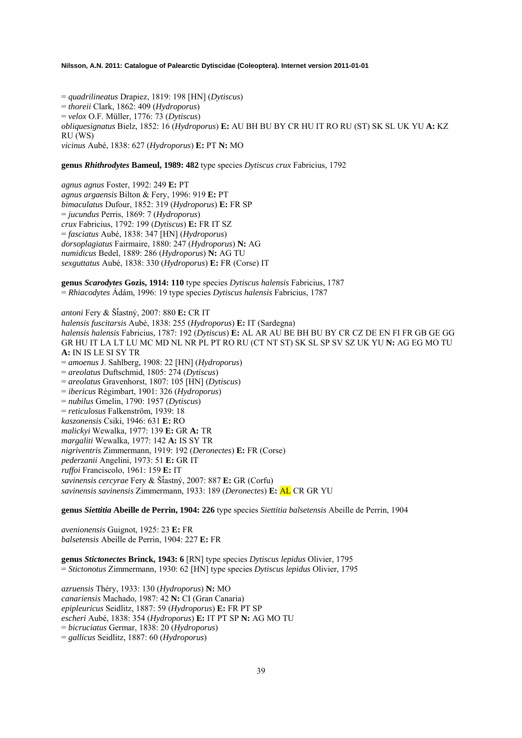= *quadrilineatus* Drapiez, 1819: 198 [HN] (*Dytiscus*)
= *thoreii* Clark, 1862: 409 (*Hydroporus*)
= *velox* O.F. Müller, 1776: 73 (*Dytiscus*)
*obliquesignatus* Bielz, 1852: 16 (*Hydroporus*) **E:** AU BH BU BY CR HU IT RO RU (ST) SK SL UK YU **A:** KZ RU (WS)
*vicinus* Aubé, 1838: 627 (*Hydroporus*) **E:** PT **N:** MO

**genus *Rhithrodytes* Bameul, 1989: 482** type species *Dytiscus crux* Fabricius, 1792

*agnus agnus* Foster, 1992: 249 **E:** PT
*agnus argaensis* Bilton & Fery, 1996: 919 **E:** PT
*bimaculatus* Dufour, 1852: 319 (*Hydroporus*) **E:** FR SP
= *jucundus* Perris, 1869: 7 (*Hydroporus*)
*crux* Fabricius, 1792: 199 (*Dytiscus*) **E:** FR IT SZ
= *fasciatus* Aubé, 1838: 347 [HN] (*Hydroporus*)
*dorsoplagiatus* Fairmaire, 1880: 247 (*Hydroporus*) **N:** AG
*numidicus* Bedel, 1889: 286 (*Hydroporus*) **N:** AG TU
*sexguttatus* Aubé, 1838: 330 (*Hydroporus*) **E:** FR (Corse) IT

**genus *Scarodytes* Gozis, 1914: 110** type species *Dytiscus halensis* Fabricius, 1787
= *Rhiacodytes* Ádám, 1996: 19 type species *Dytiscus halensis* Fabricius, 1787

*antoni* Fery & Šťastný, 2007: 880 **E:** CR IT
*halensis fuscitarsis* Aubé, 1838: 255 (*Hydroporus*) **E:** IT (Sardegna)
*halensis halensis* Fabricius, 1787: 192 (*Dytiscus*) **E:** AL AR AU BE BH BU BY CR CZ DE EN FI FR GB GE GG GR HU IT LA LT LU MC MD NL NR PL PT RO RU (CT NT ST) SK SL SP SV SZ UK YU **N:** AG EG MO TU **A:** IN IS LE SI SY TR
= *amoenus* J. Sahlberg, 1908: 22 [HN] (*Hydroporus*)
= *areolatus* Duftschmid, 1805: 274 (*Dytiscus*)
= *areolatus* Gravenhorst, 1807: 105 [HN] (*Dytiscus*)
= *ibericus* Régimbart, 1901: 326 (*Hydroporus*)
= *nubilus* Gmelin, 1790: 1957 (*Dytiscus*)
= *reticulosus* Falkenström, 1939: 18
*kaszonensis* Csiki, 1946: 631 **E:** RO
*malickyi* Wewalka, 1977: 139 **E:** GR **A:** TR
*margaliti* Wewalka, 1977: 142 **A:** IS SY TR
*nigriventris* Zimmermann, 1919: 192 (*Deronectes*) **E:** FR (Corse)
*pederzanii* Angelini, 1973: 51 **E:** GR IT
*ruffoi* Franciscolo, 1961: 159 **E:** IT
*savinensis cercyrae* Fery & Šťastný, 2007: 887 **E:** GR (Corfu)
*savinensis savinensis* Zimmermann, 1933: 189 (*Deronectes*) **E:** AL CR GR YU

**genus *Siettitia* Abeille de Perrin, 1904: 226** type species *Siettitia balsetensis* Abeille de Perrin, 1904

*avenionensis* Guignot, 1925: 23 **E:** FR
*balsetensis* Abeille de Perrin, 1904: 227 **E:** FR

**genus *Stictonectes* Brinck, 1943: 6** [RN] type species *Dytiscus lepidus* Olivier, 1795
= *Stictonotus* Zimmermann, 1930: 62 [HN] type species *Dytiscus lepidus* Olivier, 1795

*azruensis* Théry, 1933: 130 (*Hydroporus*) **N:** MO
*canariensis* Machado, 1987: 42 **N:** CI (Gran Canaria)
*epipleuricus* Seidlitz, 1887: 59 (*Hydroporus*) **E:** FR PT SP
*escheri* Aubé, 1838: 354 (*Hydroporus*) **E:** IT PT SP **N:** AG MO TU
= *bicruciatus* Germar, 1838: 20 (*Hydroporus*)
= *gallicus* Seidlitz, 1887: 60 (*Hydroporus*)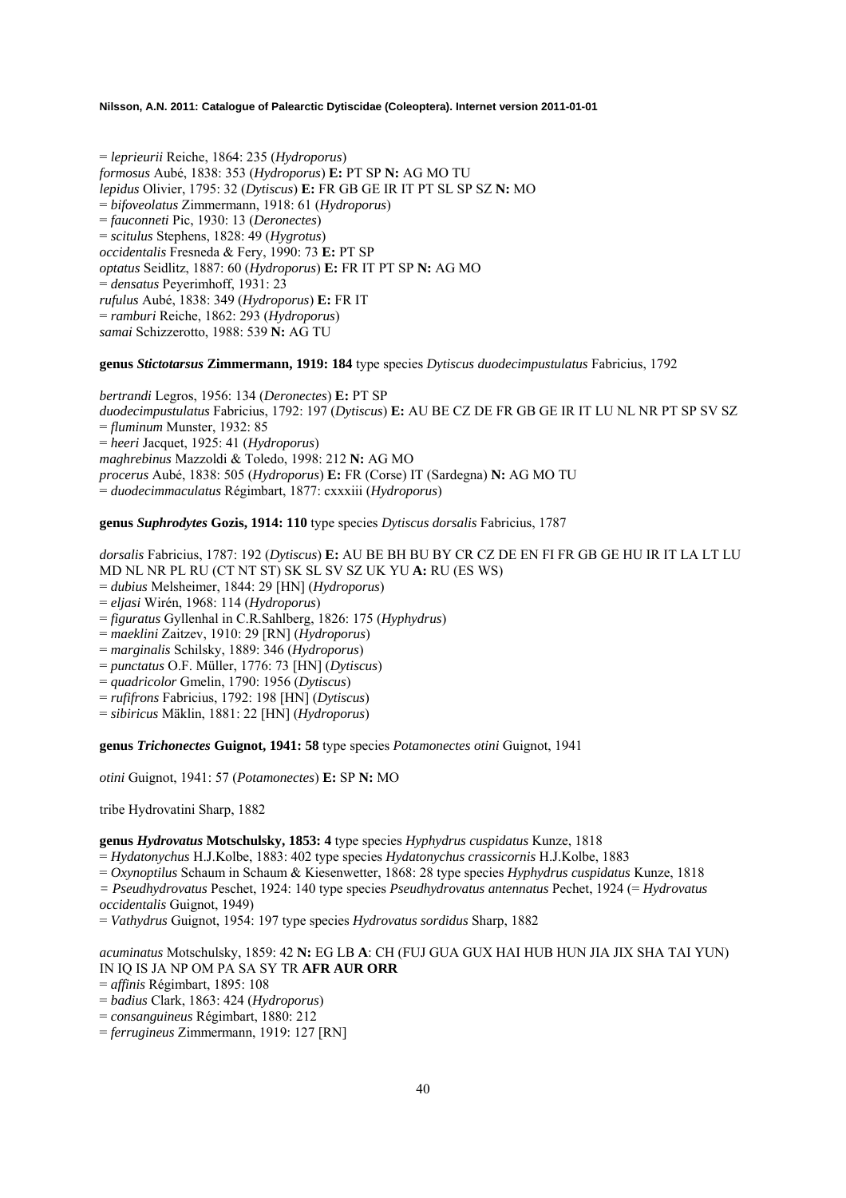= *leprieurii* Reiche, 1864: 235 (*Hydroporus*)
*formosus* Aubé, 1838: 353 (*Hydroporus*) **E:** PT SP **N:** AG MO TU
*lepidus* Olivier, 1795: 32 (*Dytiscus*) **E:** FR GB GE IR IT PT SL SP SZ **N:** MO
= *bifoveolatus* Zimmermann, 1918: 61 (*Hydroporus*)
= *fauconneti* Pic, 1930: 13 (*Deronectes*)
= *scitulus* Stephens, 1828: 49 (*Hygrotus*)
*occidentalis* Fresneda & Fery, 1990: 73 **E:** PT SP
*optatus* Seidlitz, 1887: 60 (*Hydroporus*) **E:** FR IT PT SP **N:** AG MO
= *densatus* Peyerimhoff, 1931: 23
*rufulus* Aubé, 1838: 349 (*Hydroporus*) **E:** FR IT
= *ramburi* Reiche, 1862: 293 (*Hydroporus*)
*samai* Schizzerotto, 1988: 539 **N:** AG TU

**genus *Stictotarsus* Zimmermann, 1919: 184** type species *Dytiscus duodecimpustulatus* Fabricius, 1792

*bertrandi* Legros, 1956: 134 (*Deronectes*) **E:** PT SP
*duodecimpustulatus* Fabricius, 1792: 197 (*Dytiscus*) **E:** AU BE CZ DE FR GB GE IR IT LU NL NR PT SP SV SZ
= *fluminum* Munster, 1932: 85
= *heeri* Jacquet, 1925: 41 (*Hydroporus*)
*maghrebinus* Mazzoldi & Toledo, 1998: 212 **N:** AG MO
*procerus* Aubé, 1838: 505 (*Hydroporus*) **E:** FR (Corse) IT (Sardegna) **N:** AG MO TU
= *duodecimmaculatus* Régimbart, 1877: cxxxiii (*Hydroporus*)

**genus *Suphrodytes* Gozis, 1914: 110** type species *Dytiscus dorsalis* Fabricius, 1787

*dorsalis* Fabricius, 1787: 192 (*Dytiscus*) **E:** AU BE BH BU BY CR CZ DE EN FI FR GB GE HU IR IT LA LT LU MD NL NR PL RU (CT NT ST) SK SL SV SZ UK YU **A:** RU (ES WS)
= *dubius* Melsheimer, 1844: 29 [HN] (*Hydroporus*)
= *eljasi* Wirén, 1968: 114 (*Hydroporus*)
= *figuratus* Gyllenhal in C.R.Sahlberg, 1826: 175 (*Hyphydrus*)
= *maeklini* Zaitzev, 1910: 29 [RN] (*Hydroporus*)
= *marginalis* Schilsky, 1889: 346 (*Hydroporus*)
= *punctatus* O.F. Müller, 1776: 73 [HN] (*Dytiscus*)
= *quadricolor* Gmelin, 1790: 1956 (*Dytiscus*)
= *rufifrons* Fabricius, 1792: 198 [HN] (*Dytiscus*)
= *sibiricus* Mäklin, 1881: 22 [HN] (*Hydroporus*)

**genus *Trichonectes* Guignot, 1941: 58** type species *Potamonectes otini* Guignot, 1941

*otini* Guignot, 1941: 57 (*Potamonectes*) **E:** SP **N:** MO

tribe Hydrovatini Sharp, 1882

**genus *Hydrovatus* Motschulsky, 1853: 4** type species *Hyphydrus cuspidatus* Kunze, 1818
= *Hydatonychus* H.J.Kolbe, 1883: 402 type species *Hydatonychus crassicornis* H.J.Kolbe, 1883
= *Oxynoptilus* Schaum in Schaum & Kiesenwetter, 1868: 28 type species *Hyphydrus cuspidatus* Kunze, 1818
= *Pseudhydrovatus* Peschet, 1924: 140 type species *Pseudhydrovatus antennatus* Pechet, 1924 (= *Hydrovatus occidentalis* Guignot, 1949)
= *Vathydrus* Guignot, 1954: 197 type species *Hydrovatus sordidus* Sharp, 1882

*acuminatus* Motschulsky, 1859: 42 **N:** EG LB **A**: CH (FUJ GUA GUX HAI HUB HUN JIA JIX SHA TAI YUN) IN IQ IS JA NP OM PA SA SY TR **AFR AUR ORR**
= *affinis* Régimbart, 1895: 108
= *badius* Clark, 1863: 424 (*Hydroporus*)
= *consanguineus* Régimbart, 1880: 212
= *ferrugineus* Zimmermann, 1919: 127 [RN]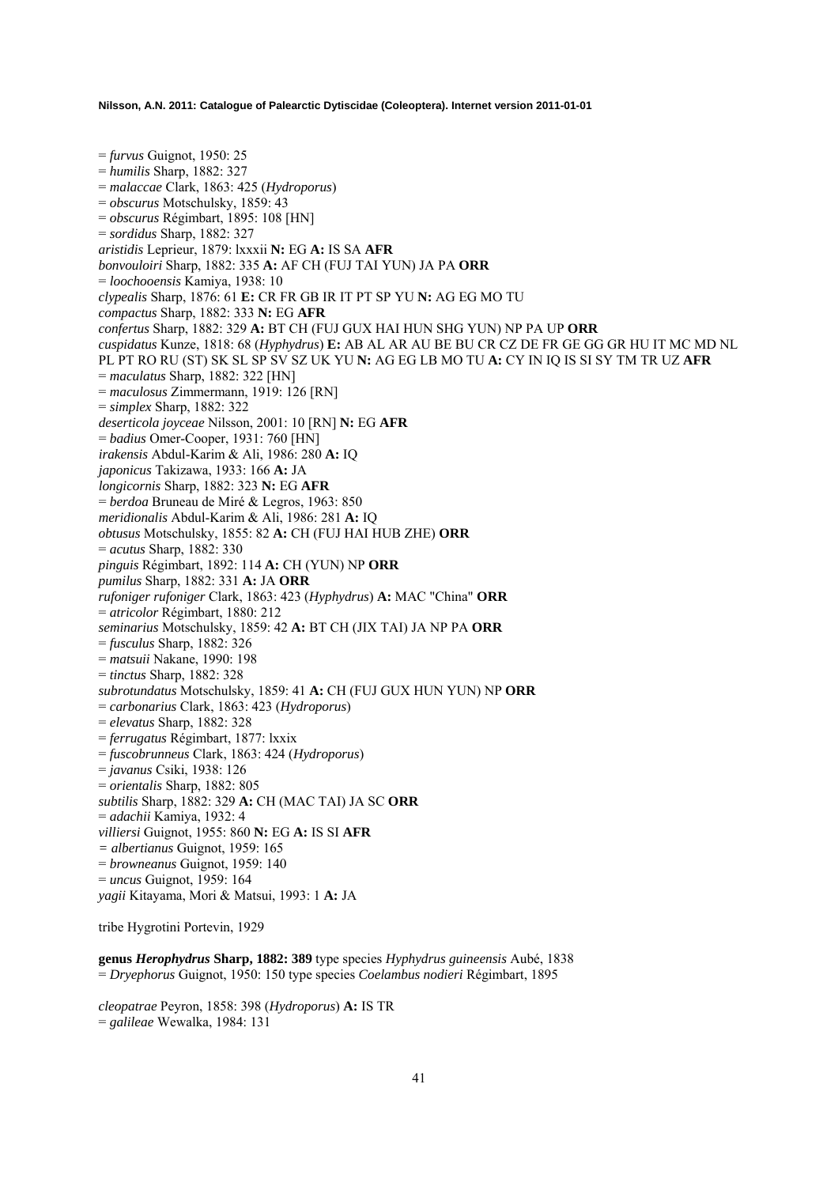= *furvus* Guignot, 1950: 25
= *humilis* Sharp, 1882: 327
= *malaccae* Clark, 1863: 425 (*Hydroporus*)
= *obscurus* Motschulsky, 1859: 43
= *obscurus* Régimbart, 1895: 108 [HN]
= *sordidus* Sharp, 1882: 327
*aristidis* Leprieur, 1879: lxxxii **N:** EG **A:** IS SA **AFR**
*bonvouloiri* Sharp, 1882: 335 **A:** AF CH (FUJ TAI YUN) JA PA **ORR**
= *loochooensis* Kamiya, 1938: 10
*clypealis* Sharp, 1876: 61 **E:** CR FR GB IR IT PT SP YU **N:** AG EG MO TU
*compactus* Sharp, 1882: 333 **N:** EG **AFR**
*confertus* Sharp, 1882: 329 **A:** BT CH (FUJ GUX HAI HUN SHG YUN) NP PA UP **ORR**
*cuspidatus* Kunze, 1818: 68 (*Hyphydrus*) **E:** AB AL AR AU BE BU CR CZ DE FR GE GG GR HU IT MC MD NL PL PT RO RU (ST) SK SL SP SV SZ UK YU **N:** AG EG LB MO TU **A:** CY IN IQ IS SI SY TM TR UZ **AFR**
= *maculatus* Sharp, 1882: 322 [HN]
= *maculosus* Zimmermann, 1919: 126 [RN]
= *simplex* Sharp, 1882: 322
*deserticola joyceae* Nilsson, 2001: 10 [RN] **N:** EG **AFR**
= *badius* Omer-Cooper, 1931: 760 [HN]
*irakensis* Abdul-Karim & Ali, 1986: 280 **A:** IQ
*japonicus* Takizawa, 1933: 166 **A:** JA
*longicornis* Sharp, 1882: 323 **N:** EG **AFR**
= *berdoa* Bruneau de Miré & Legros, 1963: 850
*meridionalis* Abdul-Karim & Ali, 1986: 281 **A:** IQ
*obtusus* Motschulsky, 1855: 82 **A:** CH (FUJ HAI HUB ZHE) **ORR**
= *acutus* Sharp, 1882: 330
*pinguis* Régimbart, 1892: 114 **A:** CH (YUN) NP **ORR**
*pumilus* Sharp, 1882: 331 **A:** JA **ORR**
*rufoniger rufoniger* Clark, 1863: 423 (*Hyphydrus*) **A:** MAC "China" **ORR**
= *atricolor* Régimbart, 1880: 212
*seminarius* Motschulsky, 1859: 42 **A:** BT CH (JIX TAI) JA NP PA **ORR**
= *fusculus* Sharp, 1882: 326
= *matsuii* Nakane, 1990: 198
= *tinctus* Sharp, 1882: 328
*subrotundatus* Motschulsky, 1859: 41 **A:** CH (FUJ GUX HUN YUN) NP **ORR**
= *carbonarius* Clark, 1863: 423 (*Hydroporus*)
= *elevatus* Sharp, 1882: 328
= *ferrugatus* Régimbart, 1877: lxxix
= *fuscobrunneus* Clark, 1863: 424 (*Hydroporus*)
= *javanus* Csiki, 1938: 126
= *orientalis* Sharp, 1882: 805
*subtilis* Sharp, 1882: 329 **A:** CH (MAC TAI) JA SC **ORR**
= *adachii* Kamiya, 1932: 4
*villiersi* Guignot, 1955: 860 **N:** EG **A:** IS SI **AFR**
= *albertianus* Guignot, 1959: 165
= *browneanus* Guignot, 1959: 140
= *uncus* Guignot, 1959: 164
*yagii* Kitayama, Mori & Matsui, 1993: 1 **A:** JA

tribe Hygrotini Portevin, 1929

**genus *Herophydrus* Sharp, 1882: 389** type species *Hyphydrus guineensis* Aubé, 1838
= *Dryephorus* Guignot, 1950: 150 type species *Coelambus nodieri* Régimbart, 1895

*cleopatrae* Peyron, 1858: 398 (*Hydroporus*) **A:** IS TR
= *galileae* Wewalka, 1984: 131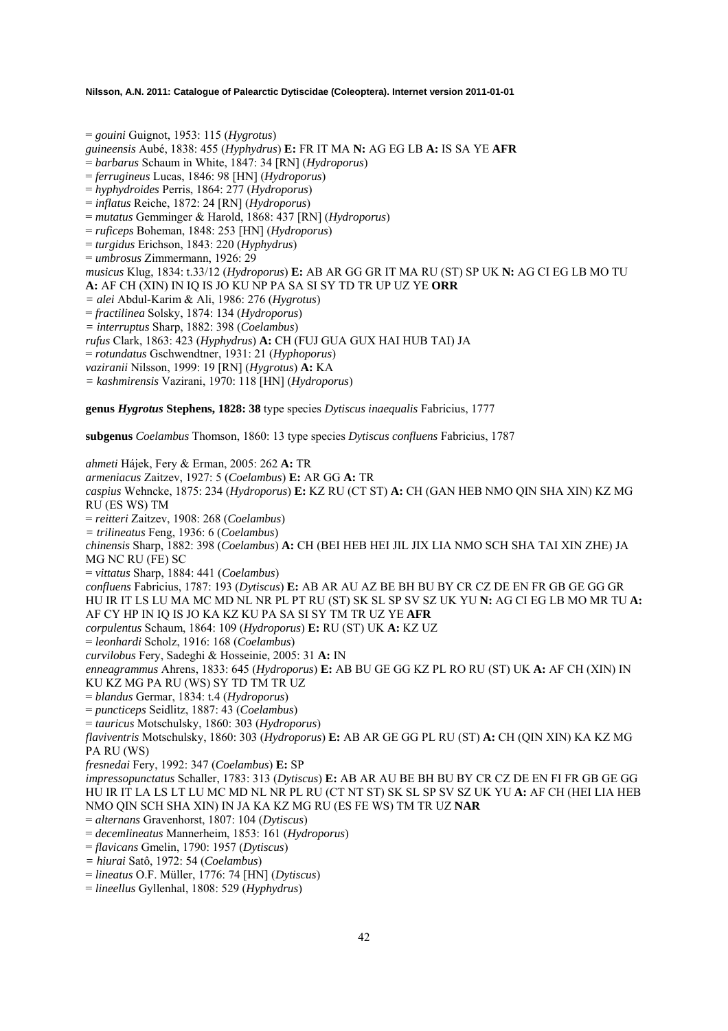= *gouini* Guignot, 1953: 115 (*Hygrotus*)
*guineensis* Aubé, 1838: 455 (*Hyphydrus*) **E:** FR IT MA **N:** AG EG LB **A:** IS SA YE **AFR**
= *barbarus* Schaum in White, 1847: 34 [RN] (*Hydroporus*)
= *ferrugineus* Lucas, 1846: 98 [HN] (*Hydroporus*)
= *hyphydroides* Perris, 1864: 277 (*Hydroporus*)
= *inflatus* Reiche, 1872: 24 [RN] (*Hydroporus*)
= *mutatus* Gemminger & Harold, 1868: 437 [RN] (*Hydroporus*)
= *ruficeps* Boheman, 1848: 253 [HN] (*Hydroporus*)
= *turgidus* Erichson, 1843: 220 (*Hyphydrus*)
= *umbrosus* Zimmermann, 1926: 29
*musicus* Klug, 1834: t.33/12 (*Hydroporus*) **E:** AB AR GG GR IT MA RU (ST) SP UK **N:** AG CI EG LB MO TU **A:** AF CH (XIN) IN IQ IS JO KU NP PA SA SI SY TD TR UP UZ YE **ORR**
= *alei* Abdul-Karim & Ali, 1986: 276 (*Hygrotus*)
= *fractilinea* Solsky, 1874: 134 (*Hydroporus*)
= *interruptus* Sharp, 1882: 398 (*Coelambus*)
*rufus* Clark, 1863: 423 (*Hyphydrus*) **A:** CH (FUJ GUA GUX HAI HUB TAI) JA
= *rotundatus* Gschwendtner, 1931: 21 (*Hyphoporus*)
*vaziranii* Nilsson, 1999: 19 [RN] (*Hygrotus*) **A:** KA
= *kashmirensis* Vazirani, 1970: 118 [HN] (*Hydroporus*)

**genus *Hygrotus* Stephens, 1828: 38** type species *Dytiscus inaequalis* Fabricius, 1777

**subgenus *Coelambus* Thomson, 1860: 13** type species *Dytiscus confluens* Fabricius, 1787

*ahmeti* Hájek, Fery & Erman, 2005: 262 **A:** TR
*armeniacus* Zaitzev, 1927: 5 (*Coelambus*) **E:** AR GG **A:** TR
*caspius* Wehncke, 1875: 234 (*Hydroporus*) **E:** KZ RU (CT ST) **A:** CH (GAN HEB NMO QIN SHA XIN) KZ MG RU (ES WS) TM
= *reitteri* Zaitzev, 1908: 268 (*Coelambus*)
= *trilineatus* Feng, 1936: 6 (*Coelambus*)
*chinensis* Sharp, 1882: 398 (*Coelambus*) **A:** CH (BEI HEB HEI JIL JIX LIA NMO SCH SHA TAI XIN ZHE) JA MG NC RU (FE) SC
= *vittatus* Sharp, 1884: 441 (*Coelambus*)
*confluens* Fabricius, 1787: 193 (*Dytiscus*) **E:** AB AR AU AZ BE BH BU BY CR CZ DE EN FR GB GE GG GR HU IR IT LS LU MA MC MD NL NR PL PT RU (ST) SK SL SP SV SZ UK YU **N:** AG CI EG LB MO MR TU **A:** AF CY HP IN IQ IS JO KA KZ KU PA SA SI SY TM TR UZ YE **AFR**
*corpulentus* Schaum, 1864: 109 (*Hydroporus*) **E:** RU (ST) UK **A:** KZ UZ
= *leonhardi* Scholz, 1916: 168 (*Coelambus*)
*curvilobus* Fery, Sadeghi & Hosseinie, 2005: 31 **A:** IN
*enneagrammus* Ahrens, 1833: 645 (*Hydroporus*) **E:** AB BU GE GG KZ PL RO RU (ST) UK **A:** AF CH (XIN) IN KU KZ MG PA RU (WS) SY TD TM TR UZ
= *blandus* Germar, 1834: t.4 (*Hydroporus*)
= *puncticeps* Seidlitz, 1887: 43 (*Coelambus*)
= *tauricus* Motschulsky, 1860: 303 (*Hydroporus*)
*flaviventris* Motschulsky, 1860: 303 (*Hydroporus*) **E:** AB AR GE GG PL RU (ST) **A:** CH (QIN XIN) KA KZ MG PA RU (WS)
*fresnedai* Fery, 1992: 347 (*Coelambus*) **E:** SP
*impressopunctatus* Schaller, 1783: 313 (*Dytiscus*) **E:** AB AR AU BE BH BU BY CR CZ DE EN FI FR GB GE GG HU IR IT LA LS LT LU MC MD NL NR PL RU (CT NT ST) SK SL SP SV SZ UK YU **A:** AF CH (HEI LIA HEB NMO QIN SCH SHA XIN) IN JA KA KZ MG RU (ES FE WS) TM TR UZ **NAR**
= *alternans* Gravenhorst, 1807: 104 (*Dytiscus*)
= *decemlineatus* Mannerheim, 1853: 161 (*Hydroporus*)
= *flavicans* Gmelin, 1790: 1957 (*Dytiscus*)
= *hiurai* Satô, 1972: 54 (*Coelambus*)
= *lineatus* O.F. Müller, 1776: 74 [HN] (*Dytiscus*)
= *lineellus* Gyllenhal, 1808: 529 (*Hyphydrus*)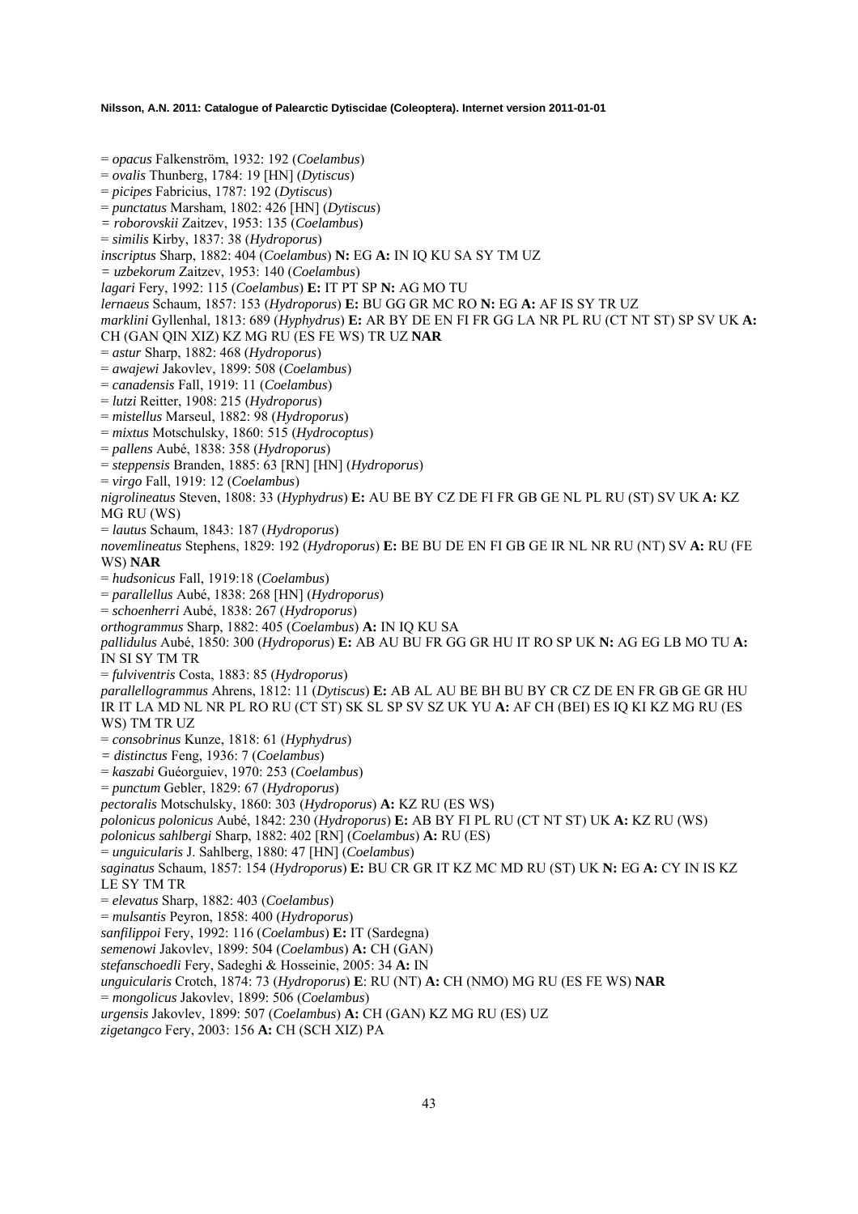= *opacus* Falkenström, 1932: 192 (*Coelambus*)
= *ovalis* Thunberg, 1784: 19 [HN] (*Dytiscus*)
= *picipes* Fabricius, 1787: 192 (*Dytiscus*)
= *punctatus* Marsham, 1802: 426 [HN] (*Dytiscus*)
= *roborovskii* Zaitzev, 1953: 135 (*Coelambus*)
= *similis* Kirby, 1837: 38 (*Hydroporus*)
*inscriptus* Sharp, 1882: 404 (*Coelambus*) **N:** EG **A:** IN IQ KU SA SY TM UZ
= *uzbekorum* Zaitzev, 1953: 140 (*Coelambus*)
*lagari* Fery, 1992: 115 (*Coelambus*) **E:** IT PT SP **N:** AG MO TU
*lernaeus* Schaum, 1857: 153 (*Hydroporus*) **E:** BU GG GR MC RO **N:** EG **A:** AF IS SY TR UZ
*marklini* Gyllenhal, 1813: 689 (*Hyphydrus*) **E:** AR BY DE EN FI FR GG LA NR PL RU (CT NT ST) SP SV UK **A:** CH (GAN QIN XIZ) KZ MG RU (ES FE WS) TR UZ **NAR**
= *astur* Sharp, 1882: 468 (*Hydroporus*)
= *awajewi* Jakovlev, 1899: 508 (*Coelambus*)
= *canadensis* Fall, 1919: 11 (*Coelambus*)
= *lutzi* Reitter, 1908: 215 (*Hydroporus*)
= *mistellus* Marseul, 1882: 98 (*Hydroporus*)
= *mixtus* Motschulsky, 1860: 515 (*Hydrocoptus*)
= *pallens* Aubé, 1838: 358 (*Hydroporus*)
= *steppensis* Branden, 1885: 63 [RN] [HN] (*Hydroporus*)
= *virgo* Fall, 1919: 12 (*Coelambus*)
*nigrolineatus* Steven, 1808: 33 (*Hyphydrus*) **E:** AU BE BY CZ DE FI FR GB GE NL PL RU (ST) SV UK **A:** KZ MG RU (WS)
= *lautus* Schaum, 1843: 187 (*Hydroporus*)
*novemlineatus* Stephens, 1829: 192 (*Hydroporus*) **E:** BE BU DE EN FI GB GE IR NL NR RU (NT) SV **A:** RU (FE WS) **NAR**
= *hudsonicus* Fall, 1919:18 (*Coelambus*)
= *parallellus* Aubé, 1838: 268 [HN] (*Hydroporus*)
= *schoenherri* Aubé, 1838: 267 (*Hydroporus*)
*orthogrammus* Sharp, 1882: 405 (*Coelambus*) **A:** IN IQ KU SA
*pallidulus* Aubé, 1850: 300 (*Hydroporus*) **E:** AB AU BU FR GG GR HU IT RO SP UK **N:** AG EG LB MO TU **A:** IN SI SY TM TR
= *fulviventris* Costa, 1883: 85 (*Hydroporus*)
*parallelogrammus* Ahrens, 1812: 11 (*Dytiscus*) **E:** AB AL AU BE BH BU BY CR CZ DE EN FR GB GE GR HU IR IT LA MD NL NR PL RO RU (CT ST) SK SL SP SV SZ UK YU **A:** AF CH (BEI) ES IQ KI KZ MG RU (ES WS) TM TR UZ
= *consobrinus* Kunze, 1818: 61 (*Hyphydrus*)
= *distinctus* Feng, 1936: 7 (*Coelambus*)
= *kaszabi* Guéorguiev, 1970: 253 (*Coelambus*)
= *punctum* Gebler, 1829: 67 (*Hydroporus*)
*pectoralis* Motschulsky, 1860: 303 (*Hydroporus*) **A:** KZ RU (ES WS)
*polonicus polonicus* Aubé, 1842: 230 (*Hydroporus*) **E:** AB BY FI PL RU (CT NT ST) UK **A:** KZ RU (WS)
*polonicus sahlbergi* Sharp, 1882: 402 [RN] (*Coelambus*) **A:** RU (ES)
= *unguicularis* J. Sahlberg, 1880: 47 [HN] (*Coelambus*)
*saginatus* Schaum, 1857: 154 (*Hydroporus*) **E:** BU CR GR IT KZ MC MD RU (ST) UK **N:** EG **A:** CY IN IS KZ LE SY TM TR
= *elevatus* Sharp, 1882: 403 (*Coelambus*)
= *mulsantis* Peyron, 1858: 400 (*Hydroporus*)
*sanfilippoi* Fery, 1992: 116 (*Coelambus*) **E:** IT (Sardegna)
*semenowi* Jakovlev, 1899: 504 (*Coelambus*) **A:** CH (GAN)
*stefanschoedli* Fery, Sadeghi & Hosseinie, 2005: 34 **A:** IN
*unguicularis* Crotch, 1874: 73 (*Hydroporus*) **E**: RU (NT) **A:** CH (NMO) MG RU (ES FE WS) **NAR**
= *mongolicus* Jakovlev, 1899: 506 (*Coelambus*)
*urgensis* Jakovlev, 1899: 507 (*Coelambus*) **A:** CH (GAN) KZ MG RU (ES) UZ
*zigetangco* Fery, 2003: 156 **A:** CH (SCH XIZ) PA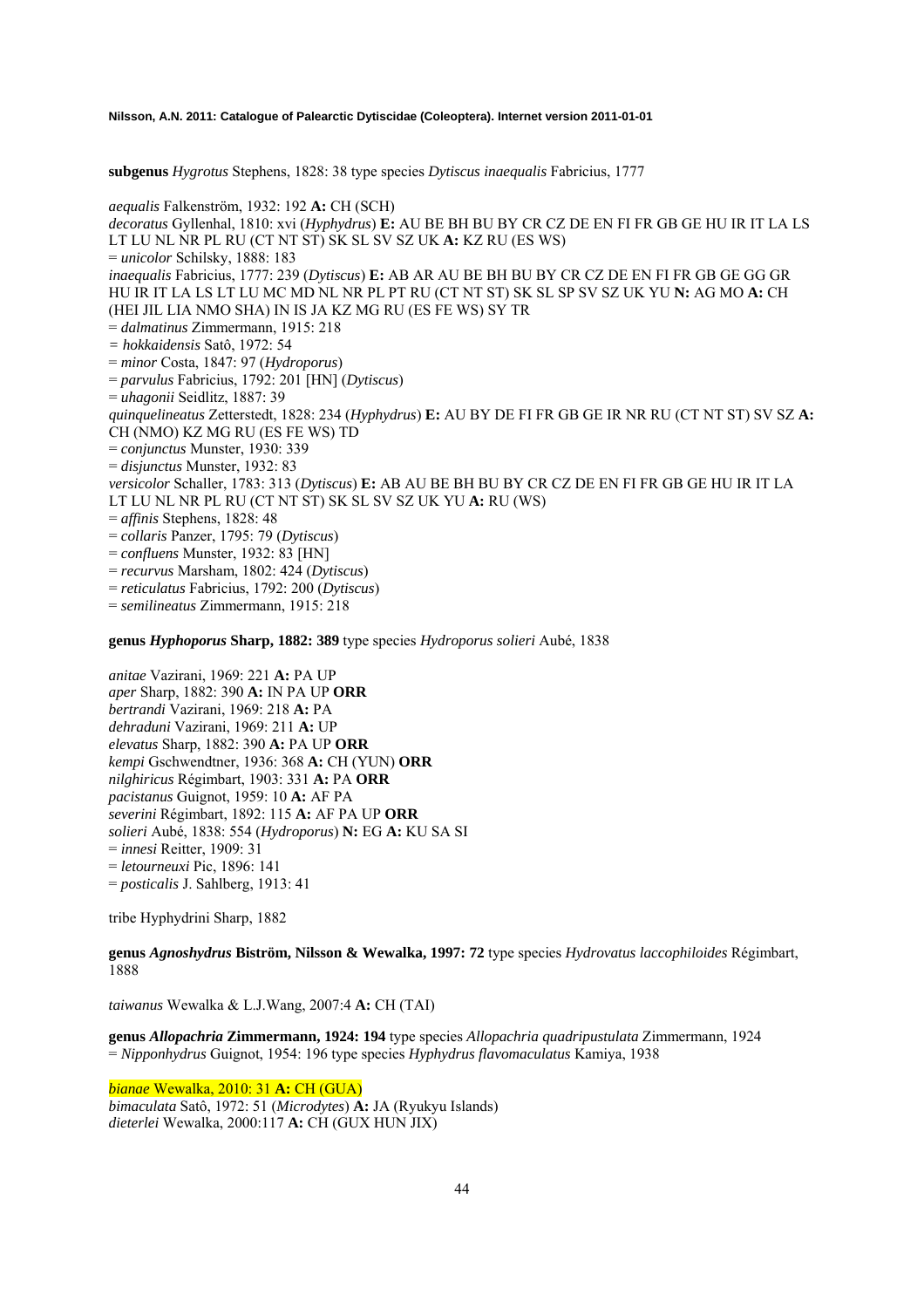**subgenus** *Hygrotus* Stephens, 1828: 38 type species *Dytiscus inaequalis* Fabricius, 1777

*aequalis* Falkenström, 1932: 192 **A:** CH (SCH)
*decoratus* Gyllenhal, 1810: xvi (*Hyphydrus*) **E:** AU BE BH BU BY CR CZ DE EN FI FR GB GE HU IR IT LA LS LT LU NL NR PL RU (CT NT ST) SK SL SV SZ UK **A:** KZ RU (ES WS)
= *unicolor* Schilsky, 1888: 183
*inaequalis* Fabricius, 1777: 239 (*Dytiscus*) **E:** AB AR AU BE BH BU BY CR CZ DE EN FI FR GB GE GG GR HU IR IT LA LS LT LU MC MD NL NR PL PT RU (CT NT ST) SK SL SP SV SZ UK YU **N:** AG MO **A:** CH (HEI JIL LIA NMO SHA) IN IS JA KZ MG RU (ES FE WS) SY TR
= *dalmatinus* Zimmermann, 1915: 218
= *hokkaidensis* Satô, 1972: 54
= *minor* Costa, 1847: 97 (*Hydroporus*)
= *parvulus* Fabricius, 1792: 201 [HN] (*Dytiscus*)
= *uhagonii* Seidlitz, 1887: 39
*quinquelineatus* Zetterstedt, 1828: 234 (*Hyphydrus*) **E:** AU BY DE FI FR GB GE IR NR RU (CT NT ST) SV SZ **A:** CH (NMO) KZ MG RU (ES FE WS) TD
= *conjunctus* Munster, 1930: 339
= *disjunctus* Munster, 1932: 83
*versicolor* Schaller, 1783: 313 (*Dytiscus*) **E:** AB AU BE BH BU BY CR CZ DE EN FI FR GB GE HU IR IT LA LT LU NL NR PL RU (CT NT ST) SK SL SV SZ UK YU **A:** RU (WS)
= *affinis* Stephens, 1828: 48
= *collaris* Panzer, 1795: 79 (*Dytiscus*)
= *confluens* Munster, 1932: 83 [HN]
= *recurvus* Marsham, 1802: 424 (*Dytiscus*)
= *reticulatus* Fabricius, 1792: 200 (*Dytiscus*)
= *semilineatus* Zimmermann, 1915: 218

**genus *Hyphoporus* Sharp, 1882: 389** type species *Hydroporus solieri* Aubé, 1838

*anitae* Vazirani, 1969: 221 **A:** PA UP
*aper* Sharp, 1882: 390 **A:** IN PA UP **ORR**
*bertrandi* Vazirani, 1969: 218 **A:** PA
*dehraduni* Vazirani, 1969: 211 **A:** UP
*elevatus* Sharp, 1882: 390 **A:** PA UP **ORR**
*kempi* Gschwendtner, 1936: 368 **A:** CH (YUN) **ORR**
*nilghiricus* Régimbart, 1903: 331 **A:** PA **ORR**
*pacistanus* Guignot, 1959: 10 **A:** AF PA
*severini* Régimbart, 1892: 115 **A:** AF PA UP **ORR**
*solieri* Aubé, 1838: 554 (*Hydroporus*) **N:** EG **A:** KU SA SI
= *innesi* Reitter, 1909: 31
= *letourneuxi* Pic, 1896: 141
= *posticalis* J. Sahlberg, 1913: 41

tribe Hyphydrini Sharp, 1882

**genus *Agnoshydrus* Biström, Nilsson & Wewalka, 1997: 72** type species *Hydrovatus laccophiloides* Régimbart, 1888

*taiwanus* Wewalka & L.J.Wang, 2007:4 **A:** CH (TAI)

**genus *Allopachria* Zimmermann, 1924: 194** type species *Allopachria quadripustulata* Zimmermann, 1924
= *Nipponhydrus* Guignot, 1954: 196 type species *Hyphydrus flavomaculatus* Kamiya, 1938

*bianae* Wewalka, 2010: 31 **A:** CH (GUA)
*bimaculata* Satô, 1972: 51 (*Microdytes*) **A:** JA (Ryukyu Islands)
*dieterlei* Wewalka, 2000:117 **A:** CH (GUX HUN JIX)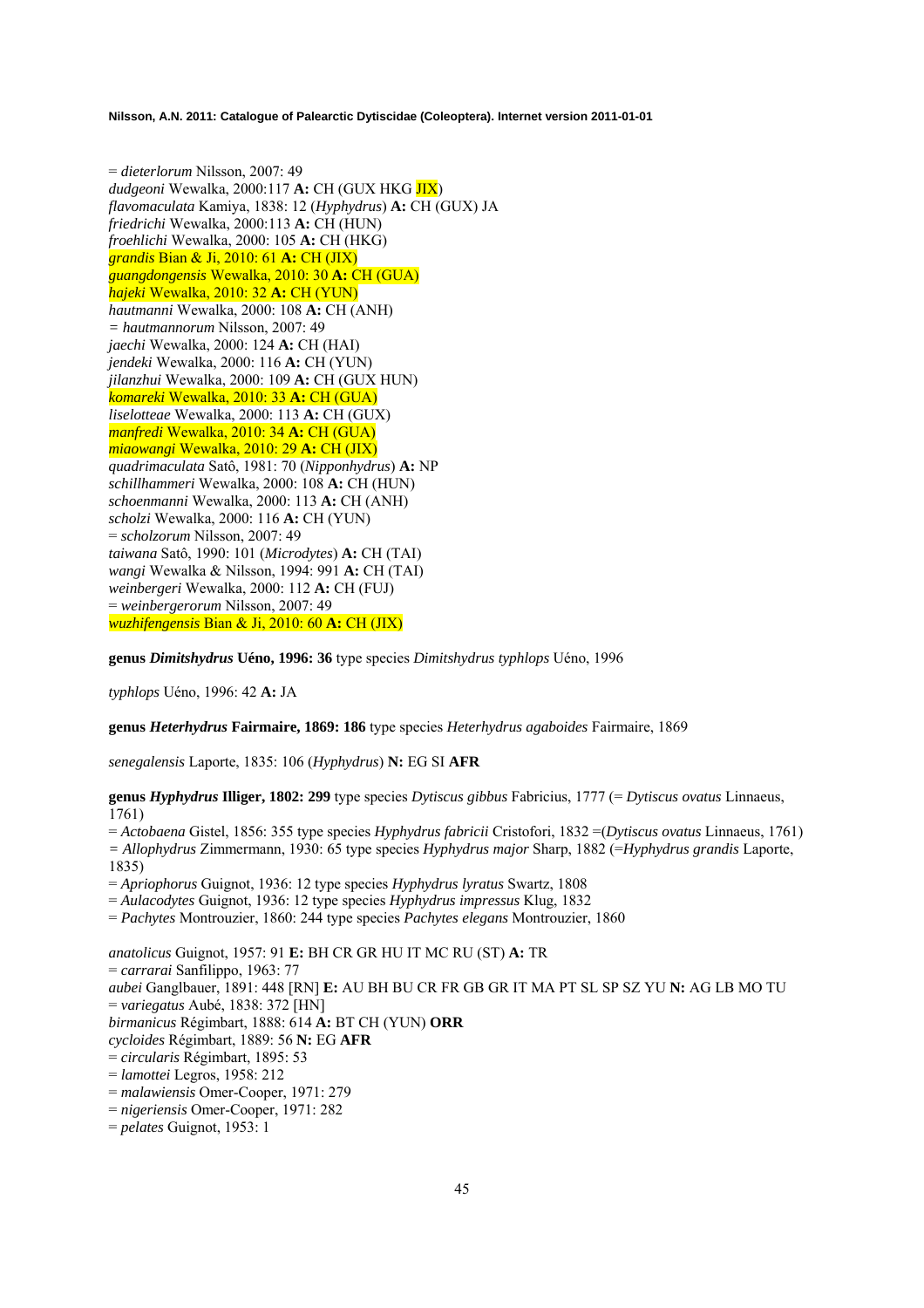= *dieterlorum* Nilsson, 2007: 49
*dudgeoni* Wewalka, 2000:117 **A:** CH (GUX HKG JIX)
*flavomaculata* Kamiya, 1838: 12 (*Hyphydrus*) **A:** CH (GUX) JA
*friedrichi* Wewalka, 2000:113 **A:** CH (HUN)
*froehlichi* Wewalka, 2000: 105 **A:** CH (HKG)
*grandis* Bian & Ji, 2010: 61 **A:** CH (JIX)
*guangdongensis* Wewalka, 2010: 30 **A:** CH (GUA)
*hajeki* Wewalka, 2010: 32 **A:** CH (YUN)
*hautmanni* Wewalka, 2000: 108 **A:** CH (ANH)
= *hautmannorum* Nilsson, 2007: 49
*jaechi* Wewalka, 2000: 124 **A:** CH (HAI)
*jendeki* Wewalka, 2000: 116 **A:** CH (YUN)
*jilanzhui* Wewalka, 2000: 109 **A:** CH (GUX HUN)
*komareki* Wewalka, 2010: 33 **A:** CH (GUA)
*liselotteae* Wewalka, 2000: 113 **A:** CH (GUX)
*manfredi* Wewalka, 2010: 34 **A:** CH (GUA)
*miaowangi* Wewalka, 2010: 29 **A:** CH (JIX)
*quadrimaculata* Satô, 1981: 70 (*Nipponhydrus*) **A:** NP
*schillhammeri* Wewalka, 2000: 108 **A:** CH (HUN)
*schoenmanni* Wewalka, 2000: 113 **A:** CH (ANH)
*scholzi* Wewalka, 2000: 116 **A:** CH (YUN)
= *scholzorum* Nilsson, 2007: 49
*taiwana* Satô, 1990: 101 (*Microdytes*) **A:** CH (TAI)
*wangi* Wewalka & Nilsson, 1994: 991 **A:** CH (TAI)
*weinbergeri* Wewalka, 2000: 112 **A:** CH (FUJ)
= *weinbergerorum* Nilsson, 2007: 49
*wuzhifengensis* Bian & Ji, 2010: 60 **A:** CH (JIX)

**genus *Dimitshydrus* Uéno, 1996: 36** type species *Dimitshydrus typhlops* Uéno, 1996

*typhlops* Uéno, 1996: 42 **A:** JA

**genus *Heterhydrus* Fairmaire, 1869: 186** type species *Heterhydrus agaboides* Fairmaire, 1869

*senegalensis* Laporte, 1835: 106 (*Hyphydrus*) **N:** EG SI **AFR**

**genus *Hyphydrus* Illiger, 1802: 299** type species *Dytiscus gibbus* Fabricius, 1777 (= *Dytiscus ovatus* Linnaeus, 1761)
= *Actobaena* Gistel, 1856: 355 type species *Hyphydrus fabricii* Cristofori, 1832 =(*Dytiscus ovatus* Linnaeus, 1761)
= *Allophydrus* Zimmermann, 1930: 65 type species *Hyphydrus major* Sharp, 1882 (=*Hyphydrus grandis* Laporte, 1835)
= *Apriophorus* Guignot, 1936: 12 type species *Hyphydrus lyratus* Swartz, 1808
= *Aulacodytes* Guignot, 1936: 12 type species *Hyphydrus impressus* Klug, 1832
= *Pachytes* Montrouzier, 1860: 244 type species *Pachytes elegans* Montrouzier, 1860

*anatolicus* Guignot, 1957: 91 **E:** BH CR GR HU IT MC RU (ST) **A:** TR
= *carrarai* Sanfilippo, 1963: 77
*aubei* Ganglbauer, 1891: 448 [RN] **E:** AU BH BU CR FR GB GR IT MA PT SL SP SZ YU **N:** AG LB MO TU
= *variegatus* Aubé, 1838: 372 [HN]
*birmanicus* Régimbart, 1888: 614 **A:** BT CH (YUN) **ORR**
*cycloides* Régimbart, 1889: 56 **N:** EG **AFR**
= *circularis* Régimbart, 1895: 53
= *lamottei* Legros, 1958: 212
= *malawiensis* Omer-Cooper, 1971: 279
= *nigeriensis* Omer-Cooper, 1971: 282
= *pelates* Guignot, 1953: 1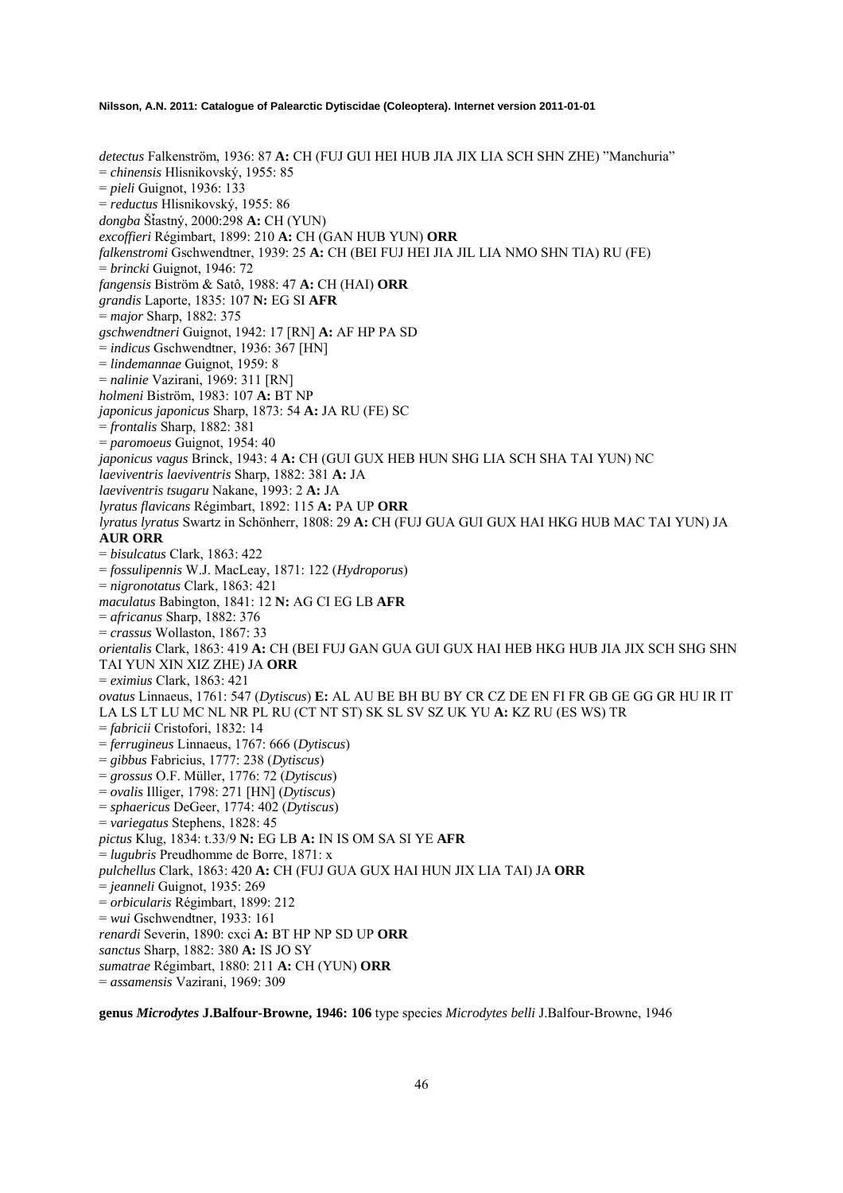*detectus* Falkenström, 1936: 87 **A:** CH (FUJ GUI HEI HUB JIA JIX LIA SCH SHN ZHE) "Manchuria"
= *chinensis* Hlisnikovský, 1955: 85
= *pieli* Guignot, 1936: 133
= *reductus* Hlisnikovský, 1955: 86
*dongba* Šťastný, 2000:298 **A:** CH (YUN)
*excoffieri* Régimbart, 1899: 210 **A:** CH (GAN HUB YUN) **ORR**
*falkenstromi* Gschwendtner, 1939: 25 **A:** CH (BEI FUJ HEI JIA JIL LIA NMO SHN TIA) RU (FE)
= *brincki* Guignot, 1946: 72
*fangensis* Biström & Satô, 1988: 47 **A:** CH (HAI) **ORR**
*grandis* Laporte, 1835: 107 **N:** EG SI **AFR**
= *major* Sharp, 1882: 375
*gschwendtneri* Guignot, 1942: 17 [RN] **A:** AF HP PA SD
= *indicus* Gschwendtner, 1936: 367 [HN]
= *lindemannae* Guignot, 1959: 8
= *nalinie* Vazirani, 1969: 311 [RN]
*holmeni* Biström, 1983: 107 **A:** BT NP
*japonicus japonicus* Sharp, 1873: 54 **A:** JA RU (FE) SC
= *frontalis* Sharp, 1882: 381
= *paromoeus* Guignot, 1954: 40
*japonicus vagus* Brinck, 1943: 4 **A:** CH (GUI GUX HEB HUN SHG LIA SCH SHA TAI YUN) NC
*laeviventris laeviventris* Sharp, 1882: 381 **A:** JA
*laeviventris tsugaru* Nakane, 1993: 2 **A:** JA
*lyratus flavicans* Régimbart, 1892: 115 **A:** PA UP **ORR**
*lyratus lyratus* Swartz in Schönherr, 1808: 29 **A:** CH (FUJ GUA GUI GUX HAI HKG HUB MAC TAI YUN) JA **AUR ORR**
= *bisulcatus* Clark, 1863: 422
= *fossulipennis* W.J. MacLeay, 1871: 122 (*Hydroporus*)
= *nigronotatus* Clark, 1863: 421
*maculatus* Babington, 1841: 12 **N:** AG CI EG LB **AFR**
= *africanus* Sharp, 1882: 376
= *crassus* Wollaston, 1867: 33
*orientalis* Clark, 1863: 419 **A:** CH (BEI FUJ GAN GUA GUI GUX HAI HEB HKG HUB JIA JIX SCH SHG SHN TAI YUN XIN XIZ ZHE) JA **ORR**
= *eximius* Clark, 1863: 421
*ovatus* Linnaeus, 1761: 547 (*Dytiscus*) **E:** AL AU BE BH BU BY CR CZ DE EN FI FR GB GE GG GR HU IR IT LA LS LT LU MC NL NR PL RU (CT NT ST) SK SL SV SZ UK YU **A:** KZ RU (ES WS) TR
= *fabricii* Cristofori, 1832: 14
= *ferrugineus* Linnaeus, 1767: 666 (*Dytiscus*)
= *gibbus* Fabricius, 1777: 238 (*Dytiscus*)
= *grossus* O.F. Müller, 1776: 72 (*Dytiscus*)
= *ovalis* Illiger, 1798: 271 [HN] (*Dytiscus*)
= *sphaericus* DeGeer, 1774: 402 (*Dytiscus*)
= *variegatus* Stephens, 1828: 45
*pictus* Klug, 1834: t.33/9 **N:** EG LB **A:** IN IS OM SA SI YE **AFR**
= *lugubris* Preudhomme de Borre, 1871: x
*pulchellus* Clark, 1863: 420 **A:** CH (FUJ GUA GUX HAI HUN JIX LIA TAI) JA **ORR**
= *jeanneli* Guignot, 1935: 269
= *orbicularis* Régimbart, 1899: 212
= *wui* Gschwendtner, 1933: 161
*renardi* Severin, 1890: cxci **A:** BT HP NP SD UP **ORR**
*sanctus* Sharp, 1882: 380 **A:** IS JO SY
*sumatrae* Régimbart, 1880: 211 **A:** CH (YUN) **ORR**
= *assamensis* Vazirani, 1969: 309

**genus *Microdytes* J.Balfour-Browne, 1946: 106** type species *Microdytes belli* J.Balfour-Browne, 1946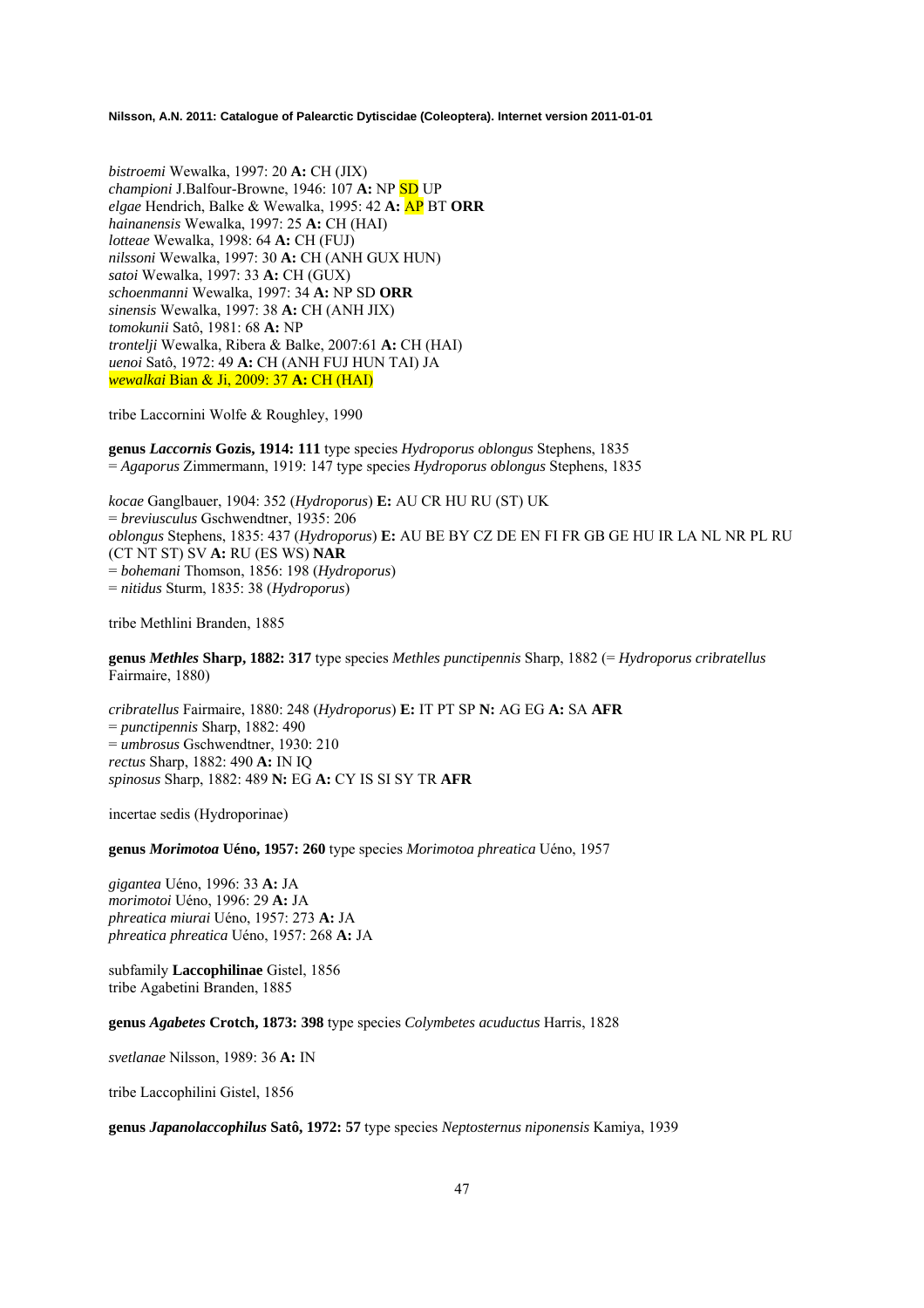*bistroemi* Wewalka, 1997: 20 **A:** CH (JIX)
*championi* J.Balfour-Browne, 1946: 107 **A:** NP SD UP
*elgae* Hendrich, Balke & Wewalka, 1995: 42 **A:** AP BT **ORR**
*hainanensis* Wewalka, 1997: 25 **A:** CH (HAI)
*lotteae* Wewalka, 1998: 64 **A:** CH (FUJ)
*nilssoni* Wewalka, 1997: 30 **A:** CH (ANH GUX HUN)
*satoi* Wewalka, 1997: 33 **A:** CH (GUX)
*schoenmanni* Wewalka, 1997: 34 **A:** NP SD **ORR**
*sinensis* Wewalka, 1997: 38 **A:** CH (ANH JIX)
*tomokunii* Satô, 1981: 68 **A:** NP
*trontelji* Wewalka, Ribera & Balke, 2007:61 **A:** CH (HAI)
*uenoi* Satô, 1972: 49 **A:** CH (ANH FUJ HUN TAI) JA
*wewalkai* Bian & Ji, 2009: 37 **A:** CH (HAI)

tribe Laccornini Wolfe & Roughley, 1990

**genus *Laccornis* Gozis, 1914: 111** type species *Hydroporus oblongus* Stephens, 1835
= *Agaporus* Zimmermann, 1919: 147 type species *Hydroporus oblongus* Stephens, 1835

*kocae* Ganglbauer, 1904: 352 (*Hydroporus*) **E:** AU CR HU RU (ST) UK
= *breviusculus* Gschwendtner, 1935: 206
*oblongus* Stephens, 1835: 437 (*Hydroporus*) **E:** AU BE BY CZ DE EN FI FR GB GE HU IR LA NL NR PL RU (CT NT ST) SV **A:** RU (ES WS) **NAR**
= *bohemani* Thomson, 1856: 198 (*Hydroporus*)
= *nitidus* Sturm, 1835: 38 (*Hydroporus*)

tribe Methlini Branden, 1885

**genus *Methles* Sharp, 1882: 317** type species *Methles punctipennis* Sharp, 1882 (= *Hydroporus cribratellus* Fairmaire, 1880)

*cribratellus* Fairmaire, 1880: 248 (*Hydroporus*) **E:** IT PT SP **N:** AG EG **A:** SA **AFR**
= *punctipennis* Sharp, 1882: 490
= *umbrosus* Gschwendtner, 1930: 210
*rectus* Sharp, 1882: 490 **A:** IN IQ
*spinosus* Sharp, 1882: 489 **N:** EG **A:** CY IS SI SY TR **AFR**

incertae sedis (Hydroporinae)

**genus *Morimotoa* Uéno, 1957: 260** type species *Morimotoa phreatica* Uéno, 1957

*gigantea* Uéno, 1996: 33 **A:** JA
*morimotoi* Uéno, 1996: 29 **A:** JA
*phreatica miurai* Uéno, 1957: 273 **A:** JA
*phreatica phreatica* Uéno, 1957: 268 **A:** JA

subfamily **Laccophilinae** Gistel, 1856
tribe Agabetini Branden, 1885

**genus *Agabetes* Crotch, 1873: 398** type species *Colymbetes acuductus* Harris, 1828

*svetlanae* Nilsson, 1989: 36 **A:** IN

tribe Laccophilini Gistel, 1856

**genus *Japanolaccophilus* Satô, 1972: 57** type species *Neptosternus niponensis* Kamiya, 1939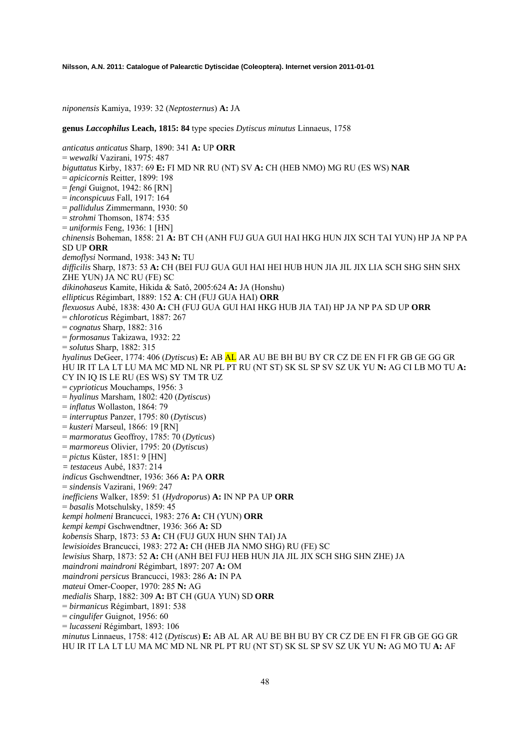*niponensis* Kamiya, 1939: 32 (*Neptosternus*) **A:** JA

**genus *Laccophilus* Leach, 1815: 84** type species *Dytiscus minutus* Linnaeus, 1758

*anticatus anticatus* Sharp, 1890: 341 **A:** UP **ORR**
= *wewalki* Vazirani, 1975: 487
*biguttatus* Kirby, 1837: 69 **E:** FI MD NR RU (NT) SV **A:** CH (HEB NMO) MG RU (ES WS) **NAR**
= *apicicornis* Reitter, 1899: 198
= *fengi* Guignot, 1942: 86 [RN]
= *inconspicuus* Fall, 1917: 164
= *pallidulus* Zimmermann, 1930: 50
= *strohmi* Thomson, 1874: 535
= *uniformis* Feng, 1936: 1 [HN]
*chinensis* Boheman, 1858: 21 **A:** BT CH (ANH FUJ GUA GUI HAI HKG HUN JIX SCH TAI YUN) HP JA NP PA SD UP **ORR**
*demoflysi* Normand, 1938: 343 **N:** TU
*difficilis* Sharp, 1873: 53 **A:** CH (BEI FUJ GUA GUI HAI HEI HUB HUN JIA JIL JIX LIA SCH SHG SHN SHX ZHE YUN) JA NC RU (FE) SC
*dikinohaseus* Kamite, Hikida & Satô, 2005:624 **A:** JA (Honshu)
*ellipticus* Régimbart, 1889: 152 **A**: CH (FUJ GUA HAI) **ORR**
*flexuosus* Aubé, 1838: 430 **A:** CH (FUJ GUA GUI HAI HKG HUB JIA TAI) HP JA NP PA SD UP **ORR**
= *chloroticus* Régimbart, 1887: 267
= *cognatus* Sharp, 1882: 316
= *formosanus* Takizawa, 1932: 22
= *solutus* Sharp, 1882: 315
*hyalinus* DeGeer, 1774: 406 (*Dytiscus*) **E:** AB AL AR AU BE BH BU BY CR CZ DE EN FI FR GB GE GG GR HU IR IT LA LT LU MA MC MD NL NR PL PT RU (NT ST) SK SL SP SV SZ UK YU **N:** AG CI LB MO TU **A:** CY IN IQ IS LE RU (ES WS) SY TM TR UZ
= *cyprioticus* Mouchamps, 1956: 3
= *hyalinus* Marsham, 1802: 420 (*Dytiscus*)
= *inflatus* Wollaston, 1864: 79
= *interruptus* Panzer, 1795: 80 (*Dytiscus*)
= *kusteri* Marseul, 1866: 19 [RN]
= *marmoratus* Geoffroy, 1785: 70 (*Dyticus*)
= *marmoreus* Olivier, 1795: 20 (*Dytiscus*)
= *pictus* Küster, 1851: 9 [HN]
= *testaceus* Aubé, 1837: 214
*indicus* Gschwendtner, 1936: 366 **A:** PA **ORR**
= *sindensis* Vazirani, 1969: 247
*inefficiens* Walker, 1859: 51 (*Hydroporus*) **A:** IN NP PA UP **ORR**
= *basalis* Motschulsky, 1859: 45
*kempi holmeni* Brancucci, 1983: 276 **A:** CH (YUN) **ORR**
*kempi kempi* Gschwendtner, 1936: 366 **A:** SD
*kobensis* Sharp, 1873: 53 **A:** CH (FUJ GUX HUN SHN TAI) JA
*lewisioides* Brancucci, 1983: 272 **A:** CH (HEB JIA NMO SHG) RU (FE) SC
*lewisius* Sharp, 1873: 52 **A:** CH (ANH BEI FUJ HEB HUN JIA JIL JIX SCH SHG SHN ZHE) JA
*maindroni maindroni* Régimbart, 1897: 207 **A:** OM
*maindroni persicus* Brancucci, 1983: 286 **A:** IN PA
*mateui* Omer-Cooper, 1970: 285 **N:** AG
*medialis* Sharp, 1882: 309 **A:** BT CH (GUA YUN) SD **ORR**
= *birmanicus* Régimbart, 1891: 538
= *cingulifer* Guignot, 1956: 60
= *lucasseni* Régimbart, 1893: 106
*minutus* Linnaeus, 1758: 412 (*Dytiscus*) **E:** AB AL AR AU BE BH BU BY CR CZ DE EN FI FR GB GE GG GR HU IR IT LA LT LU MA MC MD NL NR PL PT RU (NT ST) SK SL SP SV SZ UK YU **N:** AG MO TU **A:** AF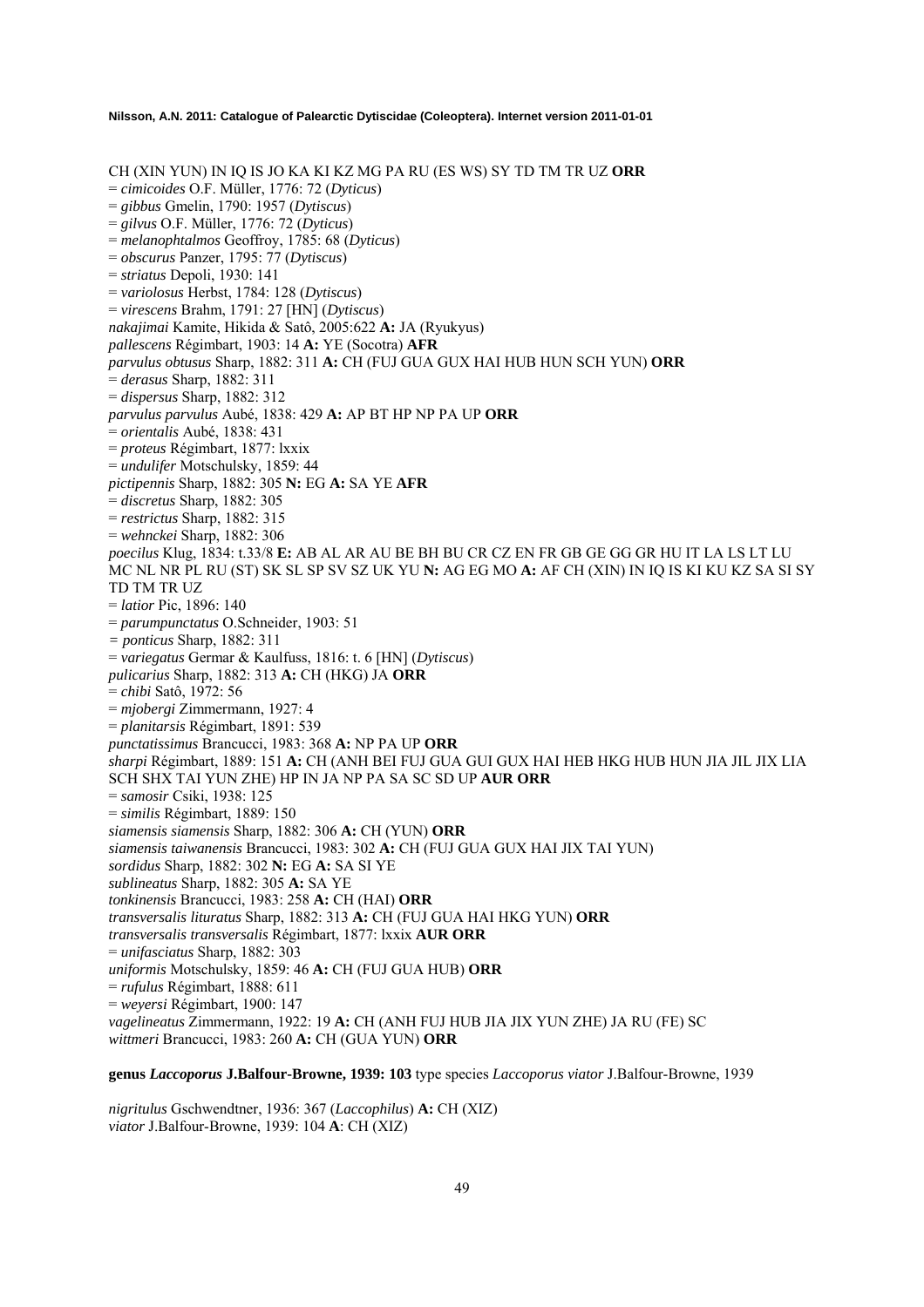CH (XIN YUN) IN IQ IS JO KA KI KZ MG PA RU (ES WS) SY TD TM TR UZ **ORR**
= *cimicoides* O.F. Müller, 1776: 72 (*Dyticus*)
= *gibbus* Gmelin, 1790: 1957 (*Dytiscus*)
= *gilvus* O.F. Müller, 1776: 72 (*Dyticus*)
= *melanophtalmos* Geoffroy, 1785: 68 (*Dyticus*)
= *obscurus* Panzer, 1795: 77 (*Dytiscus*)
= *striatus* Depoli, 1930: 141
= *variolosus* Herbst, 1784: 128 (*Dytiscus*)
= *virescens* Brahm, 1791: 27 [HN] (*Dytiscus*)
*nakajimai* Kamite, Hikida & Satô, 2005:622 **A:** JA (Ryukyus)
*pallescens* Régimbart, 1903: 14 **A:** YE (Socotra) **AFR**
*parvulus obtusus* Sharp, 1882: 311 **A:** CH (FUJ GUA GUX HAI HUB HUN SCH YUN) **ORR**
= *derasus* Sharp, 1882: 311
= *dispersus* Sharp, 1882: 312
*parvulus parvulus* Aubé, 1838: 429 **A:** AP BT HP NP PA UP **ORR**
= *orientalis* Aubé, 1838: 431
= *proteus* Régimbart, 1877: lxxix
= *undulifer* Motschulsky, 1859: 44
*pictipennis* Sharp, 1882: 305 **N:** EG **A:** SA YE **AFR**
= *discretus* Sharp, 1882: 305
= *restrictus* Sharp, 1882: 315
= *wehnckei* Sharp, 1882: 306
*poecilus* Klug, 1834: t.33/8 **E:** AB AL AR AU BE BH BU CR CZ EN FR GB GE GG GR HU IT LA LS LT LU MC NL NR PL RU (ST) SK SL SP SV SZ UK YU **N:** AG EG MO **A:** AF CH (XIN) IN IQ IS KI KU KZ SA SI SY TD TM TR UZ
= *latior* Pic, 1896: 140
= *parumpunctatus* O.Schneider, 1903: 51
= *ponticus* Sharp, 1882: 311
= *variegatus* Germar & Kaulfuss, 1816: t. 6 [HN] (*Dytiscus*)
*pulicarius* Sharp, 1882: 313 **A:** CH (HKG) JA **ORR**
= *chibi* Satô, 1972: 56
= *mjobergi* Zimmermann, 1927: 4
= *planitarsis* Régimbart, 1891: 539
*punctatissimus* Brancucci, 1983: 368 **A:** NP PA UP **ORR**
*sharpi* Régimbart, 1889: 151 **A:** CH (ANH BEI FUJ GUA GUI GUX HAI HEB HKG HUB HUN JIA JIL JIX LIA SCH SHX TAI YUN ZHE) HP IN JA NP PA SA SC SD UP **AUR ORR**
= *samosir* Csiki, 1938: 125
= *similis* Régimbart, 1889: 150
*siamensis siamensis* Sharp, 1882: 306 **A:** CH (YUN) **ORR**
*siamensis taiwanensis* Brancucci, 1983: 302 **A:** CH (FUJ GUA GUX HAI JIX TAI YUN)
*sordidus* Sharp, 1882: 302 **N:** EG **A:** SA SI YE
*sublineatus* Sharp, 1882: 305 **A:** SA YE
*tonkinensis* Brancucci, 1983: 258 **A:** CH (HAI) **ORR**
*transversalis lituratus* Sharp, 1882: 313 **A:** CH (FUJ GUA HAI HKG YUN) **ORR**
*transversalis transversalis* Régimbart, 1877: lxxix **AUR ORR**
= *unifasciatus* Sharp, 1882: 303
*uniformis* Motschulsky, 1859: 46 **A:** CH (FUJ GUA HUB) **ORR**
= *rufulus* Régimbart, 1888: 611
= *weyersi* Régimbart, 1900: 147
*vagelineatus* Zimmermann, 1922: 19 **A:** CH (ANH FUJ HUB JIA JIX YUN ZHE) JA RU (FE) SC
*wittmeri* Brancucci, 1983: 260 **A:** CH (GUA YUN) **ORR**

**genus *Laccoporus* J.Balfour-Browne, 1939: 103** type species *Laccoporus viator* J.Balfour-Browne, 1939

*nigritulus* Gschwendtner, 1936: 367 (*Laccophilus*) **A:** CH (XIZ)
*viator* J.Balfour-Browne, 1939: 104 **A**: CH (XIZ)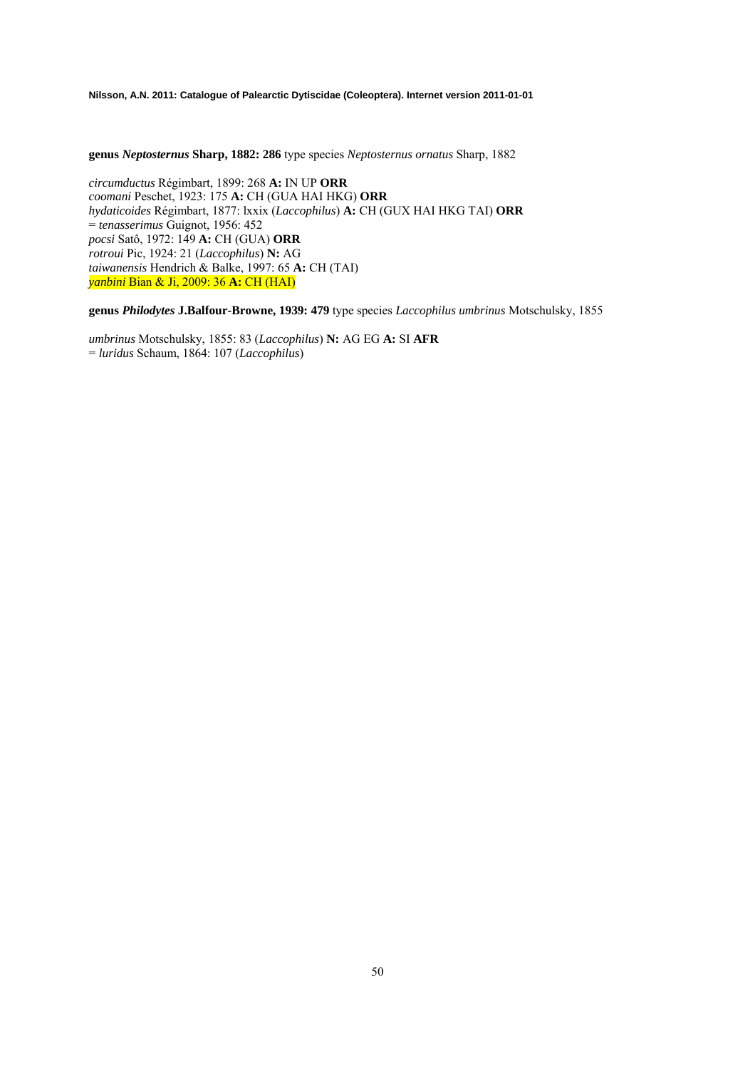**genus *Neptosternus* Sharp, 1882: 286** type species *Neptosternus ornatus* Sharp, 1882

*circumductus* Régimbart, 1899: 268 **A:** IN UP **ORR**
*coomani* Peschet, 1923: 175 **A:** CH (GUA HAI HKG) **ORR**
*hydaticoides* Régimbart, 1877: lxxix (*Laccophilus*) **A:** CH (GUX HAI HKG TAI) **ORR**
= *tenasserimus* Guignot, 1956: 452
*pocsi* Satô, 1972: 149 **A:** CH (GUA) **ORR**
*rotroui* Pic, 1924: 21 (*Laccophilus*) **N:** AG
*taiwanensis* Hendrich & Balke, 1997: 65 **A:** CH (TAI)
*yanbini* Bian & Ji, 2009: 36 **A:** CH (HAI)

**genus *Philodytes* J.Balfour-Browne, 1939: 479** type species *Laccophilus umbrinus* Motschulsky, 1855

*umbrinus* Motschulsky, 1855: 83 (*Laccophilus*) **N:** AG EG **A:** SI **AFR**
= *luridus* Schaum, 1864: 107 (*Laccophilus*)